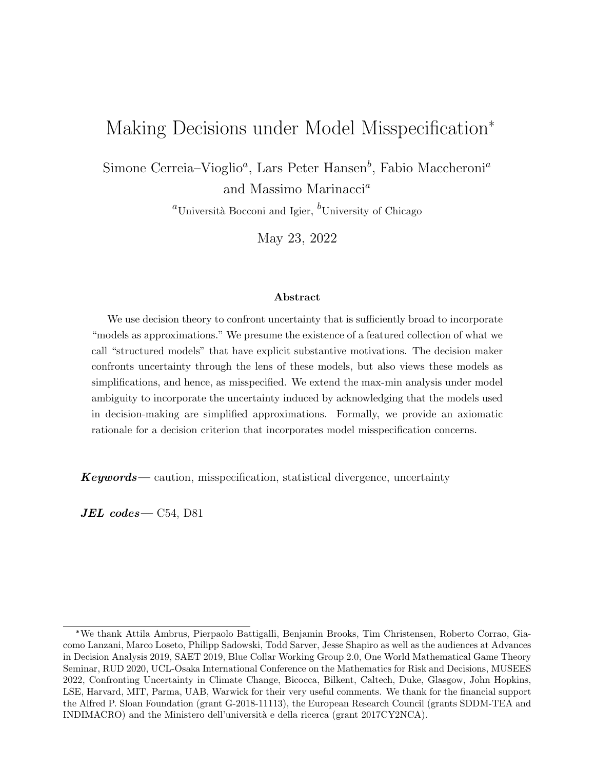# Making Decisions under Model Misspecification*

Simone Cerreia–Vioglio[a], Lars Peter Hansen[b], Fabio Maccheroni[a] and Massimo Marinacci[a]

[a]Università Bocconi and Igier, [b]University of Chicago

May 23, 2022

### Abstract

We use decision theory to confront uncertainty that is sufficiently broad to incorporate "models as approximations." We presume the existence of a featured collection of what we call "structured models" that have explicit substantive motivations. The decision maker confronts uncertainty through the lens of these models, but also views these models as simplifications, and hence, as misspecified. We extend the max-min analysis under model ambiguity to incorporate the uncertainty induced by acknowledging that the models used in decision-making are simplified approximations. Formally, we provide an axiomatic rationale for a decision criterion that incorporates model misspecification concerns.

***Keywords***— caution, misspecification, statistical divergence, uncertainty

***JEL codes***— C54, D81

---

*We thank Attila Ambrus, Pierpaolo Battigalli, Benjamin Brooks, Tim Christensen, Roberto Corrao, Giacomo Lanzani, Marco Loseto, Philipp Sadowski, Todd Sarver, Jesse Shapiro as well as the audiences at Advances in Decision Analysis 2019, SAET 2019, Blue Collar Working Group 2.0, One World Mathematical Game Theory Seminar, RUD 2020, UCL-Osaka International Conference on the Mathematics for Risk and Decisions, MUSEES 2022, Confronting Uncertainty in Climate Change, Bicocca, Bilkent, Caltech, Duke, Glasgow, John Hopkins, LSE, Harvard, MIT, Parma, UAB, Warwick for their very useful comments. We thank for the financial support the Alfred P. Sloan Foundation (grant G-2018-11113), the European Research Council (grants SDDM-TEA and INDIMACRO) and the Ministero dell'università e della ricerca (grant 2017CY2NCA).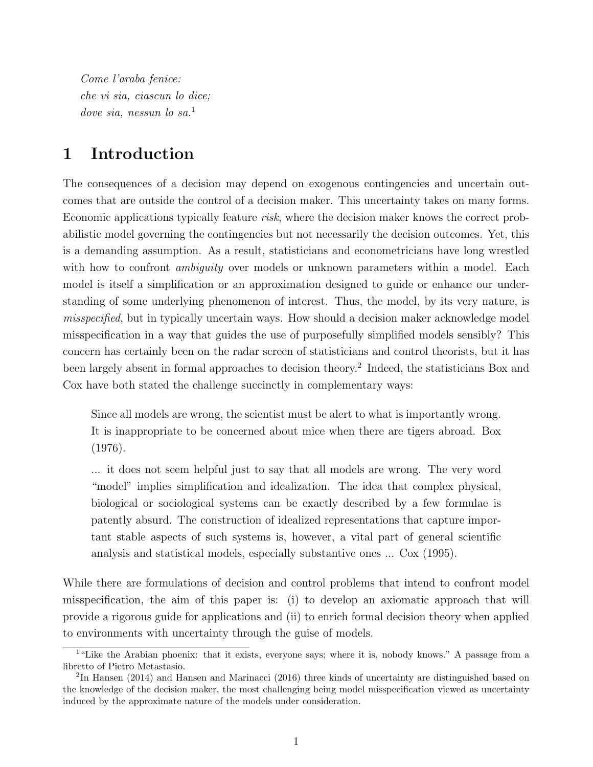*Come l'araba fenice:*
*che vi sia, ciascun lo dice;*
*dove sia, nessun lo sa.*[1]

# 1 Introduction

The consequences of a decision may depend on exogenous contingencies and uncertain outcomes that are outside the control of a decision maker. This uncertainty takes on many forms. Economic applications typically feature *risk*, where the decision maker knows the correct probabilistic model governing the contingencies but not necessarily the decision outcomes. Yet, this is a demanding assumption. As a result, statisticians and econometricians have long wrestled with how to confront *ambiguity* over models or unknown parameters within a model. Each model is itself a simplification or an approximation designed to guide or enhance our understanding of some underlying phenomenon of interest. Thus, the model, by its very nature, is *misspecified*, but in typically uncertain ways. How should a decision maker acknowledge model misspecification in a way that guides the use of purposefully simplified models sensibly? This concern has certainly been on the radar screen of statisticians and control theorists, but it has been largely absent in formal approaches to decision theory.[2] Indeed, the statisticians Box and Cox have both stated the challenge succinctly in complementary ways:

> Since all models are wrong, the scientist must be alert to what is importantly wrong. It is inappropriate to be concerned about mice when there are tigers abroad. Box (1976).
>
> ... it does not seem helpful just to say that all models are wrong. The very word "model" implies simplification and idealization. The idea that complex physical, biological or sociological systems can be exactly described by a few formulae is patently absurd. The construction of idealized representations that capture important stable aspects of such systems is, however, a vital part of general scientific analysis and statistical models, especially substantive ones ... Cox (1995).

While there are formulations of decision and control problems that intend to confront model misspecification, the aim of this paper is: (i) to develop an axiomatic approach that will provide a rigorous guide for applications and (ii) to enrich formal decision theory when applied to environments with uncertainty through the guise of models.

[1] "Like the Arabian phoenix: that it exists, everyone says; where it is, nobody knows." A passage from a libretto of Pietro Metastasio.

[2] In Hansen (2014) and Hansen and Marinacci (2016) three kinds of uncertainty are distinguished based on the knowledge of the decision maker, the most challenging being model misspecification viewed as uncertainty induced by the approximate nature of the models under consideration.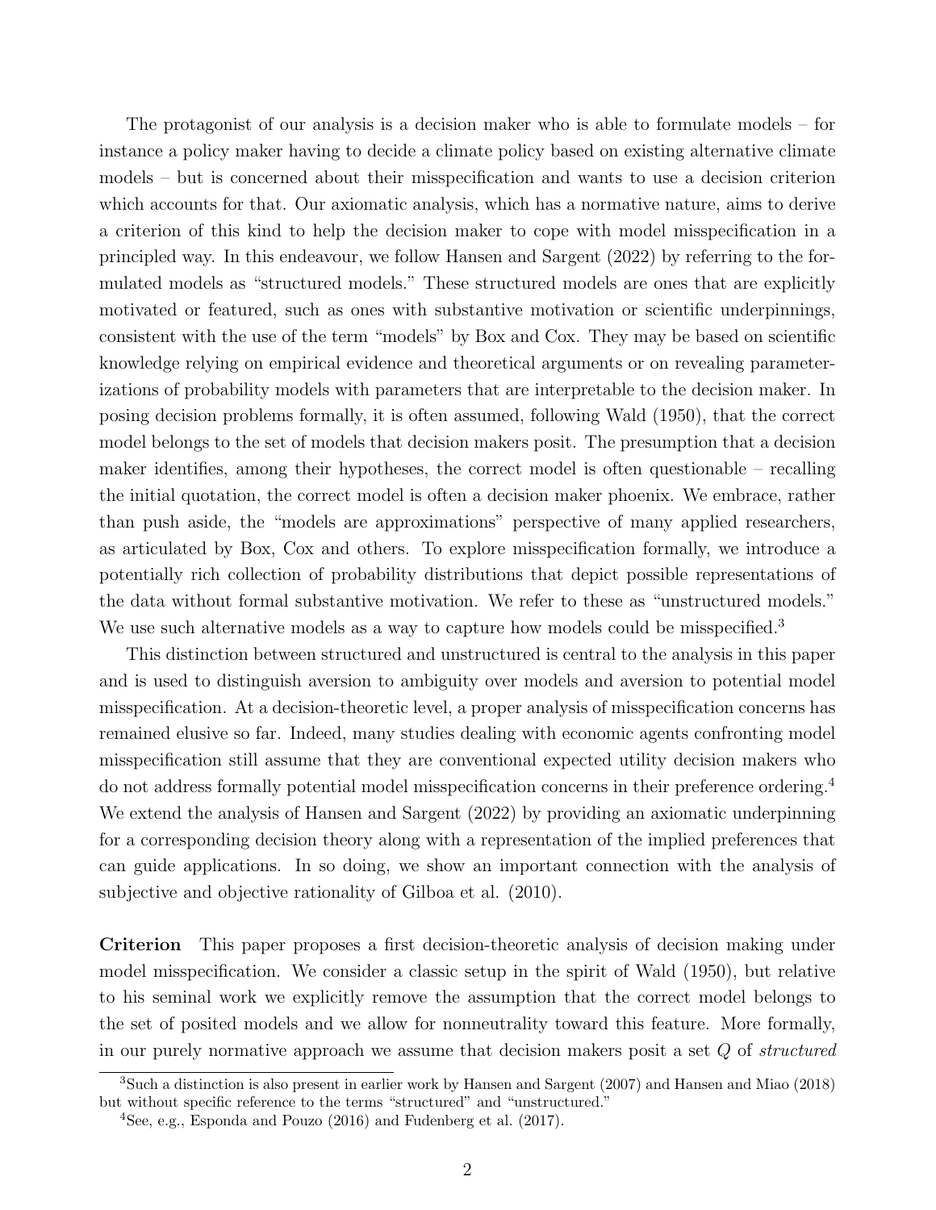The protagonist of our analysis is a decision maker who is able to formulate models – for instance a policy maker having to decide a climate policy based on existing alternative climate models – but is concerned about their misspecification and wants to use a decision criterion which accounts for that. Our axiomatic analysis, which has a normative nature, aims to derive a criterion of this kind to help the decision maker to cope with model misspecification in a principled way. In this endeavour, we follow Hansen and Sargent (2022) by referring to the formulated models as "structured models." These structured models are ones that are explicitly motivated or featured, such as ones with substantive motivation or scientific underpinnings, consistent with the use of the term "models" by Box and Cox. They may be based on scientific knowledge relying on empirical evidence and theoretical arguments or on revealing parameterizations of probability models with parameters that are interpretable to the decision maker. In posing decision problems formally, it is often assumed, following Wald (1950), that the correct model belongs to the set of models that decision makers posit. The presumption that a decision maker identifies, among their hypotheses, the correct model is often questionable – recalling the initial quotation, the correct model is often a decision maker phoenix. We embrace, rather than push aside, the "models are approximations" perspective of many applied researchers, as articulated by Box, Cox and others. To explore misspecification formally, we introduce a potentially rich collection of probability distributions that depict possible representations of the data without formal substantive motivation. We refer to these as "unstructured models." We use such alternative models as a way to capture how models could be misspecified.[3]

This distinction between structured and unstructured is central to the analysis in this paper and is used to distinguish aversion to ambiguity over models and aversion to potential model misspecification. At a decision-theoretic level, a proper analysis of misspecification concerns has remained elusive so far. Indeed, many studies dealing with economic agents confronting model misspecification still assume that they are conventional expected utility decision makers who do not address formally potential model misspecification concerns in their preference ordering.[4] We extend the analysis of Hansen and Sargent (2022) by providing an axiomatic underpinning for a corresponding decision theory along with a representation of the implied preferences that can guide applications. In so doing, we show an important connection with the analysis of subjective and objective rationality of Gilboa et al. (2010).

**Criterion** This paper proposes a first decision-theoretic analysis of decision making under model misspecification. We consider a classic setup in the spirit of Wald (1950), but relative to his seminal work we explicitly remove the assumption that the correct model belongs to the set of posited models and we allow for nonneutrality toward this feature. More formally, in our purely normative approach we assume that decision makers posit a set $Q$ of *structured*

[3] Such a distinction is also present in earlier work by Hansen and Sargent (2007) and Hansen and Miao (2018) but without specific reference to the terms "structured" and "unstructured."

[4] See, e.g., Esponda and Pouzo (2016) and Fudenberg et al. (2017).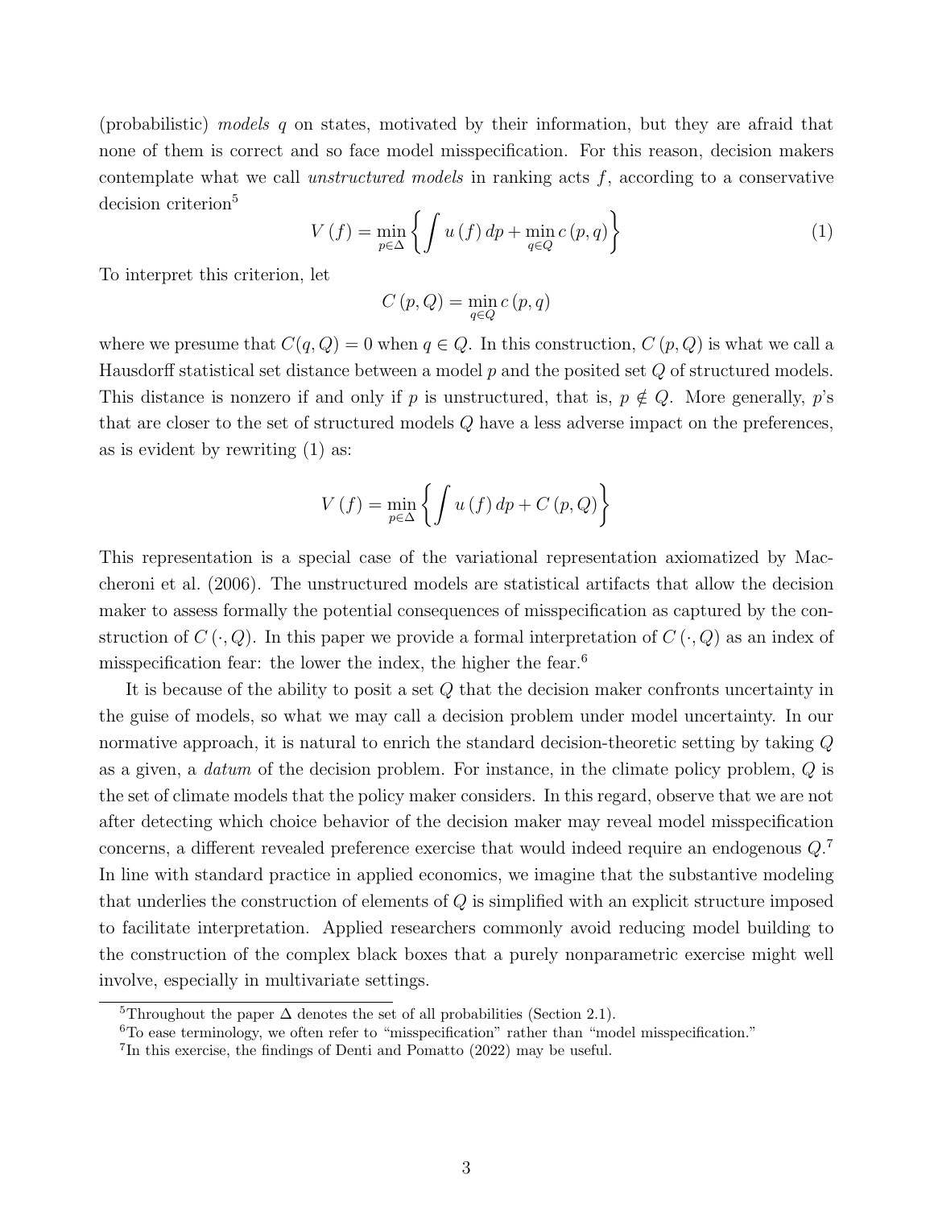(probabilistic) *models* $q$ on states, motivated by their information, but they are afraid that none of them is correct and so face model misspecification. For this reason, decision makers contemplate what we call *unstructured models* in ranking acts $f$, according to a conservative decision criterion[5]

$$V(f) = \min_{p \in \Delta} \left\{ \int u(f) \, dp + \min_{q \in Q} c(p,q) \right\} \tag{1}$$

To interpret this criterion, let

$$C(p,Q) = \min_{q \in Q} c(p,q)$$

where we presume that $C(q,Q) = 0$ when $q \in Q$. In this construction, $C(p,Q)$ is what we call a Hausdorff statistical set distance between a model $p$ and the posited set $Q$ of structured models. This distance is nonzero if and only if $p$ is unstructured, that is, $p \notin Q$. More generally, $p$'s that are closer to the set of structured models $Q$ have a less adverse impact on the preferences, as is evident by rewriting (1) as:

$$V(f) = \min_{p \in \Delta} \left\{ \int u(f) \, dp + C(p,Q) \right\}$$

This representation is a special case of the variational representation axiomatized by Maccheroni et al. (2006). The unstructured models are statistical artifacts that allow the decision maker to assess formally the potential consequences of misspecification as captured by the construction of $C(\cdot, Q)$. In this paper we provide a formal interpretation of $C(\cdot, Q)$ as an index of misspecification fear: the lower the index, the higher the fear.[6]

It is because of the ability to posit a set $Q$ that the decision maker confronts uncertainty in the guise of models, so what we may call a decision problem under model uncertainty. In our normative approach, it is natural to enrich the standard decision-theoretic setting by taking $Q$ as a given, a *datum* of the decision problem. For instance, in the climate policy problem, $Q$ is the set of climate models that the policy maker considers. In this regard, observe that we are not after detecting which choice behavior of the decision maker may reveal model misspecification concerns, a different revealed preference exercise that would indeed require an endogenous $Q$.[7] In line with standard practice in applied economics, we imagine that the substantive modeling that underlies the construction of elements of $Q$ is simplified with an explicit structure imposed to facilitate interpretation. Applied researchers commonly avoid reducing model building to the construction of the complex black boxes that a purely nonparametric exercise might well involve, especially in multivariate settings.

[5]Throughout the paper $\Delta$ denotes the set of all probabilities (Section 2.1).

[6]To ease terminology, we often refer to "misspecification" rather than "model misspecification."

[7]In this exercise, the findings of Denti and Pomatto (2022) may be useful.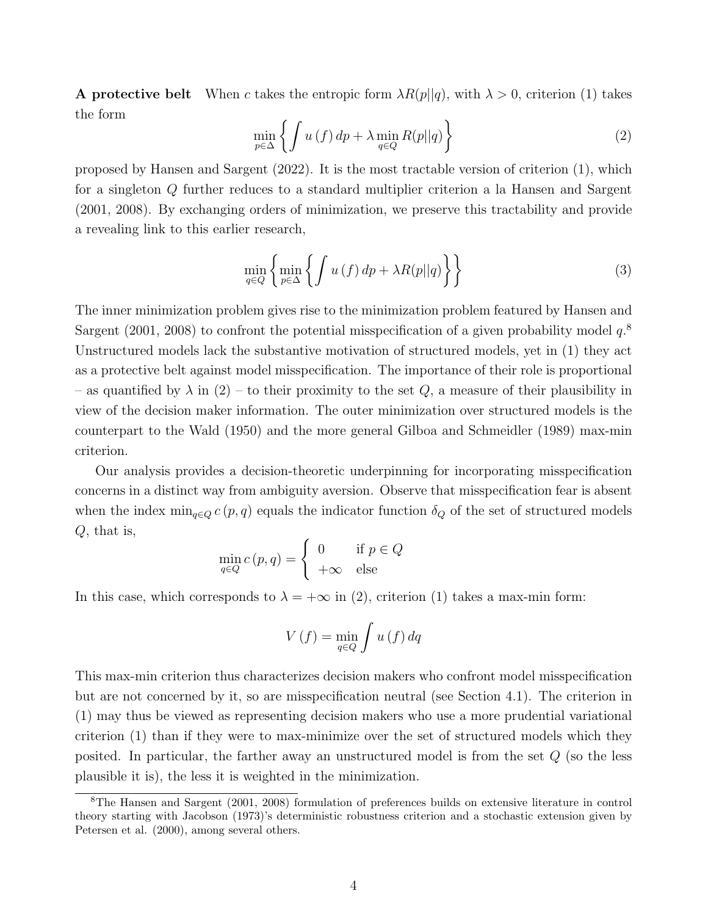**A protective belt** When $c$ takes the entropic form $\lambda R(p||q)$, with $\lambda > 0$, criterion (1) takes the form

$$\min_{p \in \Delta} \left\{ \int u(f) \, dp + \lambda \min_{q \in Q} R(p||q) \right\} \tag{2}$$

proposed by Hansen and Sargent (2022). It is the most tractable version of criterion (1), which for a singleton $Q$ further reduces to a standard multiplier criterion a la Hansen and Sargent (2001, 2008). By exchanging orders of minimization, we preserve this tractability and provide a revealing link to this earlier research,

$$\min_{q \in Q} \left\{ \min_{p \in \Delta} \left\{ \int u(f) \, dp + \lambda R(p||q) \right\} \right\} \tag{3}$$

The inner minimization problem gives rise to the minimization problem featured by Hansen and Sargent (2001, 2008) to confront the potential misspecification of a given probability model $q$.[8] Unstructured models lack the substantive motivation of structured models, yet in (1) they act as a protective belt against model misspecification. The importance of their role is proportional – as quantified by $\lambda$ in (2) – to their proximity to the set $Q$, a measure of their plausibility in view of the decision maker information. The outer minimization over structured models is the counterpart to the Wald (1950) and the more general Gilboa and Schmeidler (1989) max-min criterion.

Our analysis provides a decision-theoretic underpinning for incorporating misspecification concerns in a distinct way from ambiguity aversion. Observe that misspecification fear is absent when the index $\min_{q \in Q} c(p, q)$ equals the indicator function $\delta_Q$ of the set of structured models $Q$, that is,

$$\min_{q \in Q} c(p, q) = \begin{cases} 0 & \text{if } p \in Q \\ +\infty & \text{else} \end{cases}$$

In this case, which corresponds to $\lambda = +\infty$ in (2), criterion (1) takes a max-min form:

$$V(f) = \min_{q \in Q} \int u(f) \, dq$$

This max-min criterion thus characterizes decision makers who confront model misspecification but are not concerned by it, so are misspecification neutral (see Section 4.1). The criterion in (1) may thus be viewed as representing decision makers who use a more prudential variational criterion (1) than if they were to max-minimize over the set of structured models which they posited. In particular, the farther away an unstructured model is from the set $Q$ (so the less plausible it is), the less it is weighted in the minimization.

[8] The Hansen and Sargent (2001, 2008) formulation of preferences builds on extensive literature in control theory starting with Jacobson (1973)'s deterministic robustness criterion and a stochastic extension given by Petersen et al. (2000), among several others.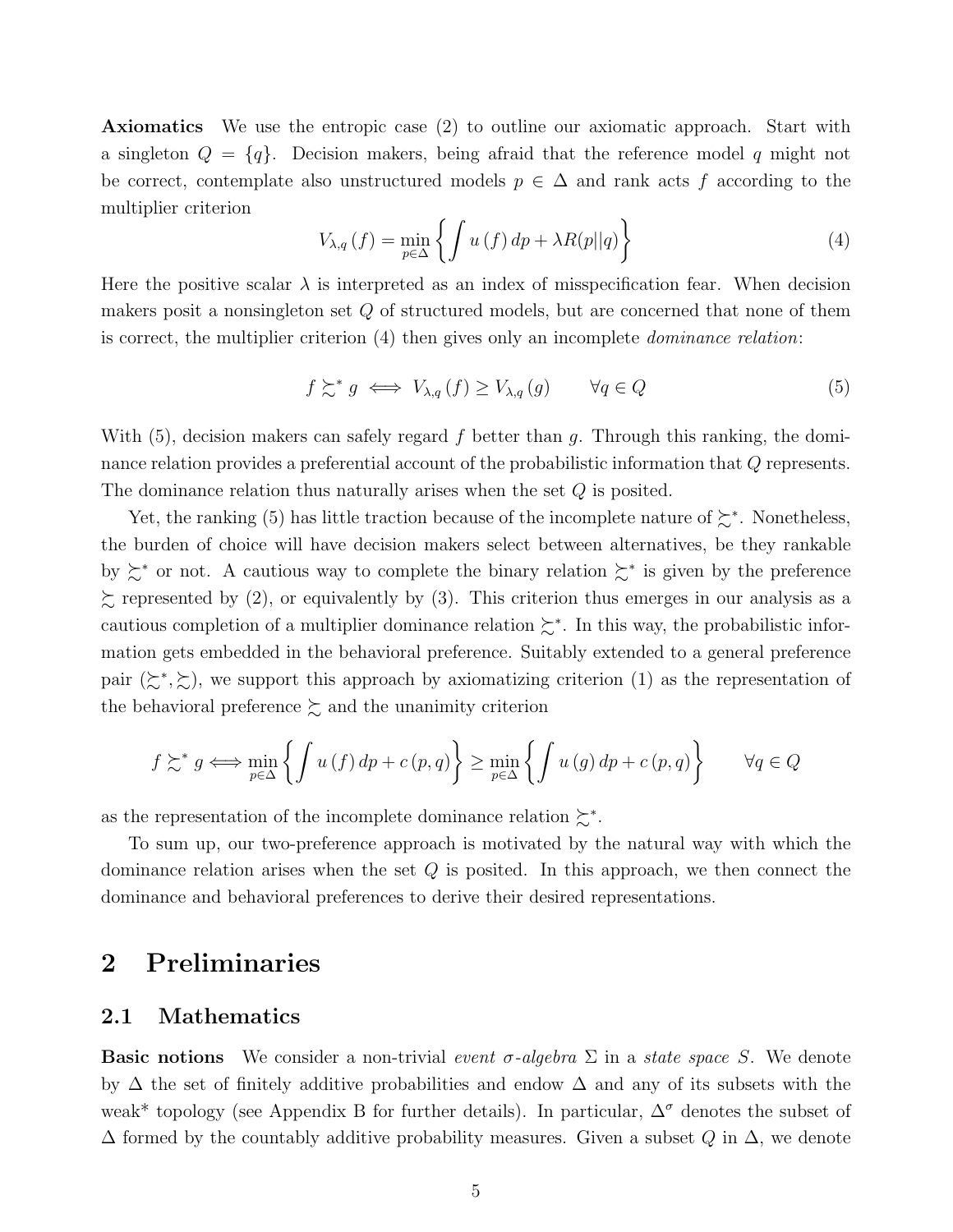**Axiomatics** We use the entropic case (2) to outline our axiomatic approach. Start with a singleton $Q = \{q\}$. Decision makers, being afraid that the reference model $q$ might not be correct, contemplate also unstructured models $p \in \Delta$ and rank acts $f$ according to the multiplier criterion

$$V_{\lambda,q}(f) = \min_{p \in \Delta} \left\{ \int u(f)\, dp + \lambda R(p||q) \right\} \tag{4}$$

Here the positive scalar $\lambda$ is interpreted as an index of misspecification fear. When decision makers posit a nonsingleton set $Q$ of structured models, but are concerned that none of them is correct, the multiplier criterion (4) then gives only an incomplete *dominance relation*:

$$f \succsim^* g \iff V_{\lambda,q}(f) \geq V_{\lambda,q}(g) \qquad \forall q \in Q \tag{5}$$

With (5), decision makers can safely regard $f$ better than $g$. Through this ranking, the dominance relation provides a preferential account of the probabilistic information that $Q$ represents. The dominance relation thus naturally arises when the set $Q$ is posited.

Yet, the ranking (5) has little traction because of the incomplete nature of $\succsim^*$. Nonetheless, the burden of choice will have decision makers select between alternatives, be they rankable by $\succsim^*$ or not. A cautious way to complete the binary relation $\succsim^*$ is given by the preference $\succsim$ represented by (2), or equivalently by (3). This criterion thus emerges in our analysis as a cautious completion of a multiplier dominance relation $\succsim^*$. In this way, the probabilistic information gets embedded in the behavioral preference. Suitably extended to a general preference pair $(\succsim^*, \succsim)$, we support this approach by axiomatizing criterion (1) as the representation of the behavioral preference $\succsim$ and the unanimity criterion

$$f \succsim^* g \iff \min_{p \in \Delta} \left\{ \int u(f)\, dp + c(p,q) \right\} \geq \min_{p \in \Delta} \left\{ \int u(g)\, dp + c(p,q) \right\} \qquad \forall q \in Q$$

as the representation of the incomplete dominance relation $\succsim^*$.

To sum up, our two-preference approach is motivated by the natural way with which the dominance relation arises when the set $Q$ is posited. In this approach, we then connect the dominance and behavioral preferences to derive their desired representations.

# 2 Preliminaries

## 2.1 Mathematics

**Basic notions** We consider a non-trivial *event $\sigma$-algebra* $\Sigma$ in a *state space* $S$. We denote by $\Delta$ the set of finitely additive probabilities and endow $\Delta$ and any of its subsets with the weak* topology (see Appendix B for further details). In particular, $\Delta^\sigma$ denotes the subset of $\Delta$ formed by the countably additive probability measures. Given a subset $Q$ in $\Delta$, we denote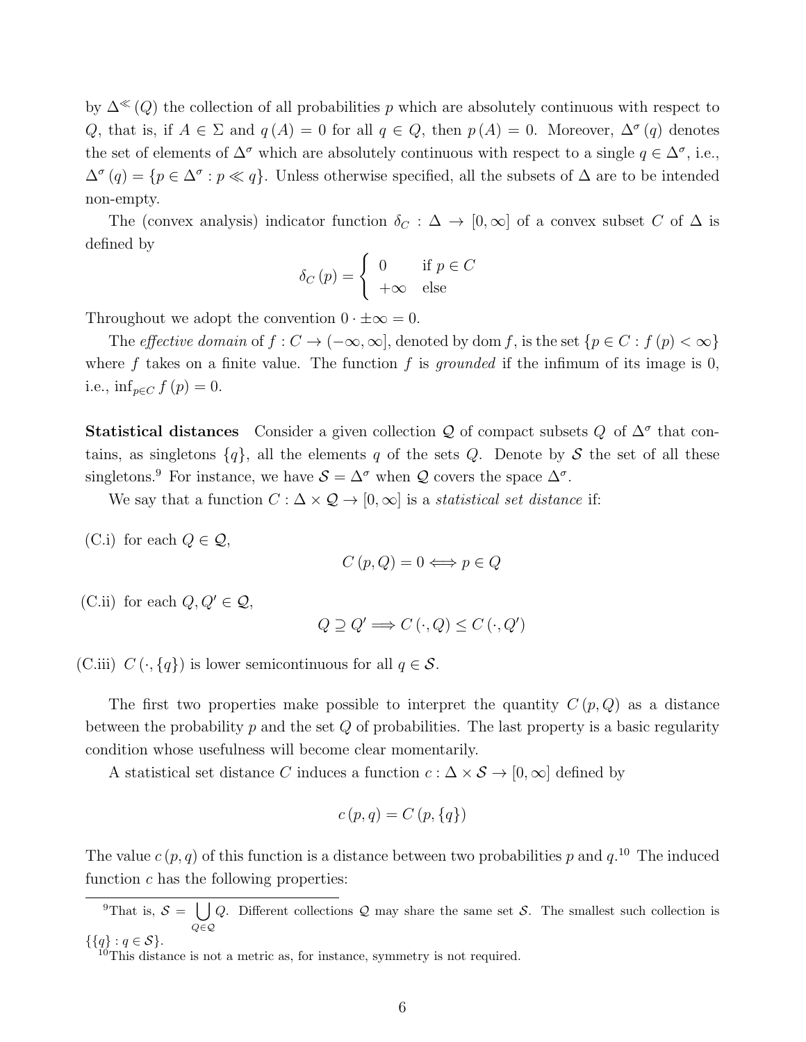by $\Delta^{\ll}(Q)$ the collection of all probabilities $p$ which are absolutely continuous with respect to $Q$, that is, if $A \in \Sigma$ and $q(A) = 0$ for all $q \in Q$, then $p(A) = 0$. Moreover, $\Delta^{\sigma}(q)$ denotes the set of elements of $\Delta^{\sigma}$ which are absolutely continuous with respect to a single $q \in \Delta^{\sigma}$, i.e., $\Delta^{\sigma}(q) = \{p \in \Delta^{\sigma} : p \ll q\}$. Unless otherwise specified, all the subsets of $\Delta$ are to be intended non-empty.

The (convex analysis) indicator function $\delta_C : \Delta \to [0, \infty]$ of a convex subset $C$ of $\Delta$ is defined by

$$\delta_C(p) = \begin{cases} 0 & \text{if } p \in C \\ +\infty & \text{else} \end{cases}$$

Throughout we adopt the convention $0 \cdot \pm\infty = 0$.

The *effective domain* of $f : C \to (-\infty, \infty]$, denoted by $\operatorname{dom} f$, is the set $\{p \in C : f(p) < \infty\}$ where $f$ takes on a finite value. The function $f$ is *grounded* if the infimum of its image is 0, i.e., $\inf_{p \in C} f(p) = 0$.

**Statistical distances** Consider a given collection $\mathcal{Q}$ of compact subsets $Q$ of $\Delta^{\sigma}$ that contains, as singletons $\{q\}$, all the elements $q$ of the sets $Q$. Denote by $\mathcal{S}$ the set of all these singletons.[9] For instance, we have $\mathcal{S} = \Delta^{\sigma}$ when $\mathcal{Q}$ covers the space $\Delta^{\sigma}$.

We say that a function $C : \Delta \times \mathcal{Q} \to [0, \infty]$ is a *statistical set distance* if:

(C.i) for each $Q \in \mathcal{Q}$,

$$C(p, Q) = 0 \iff p \in Q$$

(C.ii) for each $Q, Q' \in \mathcal{Q}$,

$$Q \supseteq Q' \Longrightarrow C(\cdot, Q) \leq C(\cdot, Q')$$

(C.iii) $C(\cdot, \{q\})$ is lower semicontinuous for all $q \in \mathcal{S}$.

The first two properties make possible to interpret the quantity $C(p, Q)$ as a distance between the probability $p$ and the set $Q$ of probabilities. The last property is a basic regularity condition whose usefulness will become clear momentarily.

A statistical set distance $C$ induces a function $c : \Delta \times \mathcal{S} \to [0, \infty]$ defined by

$$c(p, q) = C(p, \{q\})$$

The value $c(p, q)$ of this function is a distance between two probabilities $p$ and $q$.[10] The induced function $c$ has the following properties:

[9] That is, $\mathcal{S} = \bigcup_{Q \in \mathcal{Q}} Q$. Different collections $\mathcal{Q}$ may share the same set $\mathcal{S}$. The smallest such collection is $\{\{q\} : q \in \mathcal{S}\}$.

[10] This distance is not a metric as, for instance, symmetry is not required.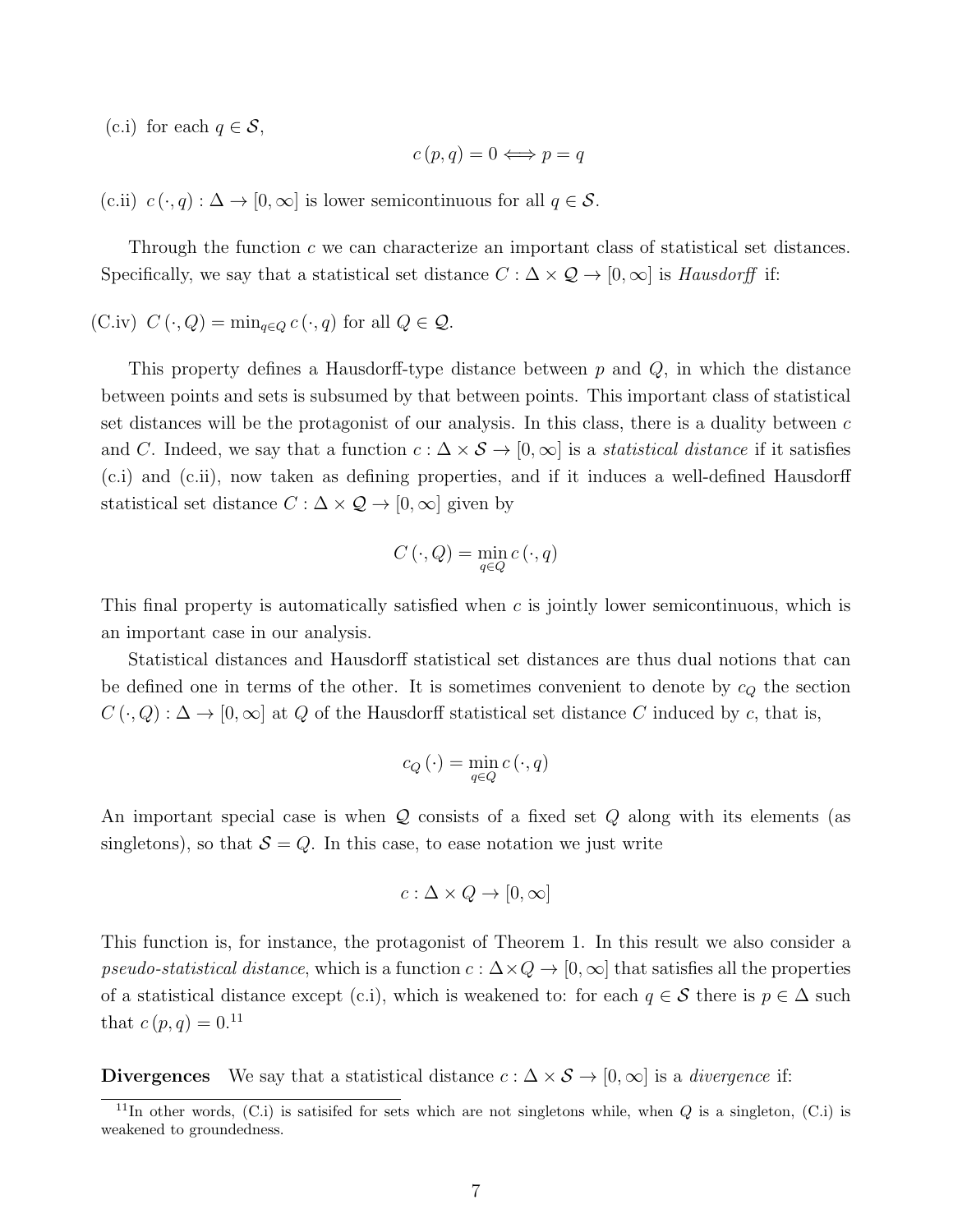(c.i) for each $q \in \mathcal{S}$,

$$c(p,q) = 0 \iff p = q$$

(c.ii) $c(\cdot, q) : \Delta \to [0,\infty]$ is lower semicontinuous for all $q \in \mathcal{S}$.

Through the function $c$ we can characterize an important class of statistical set distances. Specifically, we say that a statistical set distance $C : \Delta \times \mathcal{Q} \to [0,\infty]$ is *Hausdorff* if:

(C.iv) $C(\cdot, Q) = \min_{q \in Q} c(\cdot, q)$ for all $Q \in \mathcal{Q}$.

This property defines a Hausdorff-type distance between $p$ and $Q$, in which the distance between points and sets is subsumed by that between points. This important class of statistical set distances will be the protagonist of our analysis. In this class, there is a duality between $c$ and $C$. Indeed, we say that a function $c : \Delta \times \mathcal{S} \to [0,\infty]$ is a *statistical distance* if it satisfies (c.i) and (c.ii), now taken as defining properties, and if it induces a well-defined Hausdorff statistical set distance $C : \Delta \times \mathcal{Q} \to [0,\infty]$ given by

$$C(\cdot, Q) = \min_{q \in Q} c(\cdot, q)$$

This final property is automatically satisfied when $c$ is jointly lower semicontinuous, which is an important case in our analysis.

Statistical distances and Hausdorff statistical set distances are thus dual notions that can be defined one in terms of the other. It is sometimes convenient to denote by $c_Q$ the section $C(\cdot, Q) : \Delta \to [0,\infty]$ at $Q$ of the Hausdorff statistical set distance $C$ induced by $c$, that is,

$$c_Q(\cdot) = \min_{q \in Q} c(\cdot, q)$$

An important special case is when $\mathcal{Q}$ consists of a fixed set $Q$ along with its elements (as singletons), so that $\mathcal{S} = Q$. In this case, to ease notation we just write

$$c : \Delta \times Q \to [0,\infty]$$

This function is, for instance, the protagonist of Theorem 1. In this result we also consider a *pseudo-statistical distance*, which is a function $c : \Delta \times Q \to [0,\infty]$ that satisfies all the properties of a statistical distance except (c.i), which is weakened to: for each $q \in \mathcal{S}$ there is $p \in \Delta$ such that $c(p,q) = 0$.[11]

**Divergences** We say that a statistical distance $c : \Delta \times \mathcal{S} \to [0,\infty]$ is a *divergence* if:

[11] In other words, (C.i) is satisifed for sets which are not singletons while, when $Q$ is a singleton, (C.i) is weakened to groundedness.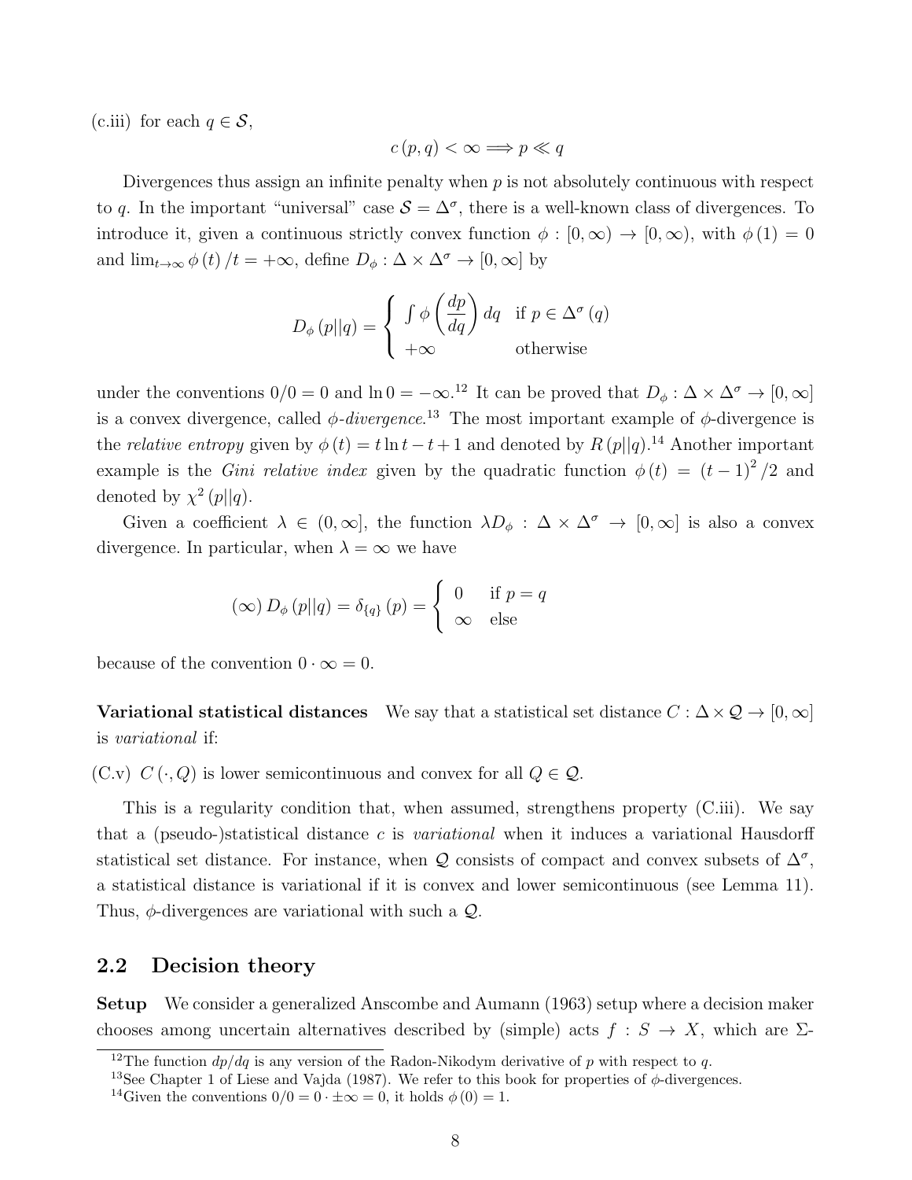(c.iii) for each $q \in \mathcal{S}$,

$$c(p,q) < \infty \Longrightarrow p \ll q$$

Divergences thus assign an infinite penalty when $p$ is not absolutely continuous with respect to $q$. In the important "universal" case $\mathcal{S} = \Delta^\sigma$, there is a well-known class of divergences. To introduce it, given a continuous strictly convex function $\phi : [0,\infty) \to [0,\infty)$, with $\phi(1) = 0$ and $\lim_{t\to\infty} \phi(t)/t = +\infty$, define $D_\phi : \Delta \times \Delta^\sigma \to [0,\infty]$ by

$$D_\phi(p||q) = \begin{cases} \int \phi\left(\frac{dp}{dq}\right) dq & \text{if } p \in \Delta^\sigma(q) \\ +\infty & \text{otherwise} \end{cases}$$

under the conventions $0/0 = 0$ and $\ln 0 = -\infty$.[12] It can be proved that $D_\phi : \Delta \times \Delta^\sigma \to [0,\infty]$ is a convex divergence, called *$\phi$-divergence*.[13] The most important example of $\phi$-divergence is the *relative entropy* given by $\phi(t) = t\ln t - t + 1$ and denoted by $R(p||q)$.[14] Another important example is the *Gini relative index* given by the quadratic function $\phi(t) = (t-1)^2/2$ and denoted by $\chi^2(p||q)$.

Given a coefficient $\lambda \in (0,\infty]$, the function $\lambda D_\phi : \Delta \times \Delta^\sigma \to [0,\infty]$ is also a convex divergence. In particular, when $\lambda = \infty$ we have

$$(\infty) D_\phi(p||q) = \delta_{\{q\}}(p) = \begin{cases} 0 & \text{if } p = q \\ \infty & \text{else} \end{cases}$$

because of the convention $0 \cdot \infty = 0$.

**Variational statistical distances** We say that a statistical set distance $C : \Delta \times \mathcal{Q} \to [0,\infty]$ is *variational* if:

(C.v) $C(\cdot, Q)$ is lower semicontinuous and convex for all $Q \in \mathcal{Q}$.

This is a regularity condition that, when assumed, strengthens property (C.iii). We say that a (pseudo-)statistical distance $c$ is *variational* when it induces a variational Hausdorff statistical set distance. For instance, when $\mathcal{Q}$ consists of compact and convex subsets of $\Delta^\sigma$, a statistical distance is variational if it is convex and lower semicontinuous (see Lemma 11). Thus, $\phi$-divergences are variational with such a $\mathcal{Q}$.

## 2.2 Decision theory

**Setup** We consider a generalized Anscombe and Aumann (1963) setup where a decision maker chooses among uncertain alternatives described by (simple) acts $f : S \to X$, which are $\Sigma$-

[12] The function $dp/dq$ is any version of the Radon-Nikodym derivative of $p$ with respect to $q$.

[13] See Chapter 1 of Liese and Vajda (1987). We refer to this book for properties of $\phi$-divergences.

[14] Given the conventions $0/0 = 0 \cdot \pm\infty = 0$, it holds $\phi(0) = 1$.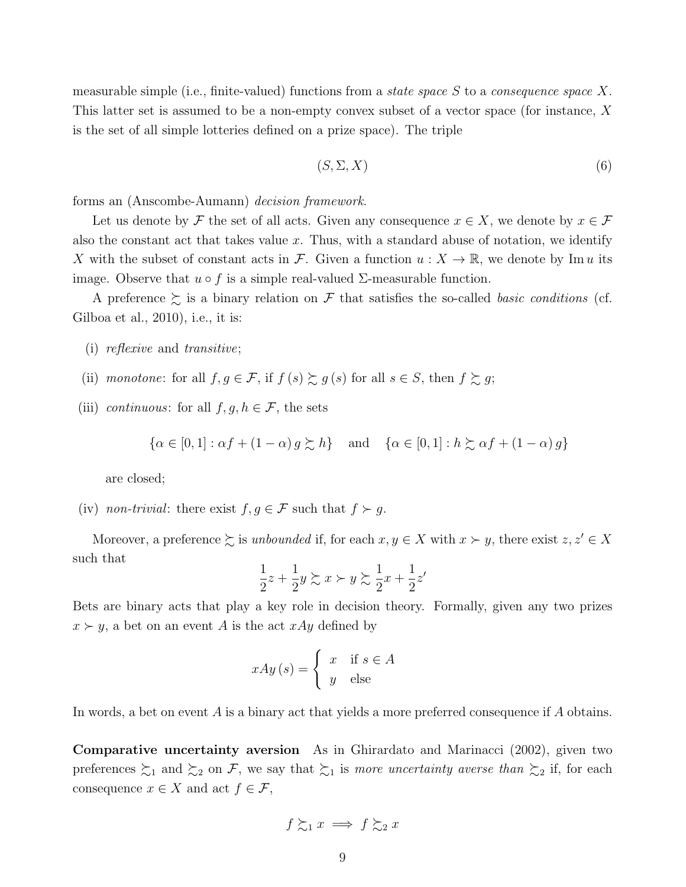measurable simple (i.e., finite-valued) functions from a *state space* $S$ to a *consequence space* $X$. This latter set is assumed to be a non-empty convex subset of a vector space (for instance, $X$ is the set of all simple lotteries defined on a prize space). The triple

$$(S, \Sigma, X) \tag{6}$$

forms an (Anscombe-Aumann) *decision framework*.

Let us denote by $\mathcal{F}$ the set of all acts. Given any consequence $x \in X$, we denote by $x \in \mathcal{F}$ also the constant act that takes value $x$. Thus, with a standard abuse of notation, we identify $X$ with the subset of constant acts in $\mathcal{F}$. Given a function $u : X \to \mathbb{R}$, we denote by $\operatorname{Im} u$ its image. Observe that $u \circ f$ is a simple real-valued $\Sigma$-measurable function.

A preference $\succsim$ is a binary relation on $\mathcal{F}$ that satisfies the so-called *basic conditions* (cf. Gilboa et al., 2010), i.e., it is:

(i) *reflexive* and *transitive*;

(ii) *monotone*: for all $f, g \in \mathcal{F}$, if $f(s) \succsim g(s)$ for all $s \in S$, then $f \succsim g$;

(iii) *continuous*: for all $f, g, h \in \mathcal{F}$, the sets

$$\{\alpha \in [0,1] : \alpha f + (1-\alpha) g \succsim h\} \quad \text{and} \quad \{\alpha \in [0,1] : h \succsim \alpha f + (1-\alpha) g\}$$

are closed;

(iv) *non-trivial*: there exist $f, g \in \mathcal{F}$ such that $f \succ g$.

Moreover, a preference $\succsim$ is *unbounded* if, for each $x, y \in X$ with $x \succ y$, there exist $z, z' \in X$ such that

$$\frac{1}{2}z + \frac{1}{2}y \succsim x \succ y \succsim \frac{1}{2}x + \frac{1}{2}z'$$

Bets are binary acts that play a key role in decision theory. Formally, given any two prizes $x \succ y$, a bet on an event $A$ is the act $xAy$ defined by

$$xAy(s) = \begin{cases} x & \text{if } s \in A \\ y & \text{else} \end{cases}$$

In words, a bet on event $A$ is a binary act that yields a more preferred consequence if $A$ obtains.

**Comparative uncertainty aversion** As in Ghirardato and Marinacci (2002), given two preferences $\succsim_1$ and $\succsim_2$ on $\mathcal{F}$, we say that $\succsim_1$ is *more uncertainty averse than* $\succsim_2$ if, for each consequence $x \in X$ and act $f \in \mathcal{F}$,

$$f \succsim_1 x \implies f \succsim_2 x$$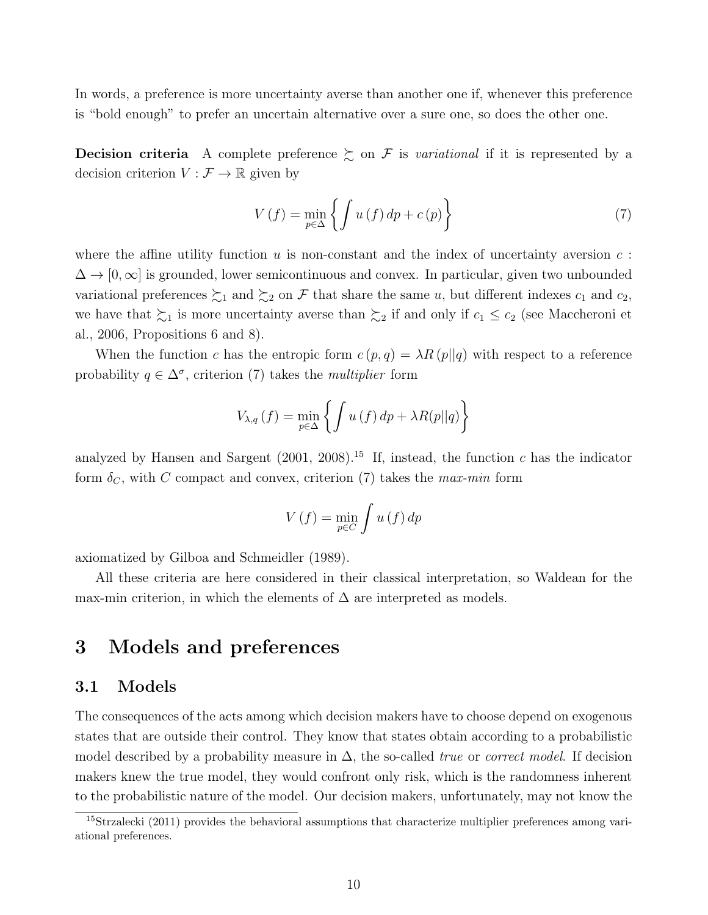In words, a preference is more uncertainty averse than another one if, whenever this preference is "bold enough" to prefer an uncertain alternative over a sure one, so does the other one.

**Decision criteria** A complete preference $\succsim$ on $\mathcal{F}$ is *variational* if it is represented by a decision criterion $V : \mathcal{F} \to \mathbb{R}$ given by

$$V(f) = \min_{p \in \Delta} \left\{ \int u(f)\, dp + c(p) \right\} \tag{7}$$

where the affine utility function $u$ is non-constant and the index of uncertainty aversion $c : \Delta \to [0, \infty]$ is grounded, lower semicontinuous and convex. In particular, given two unbounded variational preferences $\succsim_1$ and $\succsim_2$ on $\mathcal{F}$ that share the same $u$, but different indexes $c_1$ and $c_2$, we have that $\succsim_1$ is more uncertainty averse than $\succsim_2$ if and only if $c_1 \leq c_2$ (see Maccheroni et al., 2006, Propositions 6 and 8).

When the function $c$ has the entropic form $c(p, q) = \lambda R(p||q)$ with respect to a reference probability $q \in \Delta^\sigma$, criterion (7) takes the *multiplier* form

$$V_{\lambda,q}(f) = \min_{p \in \Delta} \left\{ \int u(f)\, dp + \lambda R(p||q) \right\}$$

analyzed by Hansen and Sargent (2001, 2008).[15] If, instead, the function $c$ has the indicator form $\delta_C$, with $C$ compact and convex, criterion (7) takes the *max-min* form

$$V(f) = \min_{p \in C} \int u(f)\, dp$$

axiomatized by Gilboa and Schmeidler (1989).

All these criteria are here considered in their classical interpretation, so Waldean for the max-min criterion, in which the elements of $\Delta$ are interpreted as models.

# 3 Models and preferences

## 3.1 Models

The consequences of the acts among which decision makers have to choose depend on exogenous states that are outside their control. They know that states obtain according to a probabilistic model described by a probability measure in $\Delta$, the so-called *true* or *correct model*. If decision makers knew the true model, they would confront only risk, which is the randomness inherent to the probabilistic nature of the model. Our decision makers, unfortunately, may not know the

[15] Strzalecki (2011) provides the behavioral assumptions that characterize multiplier preferences among variational preferences.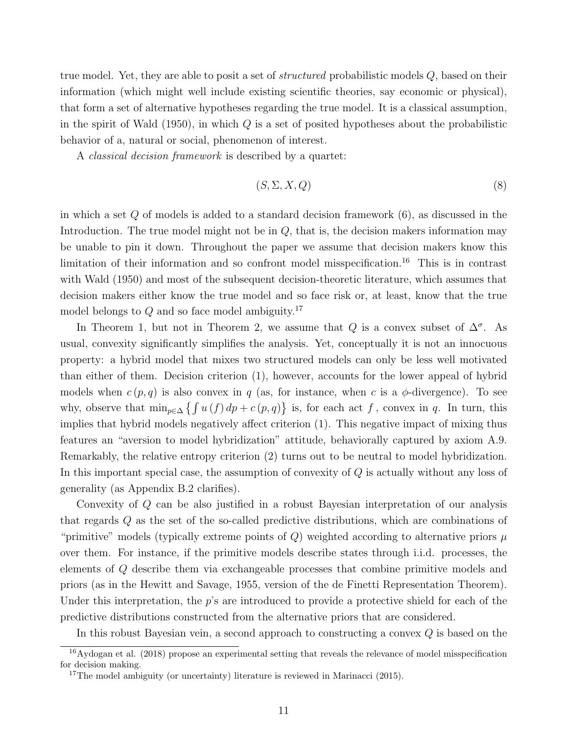true model. Yet, they are able to posit a set of *structured* probabilistic models $Q$, based on their information (which might well include existing scientific theories, say economic or physical), that form a set of alternative hypotheses regarding the true model. It is a classical assumption, in the spirit of Wald (1950), in which $Q$ is a set of posited hypotheses about the probabilistic behavior of a, natural or social, phenomenon of interest.

A *classical decision framework* is described by a quartet:

$$(S, \Sigma, X, Q) \tag{8}$$

in which a set $Q$ of models is added to a standard decision framework (6), as discussed in the Introduction. The true model might not be in $Q$, that is, the decision makers information may be unable to pin it down. Throughout the paper we assume that decision makers know this limitation of their information and so confront model misspecification.[16] This is in contrast with Wald (1950) and most of the subsequent decision-theoretic literature, which assumes that decision makers either know the true model and so face risk or, at least, know that the true model belongs to $Q$ and so face model ambiguity.[17]

In Theorem 1, but not in Theorem 2, we assume that $Q$ is a convex subset of $\Delta^{\sigma}$. As usual, convexity significantly simplifies the analysis. Yet, conceptually it is not an innocuous property: a hybrid model that mixes two structured models can only be less well motivated than either of them. Decision criterion (1), however, accounts for the lower appeal of hybrid models when $c(p, q)$ is also convex in $q$ (as, for instance, when $c$ is a $\phi$-divergence). To see why, observe that $\min_{p \in \Delta} \left\{ \int u(f) \, dp + c(p, q) \right\}$ is, for each act $f$, convex in $q$. In turn, this implies that hybrid models negatively affect criterion (1). This negative impact of mixing thus features an "aversion to model hybridization" attitude, behaviorally captured by axiom A.9. Remarkably, the relative entropy criterion (2) turns out to be neutral to model hybridization. In this important special case, the assumption of convexity of $Q$ is actually without any loss of generality (as Appendix B.2 clarifies).

Convexity of $Q$ can be also justified in a robust Bayesian interpretation of our analysis that regards $Q$ as the set of the so-called predictive distributions, which are combinations of "primitive" models (typically extreme points of $Q$) weighted according to alternative priors $\mu$ over them. For instance, if the primitive models describe states through i.i.d. processes, the elements of $Q$ describe them via exchangeable processes that combine primitive models and priors (as in the Hewitt and Savage, 1955, version of the de Finetti Representation Theorem). Under this interpretation, the $p$'s are introduced to provide a protective shield for each of the predictive distributions constructed from the alternative priors that are considered.

In this robust Bayesian vein, a second approach to constructing a convex $Q$ is based on the

[16] Aydogan et al. (2018) propose an experimental setting that reveals the relevance of model misspecification for decision making.

[17] The model ambiguity (or uncertainty) literature is reviewed in Marinacci (2015).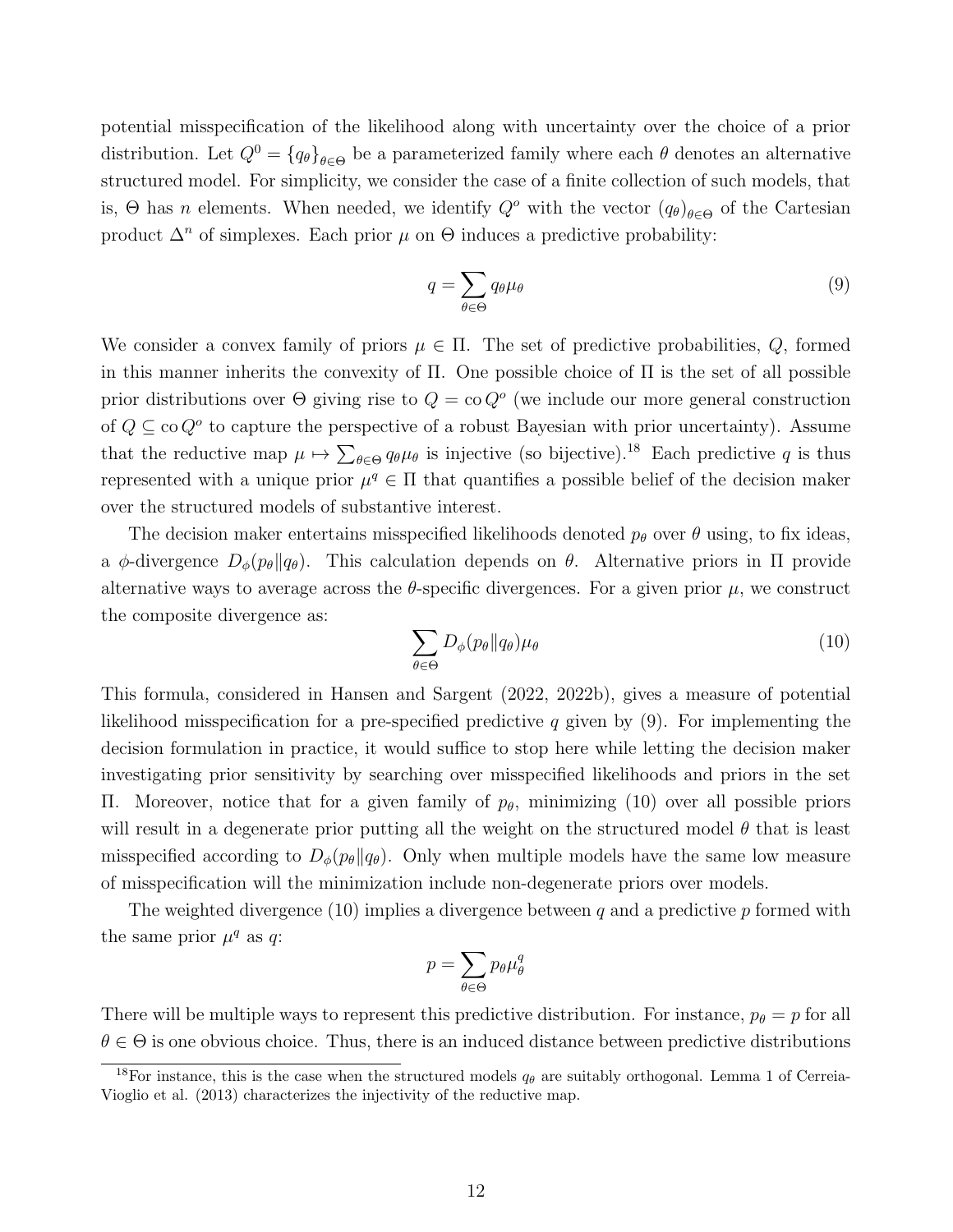potential misspecification of the likelihood along with uncertainty over the choice of a prior distribution. Let $Q^0 = \{q_\theta\}_{\theta \in \Theta}$ be a parameterized family where each $\theta$ denotes an alternative structured model. For simplicity, we consider the case of a finite collection of such models, that is, $\Theta$ has $n$ elements. When needed, we identify $Q^o$ with the vector $(q_\theta)_{\theta \in \Theta}$ of the Cartesian product $\Delta^n$ of simplexes. Each prior $\mu$ on $\Theta$ induces a predictive probability:

$$
q = \sum_{\theta \in \Theta} q_\theta \mu_\theta \tag{9}
$$

We consider a convex family of priors $\mu \in \Pi$. The set of predictive probabilities, $Q$, formed in this manner inherits the convexity of $\Pi$. One possible choice of $\Pi$ is the set of all possible prior distributions over $\Theta$ giving rise to $Q = \operatorname{co} Q^o$ (we include our more general construction of $Q \subseteq \operatorname{co} Q^o$ to capture the perspective of a robust Bayesian with prior uncertainty). Assume that the reductive map $\mu \mapsto \sum_{\theta \in \Theta} q_\theta \mu_\theta$ is injective (so bijective).[18] Each predictive $q$ is thus represented with a unique prior $\mu^q \in \Pi$ that quantifies a possible belief of the decision maker over the structured models of substantive interest.

The decision maker entertains misspecified likelihoods denoted $p_\theta$ over $\theta$ using, to fix ideas, a $\phi$-divergence $D_\phi(p_\theta \| q_\theta)$. This calculation depends on $\theta$. Alternative priors in $\Pi$ provide alternative ways to average across the $\theta$-specific divergences. For a given prior $\mu$, we construct the composite divergence as:

$$
\sum_{\theta \in \Theta} D_\phi(p_\theta \| q_\theta) \mu_\theta \tag{10}
$$

This formula, considered in Hansen and Sargent (2022, 2022b), gives a measure of potential likelihood misspecification for a pre-specified predictive $q$ given by (9). For implementing the decision formulation in practice, it would suffice to stop here while letting the decision maker investigating prior sensitivity by searching over misspecified likelihoods and priors in the set $\Pi$. Moreover, notice that for a given family of $p_\theta$, minimizing (10) over all possible priors will result in a degenerate prior putting all the weight on the structured model $\theta$ that is least misspecified according to $D_\phi(p_\theta \| q_\theta)$. Only when multiple models have the same low measure of misspecification will the minimization include non-degenerate priors over models.

The weighted divergence (10) implies a divergence between $q$ and a predictive $p$ formed with the same prior $\mu^q$ as $q$:

$$
p = \sum_{\theta \in \Theta} p_\theta \mu_\theta^q
$$

There will be multiple ways to represent this predictive distribution. For instance, $p_\theta = p$ for all $\theta \in \Theta$ is one obvious choice. Thus, there is an induced distance between predictive distributions

[18] For instance, this is the case when the structured models $q_\theta$ are suitably orthogonal. Lemma 1 of Cerreia-Vioglio et al. (2013) characterizes the injectivity of the reductive map.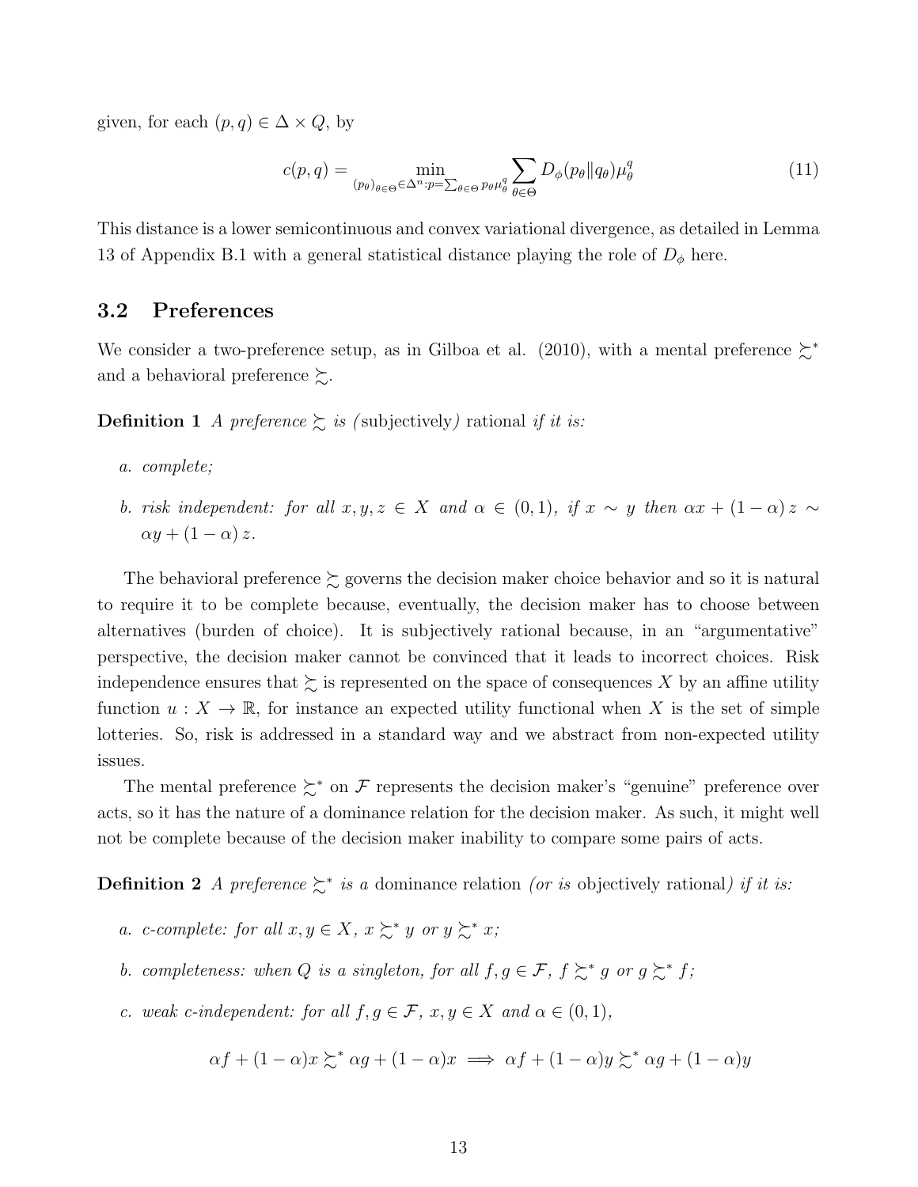given, for each $(p,q) \in \Delta \times Q$, by

$$c(p,q) = \min_{(p_\theta)_{\theta \in \Theta} \in \Delta^n : p = \sum_{\theta \in \Theta} p_\theta \mu_\theta^q} \sum_{\theta \in \Theta} D_\phi(p_\theta \| q_\theta) \mu_\theta^q \tag{11}$$

This distance is a lower semicontinuous and convex variational divergence, as detailed in Lemma 13 of Appendix B.1 with a general statistical distance playing the role of $D_\phi$ here.

## 3.2 Preferences

We consider a two-preference setup, as in Gilboa et al. (2010), with a mental preference $\succsim^*$ and a behavioral preference $\succsim$.

**Definition 1** *A preference $\succsim$ is (*subjectively*)* rational *if it is:*

*a. complete;*

*b. risk independent: for all $x, y, z \in X$ and $\alpha \in (0,1)$, if $x \sim y$ then $\alpha x + (1-\alpha) z \sim \alpha y + (1-\alpha) z$.*

The behavioral preference $\succsim$ governs the decision maker choice behavior and so it is natural to require it to be complete because, eventually, the decision maker has to choose between alternatives (burden of choice). It is subjectively rational because, in an "argumentative" perspective, the decision maker cannot be convinced that it leads to incorrect choices. Risk independence ensures that $\succsim$ is represented on the space of consequences $X$ by an affine utility function $u : X \to \mathbb{R}$, for instance an expected utility functional when $X$ is the set of simple lotteries. So, risk is addressed in a standard way and we abstract from non-expected utility issues.

The mental preference $\succsim^*$ on $\mathcal{F}$ represents the decision maker's "genuine" preference over acts, so it has the nature of a dominance relation for the decision maker. As such, it might well not be complete because of the decision maker inability to compare some pairs of acts.

**Definition 2** *A preference $\succsim^*$ is a* dominance relation *(or is* objectively rational*) if it is:*

*a. c-complete: for all $x, y \in X$, $x \succsim^* y$ or $y \succsim^* x$;*

*b. completeness: when $Q$ is a singleton, for all $f, g \in \mathcal{F}$, $f \succsim^* g$ or $g \succsim^* f$;*

*c. weak c-independent: for all $f, g \in \mathcal{F}$, $x, y \in X$ and $\alpha \in (0,1)$,*

$$\alpha f + (1-\alpha)x \succsim^* \alpha g + (1-\alpha)x \implies \alpha f + (1-\alpha)y \succsim^* \alpha g + (1-\alpha)y$$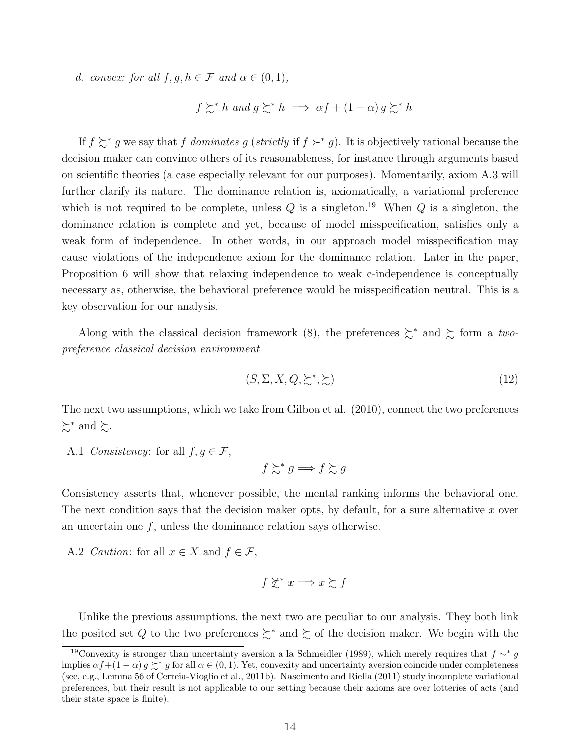*d. convex: for all $f, g, h \in \mathcal{F}$ and $\alpha \in (0, 1)$,*

$$f \succsim^* h \text{ and } g \succsim^* h \implies \alpha f + (1 - \alpha) g \succsim^* h$$

If $f \succsim^* g$ we say that $f$ *dominates* $g$ (*strictly* if $f \succ^* g$). It is objectively rational because the decision maker can convince others of its reasonableness, for instance through arguments based on scientific theories (a case especially relevant for our purposes). Momentarily, axiom A.3 will further clarify its nature. The dominance relation is, axiomatically, a variational preference which is not required to be complete, unless $Q$ is a singleton.[19] When $Q$ is a singleton, the dominance relation is complete and yet, because of model misspecification, satisfies only a weak form of independence. In other words, in our approach model misspecification may cause violations of the independence axiom for the dominance relation. Later in the paper, Proposition 6 will show that relaxing independence to weak c-independence is conceptually necessary as, otherwise, the behavioral preference would be misspecification neutral. This is a key observation for our analysis.

Along with the classical decision framework (8), the preferences $\succsim^*$ and $\succsim$ form a *two-preference classical decision environment*

$$(S, \Sigma, X, Q, \succsim^*, \succsim) \tag{12}$$

The next two assumptions, which we take from Gilboa et al. (2010), connect the two preferences $\succsim^*$ and $\succsim$.

A.1 *Consistency*: for all $f, g \in \mathcal{F}$,

$$f \succsim^* g \Longrightarrow f \succsim g$$

Consistency asserts that, whenever possible, the mental ranking informs the behavioral one. The next condition says that the decision maker opts, by default, for a sure alternative $x$ over an uncertain one $f$, unless the dominance relation says otherwise.

A.2 *Caution*: for all $x \in X$ and $f \in \mathcal{F}$,

$$f \not\succsim^* x \Longrightarrow x \succsim f$$

Unlike the previous assumptions, the next two are peculiar to our analysis. They both link the posited set $Q$ to the two preferences $\succsim^*$ and $\succsim$ of the decision maker. We begin with the

[19] Convexity is stronger than uncertainty aversion a la Schmeidler (1989), which merely requires that $f \sim^* g$ implies $\alpha f + (1 - \alpha) g \succsim^* g$ for all $\alpha \in (0, 1)$. Yet, convexity and uncertainty aversion coincide under completeness (see, e.g., Lemma 56 of Cerreia-Vioglio et al., 2011b). Nascimento and Riella (2011) study incomplete variational preferences, but their result is not applicable to our setting because their axioms are over lotteries of acts (and their state space is finite).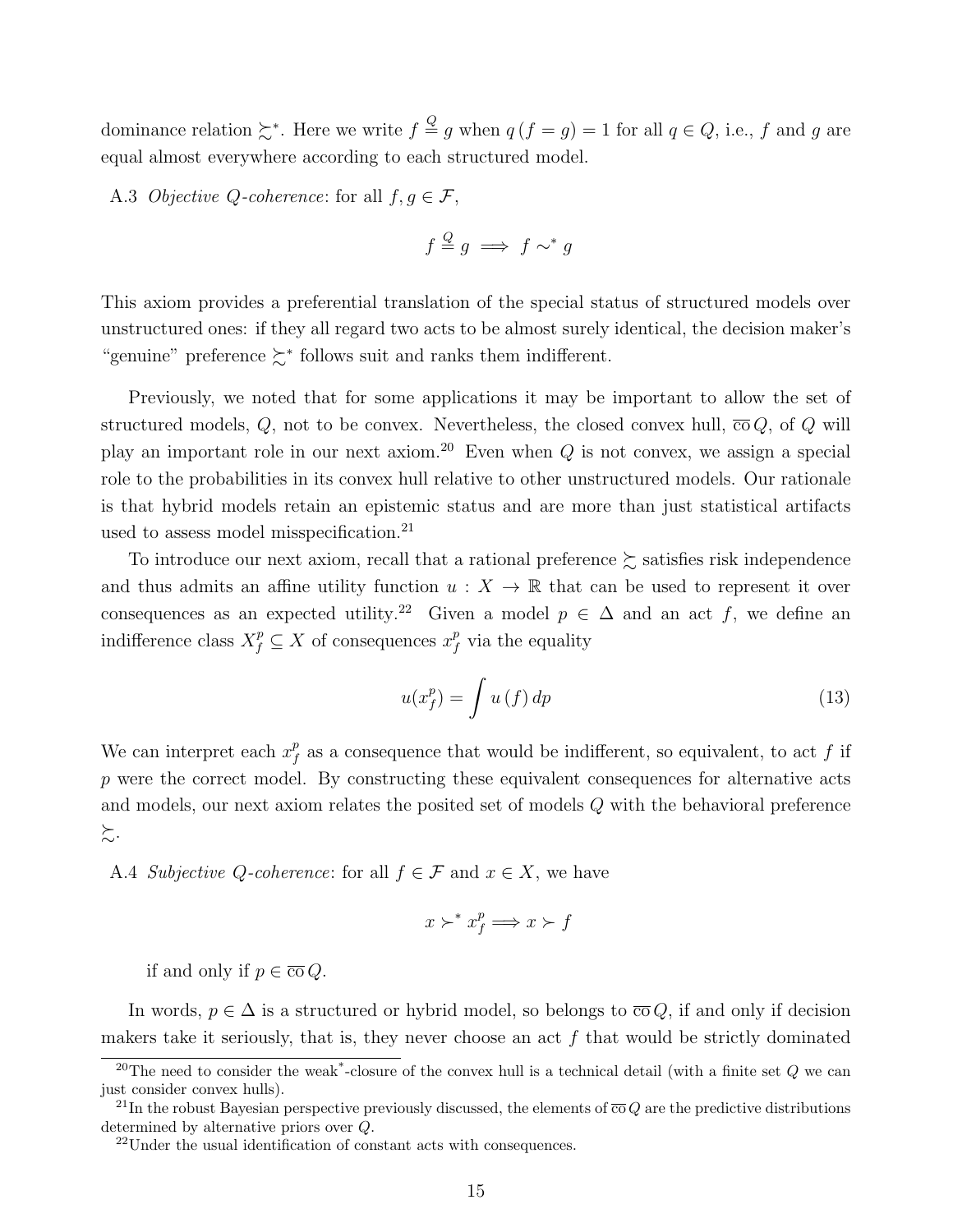dominance relation $\succsim^*$. Here we write $f \overset{Q}{=} g$ when $q(f = g) = 1$ for all $q \in Q$, i.e., $f$ and $g$ are equal almost everywhere according to each structured model.

A.3 *Objective Q-coherence*: for all $f, g \in \mathcal{F}$,

$$f \overset{Q}{=} g \implies f \sim^* g$$

This axiom provides a preferential translation of the special status of structured models over unstructured ones: if they all regard two acts to be almost surely identical, the decision maker's "genuine" preference $\succsim^*$ follows suit and ranks them indifferent.

Previously, we noted that for some applications it may be important to allow the set of structured models, $Q$, not to be convex. Nevertheless, the closed convex hull, $\overline{\text{co}}\, Q$, of $Q$ will play an important role in our next axiom.[20] Even when $Q$ is not convex, we assign a special role to the probabilities in its convex hull relative to other unstructured models. Our rationale is that hybrid models retain an epistemic status and are more than just statistical artifacts used to assess model misspecification.[21]

To introduce our next axiom, recall that a rational preference $\succsim$ satisfies risk independence and thus admits an affine utility function $u : X \to \mathbb{R}$ that can be used to represent it over consequences as an expected utility.[22] Given a model $p \in \Delta$ and an act $f$, we define an indifference class $X_f^p \subseteq X$ of consequences $x_f^p$ via the equality

$$u(x_f^p) = \int u(f)\, dp \tag{13}$$

We can interpret each $x_f^p$ as a consequence that would be indifferent, so equivalent, to act $f$ if $p$ were the correct model. By constructing these equivalent consequences for alternative acts and models, our next axiom relates the posited set of models $Q$ with the behavioral preference $\succsim$.

A.4 *Subjective Q-coherence*: for all $f \in \mathcal{F}$ and $x \in X$, we have

$$x \succ^* x_f^p \Longrightarrow x \succ f$$

if and only if $p \in \overline{\text{co}}\, Q$.

In words, $p \in \Delta$ is a structured or hybrid model, so belongs to $\overline{\text{co}}\, Q$, if and only if decision makers take it seriously, that is, they never choose an act $f$ that would be strictly dominated

[20] The need to consider the weak*-closure of the convex hull is a technical detail (with a finite set $Q$ we can just consider convex hulls).

[21] In the robust Bayesian perspective previously discussed, the elements of $\overline{\text{co}}\, Q$ are the predictive distributions determined by alternative priors over $Q$.

[22] Under the usual identification of constant acts with consequences.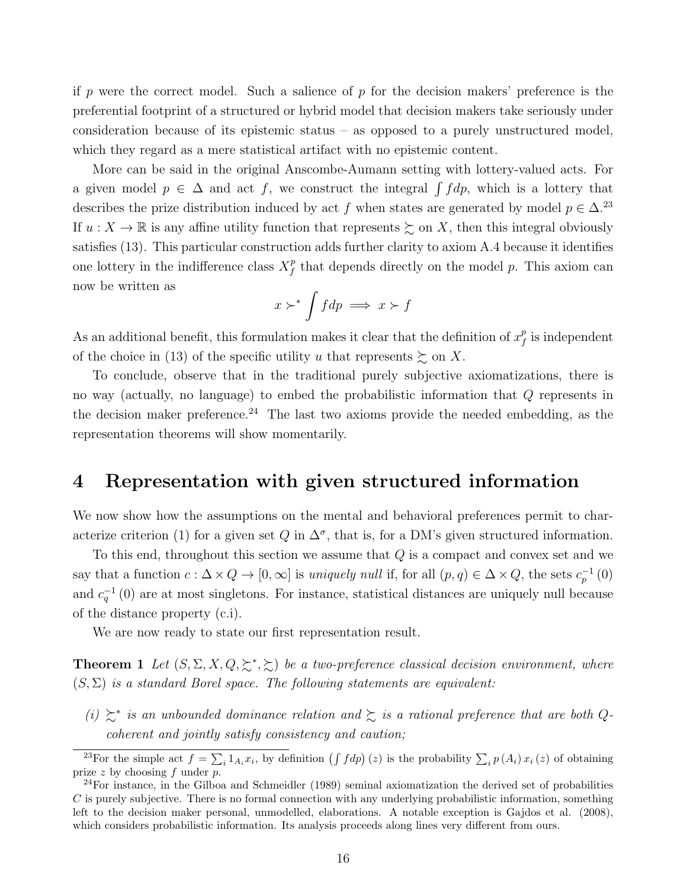if $p$ were the correct model. Such a salience of $p$ for the decision makers' preference is the preferential footprint of a structured or hybrid model that decision makers take seriously under consideration because of its epistemic status – as opposed to a purely unstructured model, which they regard as a mere statistical artifact with no epistemic content.

More can be said in the original Anscombe-Aumann setting with lottery-valued acts. For a given model $p \in \Delta$ and act $f$, we construct the integral $\int f dp$, which is a lottery that describes the prize distribution induced by act $f$ when states are generated by model $p \in \Delta$.[23] If $u : X \to \mathbb{R}$ is any affine utility function that represents $\succsim$ on $X$, then this integral obviously satisfies (13). This particular construction adds further clarity to axiom A.4 because it identifies one lottery in the indifference class $X_f^p$ that depends directly on the model $p$. This axiom can now be written as

$$x \succ^* \int f dp \implies x \succ f$$

As an additional benefit, this formulation makes it clear that the definition of $x_f^p$ is independent of the choice in (13) of the specific utility $u$ that represents $\succsim$ on $X$.

To conclude, observe that in the traditional purely subjective axiomatizations, there is no way (actually, no language) to embed the probabilistic information that $Q$ represents in the decision maker preference.[24] The last two axioms provide the needed embedding, as the representation theorems will show momentarily.

# 4 Representation with given structured information

We now show how the assumptions on the mental and behavioral preferences permit to characterize criterion (1) for a given set $Q$ in $\Delta^\sigma$, that is, for a DM's given structured information.

To this end, throughout this section we assume that $Q$ is a compact and convex set and we say that a function $c : \Delta \times Q \to [0, \infty]$ is *uniquely null* if, for all $(p, q) \in \Delta \times Q$, the sets $c_p^{-1}(0)$ and $c_q^{-1}(0)$ are at most singletons. For instance, statistical distances are uniquely null because of the distance property (c.i).

We are now ready to state our first representation result.

**Theorem 1** *Let $(S, \Sigma, X, Q, \succsim^*, \succsim)$ be a two-preference classical decision environment, where $(S, \Sigma)$ is a standard Borel space. The following statements are equivalent:*

*(i) $\succsim^*$ is an unbounded dominance relation and $\succsim$ is a rational preference that are both $Q$-coherent and jointly satisfy consistency and caution;*

---

[23] For the simple act $f = \sum_i 1_{A_i} x_i$, by definition $\left(\int f dp\right)(z)$ is the probability $\sum_i p(A_i) x_i(z)$ of obtaining prize $z$ by choosing $f$ under $p$.

[24] For instance, in the Gilboa and Schmeidler (1989) seminal axiomatization the derived set of probabilities $C$ is purely subjective. There is no formal connection with any underlying probabilistic information, something left to the decision maker personal, unmodelled, elaborations. A notable exception is Gajdos et al. (2008), which considers probabilistic information. Its analysis proceeds along lines very different from ours.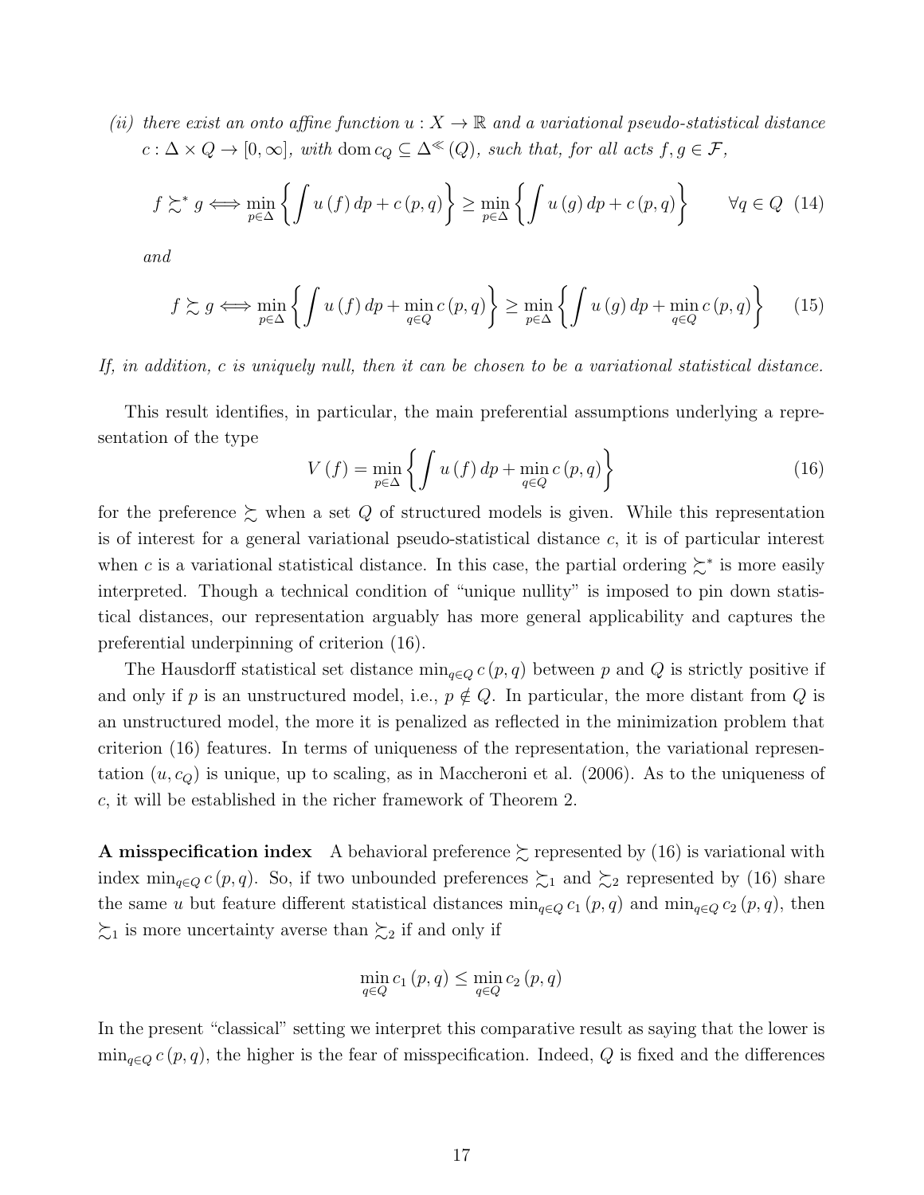*(ii) there exist an onto affine function $u : X \to \mathbb{R}$ and a variational pseudo-statistical distance $c : \Delta \times Q \to [0, \infty]$, with $\operatorname{dom} c_Q \subseteq \Delta^{\ll}(Q)$, such that, for all acts $f, g \in \mathcal{F}$,*

$$f \succsim^* g \Longleftrightarrow \min_{p \in \Delta} \left\{ \int u(f)\, dp + c(p, q) \right\} \geq \min_{p \in \Delta} \left\{ \int u(g)\, dp + c(p, q) \right\} \qquad \forall q \in Q \quad (14)$$

*and*

$$f \succsim g \Longleftrightarrow \min_{p \in \Delta} \left\{ \int u(f)\, dp + \min_{q \in Q} c(p, q) \right\} \geq \min_{p \in \Delta} \left\{ \int u(g)\, dp + \min_{q \in Q} c(p, q) \right\} \qquad (15)$$

*If, in addition, c is uniquely null, then it can be chosen to be a variational statistical distance.*

This result identifies, in particular, the main preferential assumptions underlying a representation of the type

$$V(f) = \min_{p \in \Delta} \left\{ \int u(f)\, dp + \min_{q \in Q} c(p, q) \right\} \qquad (16)$$

for the preference $\succsim$ when a set $Q$ of structured models is given. While this representation is of interest for a general variational pseudo-statistical distance $c$, it is of particular interest when $c$ is a variational statistical distance. In this case, the partial ordering $\succsim^*$ is more easily interpreted. Though a technical condition of "unique nullity" is imposed to pin down statistical distances, our representation arguably has more general applicability and captures the preferential underpinning of criterion (16).

The Hausdorff statistical set distance $\min_{q \in Q} c(p, q)$ between $p$ and $Q$ is strictly positive if and only if $p$ is an unstructured model, i.e., $p \notin Q$. In particular, the more distant from $Q$ is an unstructured model, the more it is penalized as reflected in the minimization problem that criterion (16) features. In terms of uniqueness of the representation, the variational representation $(u, c_Q)$ is unique, up to scaling, as in Maccheroni et al. (2006). As to the uniqueness of $c$, it will be established in the richer framework of Theorem 2.

**A misspecification index** A behavioral preference $\succsim$ represented by (16) is variational with index $\min_{q \in Q} c(p, q)$. So, if two unbounded preferences $\succsim_1$ and $\succsim_2$ represented by (16) share the same $u$ but feature different statistical distances $\min_{q \in Q} c_1(p, q)$ and $\min_{q \in Q} c_2(p, q)$, then $\succsim_1$ is more uncertainty averse than $\succsim_2$ if and only if

$$\min_{q \in Q} c_1(p, q) \leq \min_{q \in Q} c_2(p, q)$$

In the present "classical" setting we interpret this comparative result as saying that the lower is $\min_{q \in Q} c(p, q)$, the higher is the fear of misspecification. Indeed, $Q$ is fixed and the differences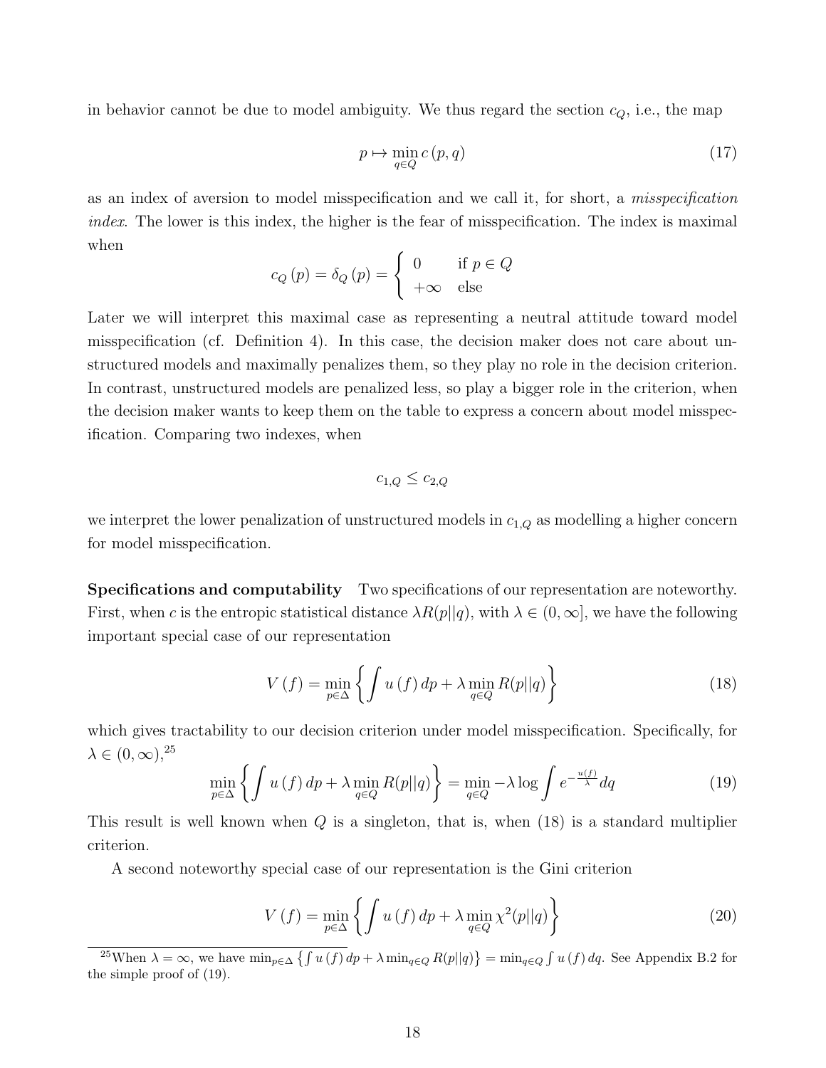in behavior cannot be due to model ambiguity. We thus regard the section $c_Q$, i.e., the map

$$p \mapsto \min_{q \in Q} c(p, q) \tag{17}$$

as an index of aversion to model misspecification and we call it, for short, a *misspecification index*. The lower is this index, the higher is the fear of misspecification. The index is maximal when

$$c_Q(p) = \delta_Q(p) = \begin{cases} 0 & \text{if } p \in Q \\ +\infty & \text{else} \end{cases}$$

Later we will interpret this maximal case as representing a neutral attitude toward model misspecification (cf. Definition 4). In this case, the decision maker does not care about unstructured models and maximally penalizes them, so they play no role in the decision criterion. In contrast, unstructured models are penalized less, so play a bigger role in the criterion, when the decision maker wants to keep them on the table to express a concern about model misspecification. Comparing two indexes, when

$$c_{1,Q} \leq c_{2,Q}$$

we interpret the lower penalization of unstructured models in $c_{1,Q}$ as modelling a higher concern for model misspecification.

**Specifications and computability** Two specifications of our representation are noteworthy. First, when $c$ is the entropic statistical distance $\lambda R(p||q)$, with $\lambda \in (0, \infty]$, we have the following important special case of our representation

$$V(f) = \min_{p \in \Delta} \left\{ \int u(f)\, dp + \lambda \min_{q \in Q} R(p||q) \right\} \tag{18}$$

which gives tractability to our decision criterion under model misspecification. Specifically, for $\lambda \in (0, \infty)$,[25]

$$\min_{p \in \Delta} \left\{ \int u(f)\, dp + \lambda \min_{q \in Q} R(p||q) \right\} = \min_{q \in Q} -\lambda \log \int e^{-\frac{u(f)}{\lambda}} dq \tag{19}$$

This result is well known when $Q$ is a singleton, that is, when (18) is a standard multiplier criterion.

A second noteworthy special case of our representation is the Gini criterion

$$V(f) = \min_{p \in \Delta} \left\{ \int u(f)\, dp + \lambda \min_{q \in Q} \chi^2(p||q) \right\} \tag{20}$$

[25] When $\lambda = \infty$, we have $\min_{p \in \Delta} \left\{ \int u(f)\, dp + \lambda \min_{q \in Q} R(p||q) \right\} = \min_{q \in Q} \int u(f)\, dq$. See Appendix B.2 for the simple proof of (19).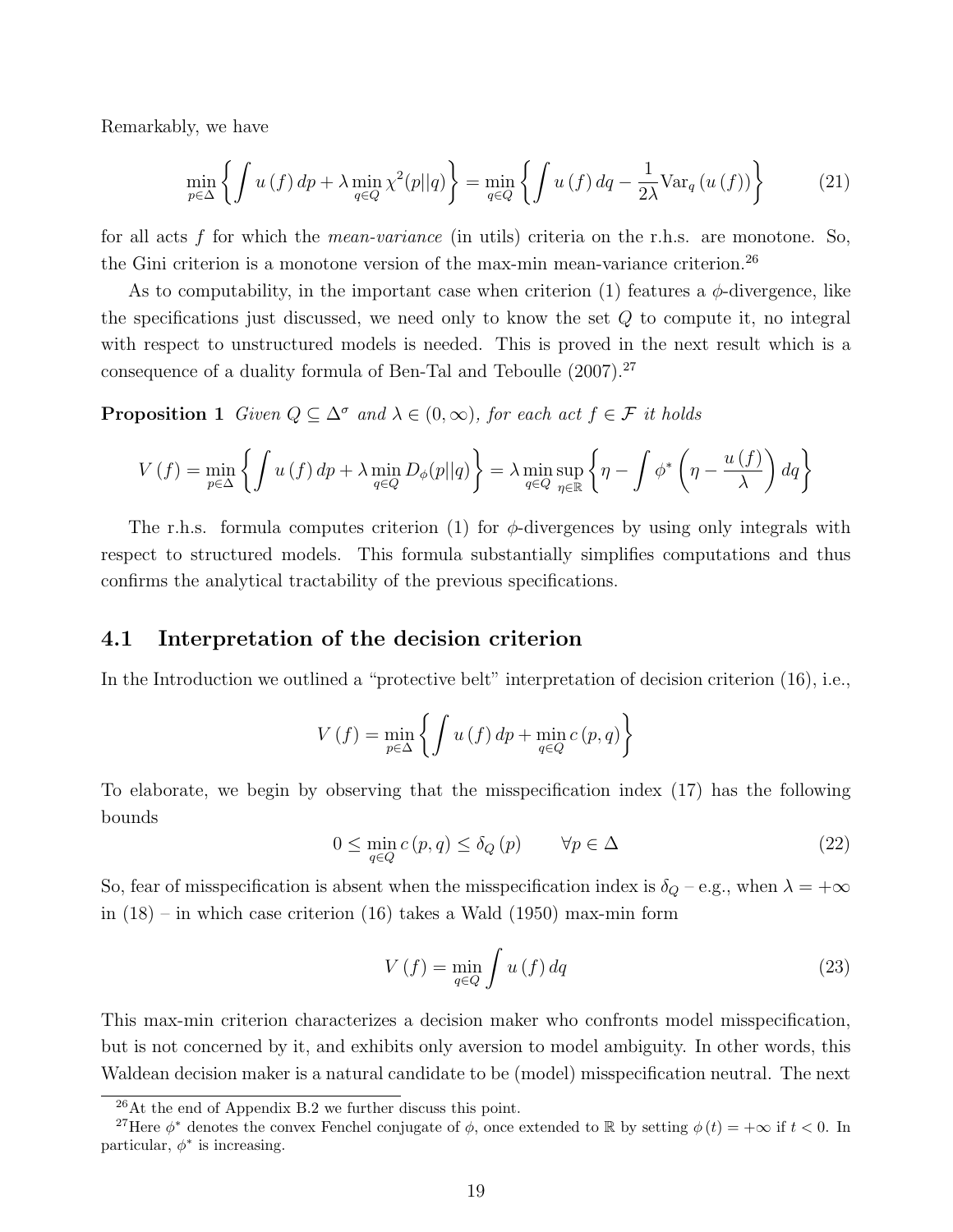Remarkably, we have

$$\min_{p\in\Delta}\left\{\int u(f)\,dp+\lambda\min_{q\in Q}\chi^{2}(p||q)\right\}=\min_{q\in Q}\left\{\int u(f)\,dq-\frac{1}{2\lambda}\mathrm{Var}_{q}\left(u(f)\right)\right\} \tag{21}$$

for all acts $f$ for which the *mean-variance* (in utils) criteria on the r.h.s. are monotone. So, the Gini criterion is a monotone version of the max-min mean-variance criterion.[26]

As to computability, in the important case when criterion (1) features a $\phi$-divergence, like the specifications just discussed, we need only to know the set $Q$ to compute it, no integral with respect to unstructured models is needed. This is proved in the next result which is a consequence of a duality formula of Ben-Tal and Teboulle (2007).[27]

**Proposition 1** *Given $Q\subseteq\Delta^{\sigma}$ and $\lambda\in(0,\infty)$, for each act $f\in\mathcal{F}$ it holds*

$$V(f)=\min_{p\in\Delta}\left\{\int u(f)\,dp+\lambda\min_{q\in Q}D_{\phi}(p||q)\right\}=\lambda\min_{q\in Q}\sup_{\eta\in\mathbb{R}}\left\{\eta-\int\phi^{*}\left(\eta-\frac{u(f)}{\lambda}\right)dq\right\}$$

The r.h.s. formula computes criterion (1) for $\phi$-divergences by using only integrals with respect to structured models. This formula substantially simplifies computations and thus confirms the analytical tractability of the previous specifications.

## 4.1 Interpretation of the decision criterion

In the Introduction we outlined a "protective belt" interpretation of decision criterion (16), i.e.,

$$V(f)=\min_{p\in\Delta}\left\{\int u(f)\,dp+\min_{q\in Q}c(p,q)\right\}$$

To elaborate, we begin by observing that the misspecification index (17) has the following bounds

$$0\leq\min_{q\in Q}c(p,q)\leq\delta_{Q}(p)\qquad\forall p\in\Delta \tag{22}$$

So, fear of misspecification is absent when the misspecification index is $\delta_{Q}$ – e.g., when $\lambda=+\infty$ in (18) – in which case criterion (16) takes a Wald (1950) max-min form

$$V(f)=\min_{q\in Q}\int u(f)\,dq \tag{23}$$

This max-min criterion characterizes a decision maker who confronts model misspecification, but is not concerned by it, and exhibits only aversion to model ambiguity. In other words, this Waldean decision maker is a natural candidate to be (model) misspecification neutral. The next

[26] At the end of Appendix B.2 we further discuss this point.

[27] Here $\phi^{*}$ denotes the convex Fenchel conjugate of $\phi$, once extended to $\mathbb{R}$ by setting $\phi(t)=+\infty$ if $t<0$. In particular, $\phi^{*}$ is increasing.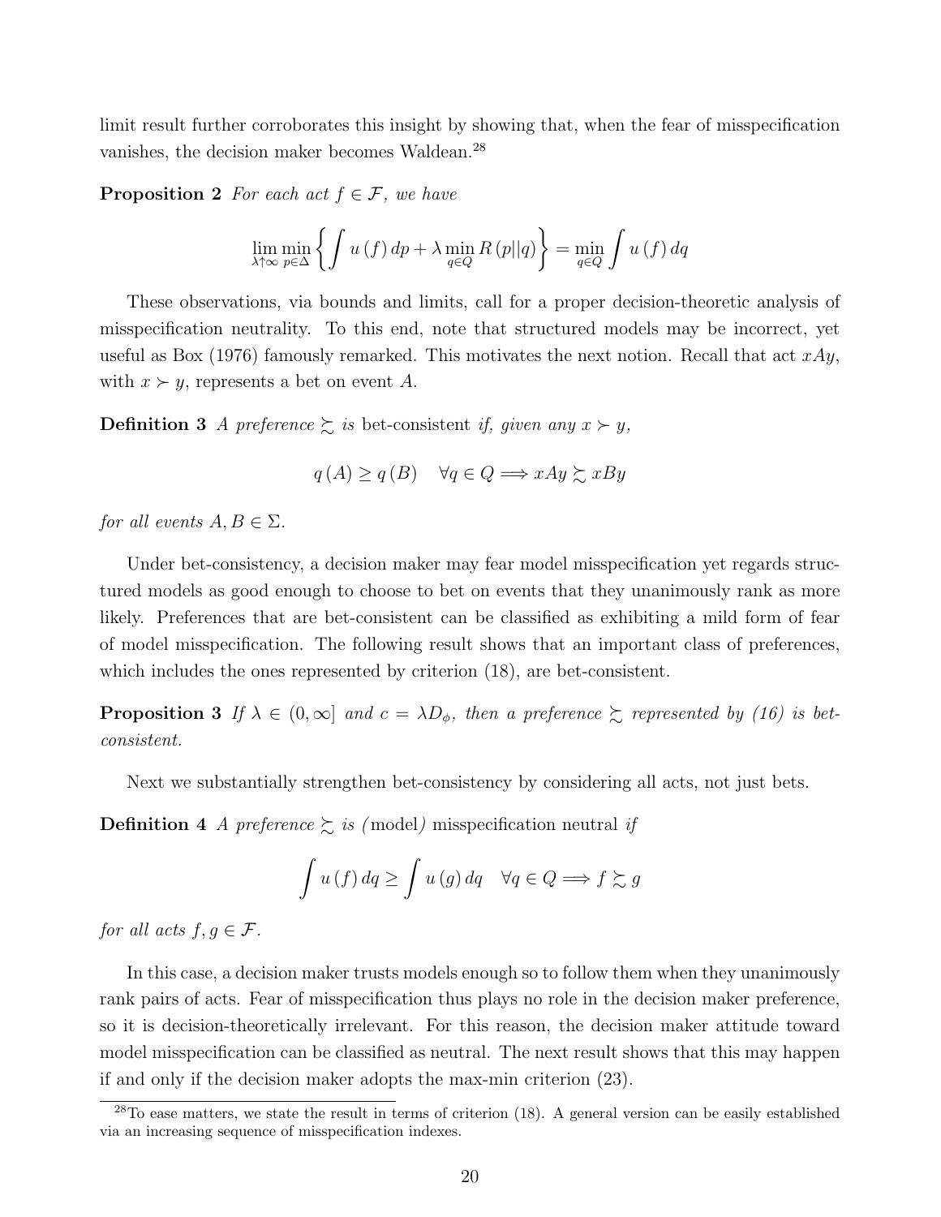limit result further corroborates this insight by showing that, when the fear of misspecification vanishes, the decision maker becomes Waldean.[28]

**Proposition 2** *For each act $f \in \mathcal{F}$, we have*

$$\lim_{\lambda \uparrow \infty} \min_{p \in \Delta} \left\{ \int u(f)\, dp + \lambda \min_{q \in Q} R(p||q) \right\} = \min_{q \in Q} \int u(f)\, dq$$

These observations, via bounds and limits, call for a proper decision-theoretic analysis of misspecification neutrality. To this end, note that structured models may be incorrect, yet useful as Box (1976) famously remarked. This motivates the next notion. Recall that act $xAy$, with $x \succ y$, represents a bet on event $A$.

**Definition 3** *A preference $\succsim$ is* bet-consistent *if, given any $x \succ y$,*

$$q(A) \geq q(B) \quad \forall q \in Q \Longrightarrow xAy \succsim xBy$$

*for all events $A, B \in \Sigma$.*

Under bet-consistency, a decision maker may fear model misspecification yet regards structured models as good enough to choose to bet on events that they unanimously rank as more likely. Preferences that are bet-consistent can be classified as exhibiting a mild form of fear of model misspecification. The following result shows that an important class of preferences, which includes the ones represented by criterion (18), are bet-consistent.

**Proposition 3** *If $\lambda \in (0, \infty]$ and $c = \lambda D_\phi$, then a preference $\succsim$ represented by (16) is bet-consistent.*

Next we substantially strengthen bet-consistency by considering all acts, not just bets.

**Definition 4** *A preference $\succsim$ is (*model*)* misspecification neutral *if*

$$\int u(f)\, dq \geq \int u(g)\, dq \quad \forall q \in Q \Longrightarrow f \succsim g$$

*for all acts $f, g \in \mathcal{F}$.*

In this case, a decision maker trusts models enough so to follow them when they unanimously rank pairs of acts. Fear of misspecification thus plays no role in the decision maker preference, so it is decision-theoretically irrelevant. For this reason, the decision maker attitude toward model misspecification can be classified as neutral. The next result shows that this may happen if and only if the decision maker adopts the max-min criterion (23).

[28] To ease matters, we state the result in terms of criterion (18). A general version can be easily established via an increasing sequence of misspecification indexes.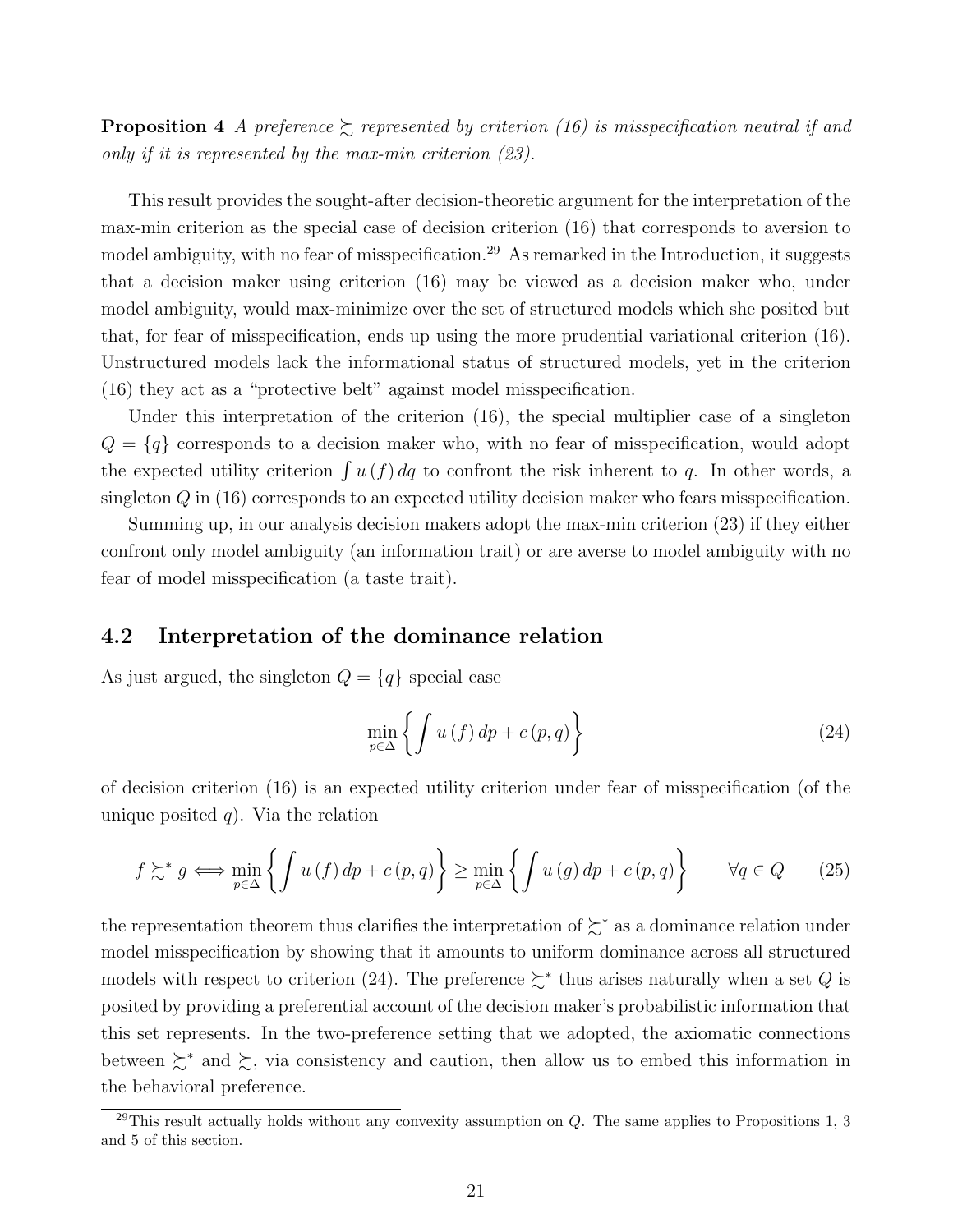**Proposition 4** *A preference $\succsim$ represented by criterion (16) is misspecification neutral if and only if it is represented by the max-min criterion (23).*

This result provides the sought-after decision-theoretic argument for the interpretation of the max-min criterion as the special case of decision criterion (16) that corresponds to aversion to model ambiguity, with no fear of misspecification.[29] As remarked in the Introduction, it suggests that a decision maker using criterion (16) may be viewed as a decision maker who, under model ambiguity, would max-minimize over the set of structured models which she posited but that, for fear of misspecification, ends up using the more prudential variational criterion (16). Unstructured models lack the informational status of structured models, yet in the criterion (16) they act as a "protective belt" against model misspecification.

Under this interpretation of the criterion (16), the special multiplier case of a singleton $Q = \{q\}$ corresponds to a decision maker who, with no fear of misspecification, would adopt the expected utility criterion $\int u(f)\, dq$ to confront the risk inherent to $q$. In other words, a singleton $Q$ in (16) corresponds to an expected utility decision maker who fears misspecification.

Summing up, in our analysis decision makers adopt the max-min criterion (23) if they either confront only model ambiguity (an information trait) or are averse to model ambiguity with no fear of model misspecification (a taste trait).

## 4.2 Interpretation of the dominance relation

As just argued, the singleton $Q = \{q\}$ special case

$$\min_{p \in \Delta} \left\{ \int u(f)\, dp + c(p, q) \right\} \tag{24}$$

of decision criterion (16) is an expected utility criterion under fear of misspecification (of the unique posited $q$). Via the relation

$$f \succsim^* g \Longleftrightarrow \min_{p \in \Delta} \left\{ \int u(f)\, dp + c(p, q) \right\} \geq \min_{p \in \Delta} \left\{ \int u(g)\, dp + c(p, q) \right\} \qquad \forall q \in Q \tag{25}$$

the representation theorem thus clarifies the interpretation of $\succsim^*$ as a dominance relation under model misspecification by showing that it amounts to uniform dominance across all structured models with respect to criterion (24). The preference $\succsim^*$ thus arises naturally when a set $Q$ is posited by providing a preferential account of the decision maker's probabilistic information that this set represents. In the two-preference setting that we adopted, the axiomatic connections between $\succsim^*$ and $\succsim$, via consistency and caution, then allow us to embed this information in the behavioral preference.

[29] This result actually holds without any convexity assumption on $Q$. The same applies to Propositions 1, 3 and 5 of this section.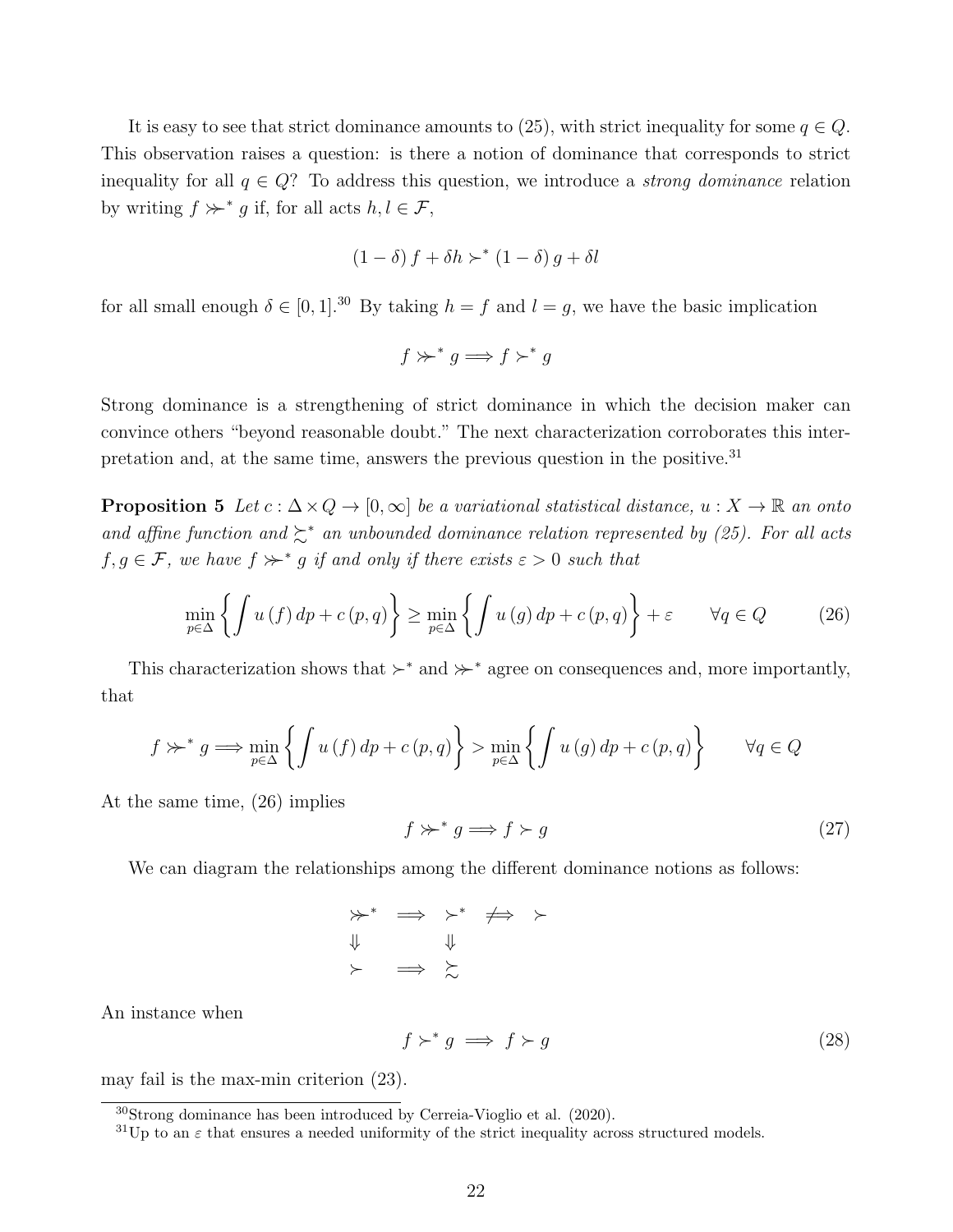It is easy to see that strict dominance amounts to (25), with strict inequality for some $q \in Q$. This observation raises a question: is there a notion of dominance that corresponds to strict inequality for all $q \in Q$? To address this question, we introduce a *strong dominance* relation by writing $f \succ\!\!\succ^* g$ if, for all acts $h, l \in \mathcal{F}$,

$$(1-\delta) f + \delta h \succ^* (1-\delta) g + \delta l$$

for all small enough $\delta \in [0,1]$.[30] By taking $h = f$ and $l = g$, we have the basic implication

$$f \succ\!\!\succ^* g \Longrightarrow f \succ^* g$$

Strong dominance is a strengthening of strict dominance in which the decision maker can convince others "beyond reasonable doubt." The next characterization corroborates this interpretation and, at the same time, answers the previous question in the positive.[31]

**Proposition 5** *Let $c : \Delta \times Q \to [0, \infty]$ be a variational statistical distance, $u : X \to \mathbb{R}$ an onto and affine function and $\succsim^*$ an unbounded dominance relation represented by (25). For all acts $f, g \in \mathcal{F}$, we have $f \succ\!\!\succ^* g$ if and only if there exists $\varepsilon > 0$ such that*

$$\min_{p \in \Delta} \left\{ \int u(f)\, dp + c(p,q) \right\} \geq \min_{p \in \Delta} \left\{ \int u(g)\, dp + c(p,q) \right\} + \varepsilon \qquad \forall q \in Q \tag{26}$$

This characterization shows that $\succ^*$ and $\succ\!\!\succ^*$ agree on consequences and, more importantly, that

$$f \succ\!\!\succ^* g \Longrightarrow \min_{p \in \Delta} \left\{ \int u(f)\, dp + c(p,q) \right\} > \min_{p \in \Delta} \left\{ \int u(g)\, dp + c(p,q) \right\} \qquad \forall q \in Q$$

At the same time, (26) implies

$$f \succ\!\!\succ^* g \Longrightarrow f \succ g \tag{27}$$

We can diagram the relationships among the different dominance notions as follows:

$$\begin{array}{ccccc} \succ\!\!\succ^* & \Longrightarrow & \succ^* & \not\Longrightarrow & \succ \\ \Downarrow & & \Downarrow & & \\ \succ & \Longrightarrow & \succsim & & \end{array}$$

An instance when

$$f \succ^* g \implies f \succ g \tag{28}$$

may fail is the max-min criterion (23).

[30] Strong dominance has been introduced by Cerreia-Vioglio et al. (2020).

[31] Up to an $\varepsilon$ that ensures a needed uniformity of the strict inequality across structured models.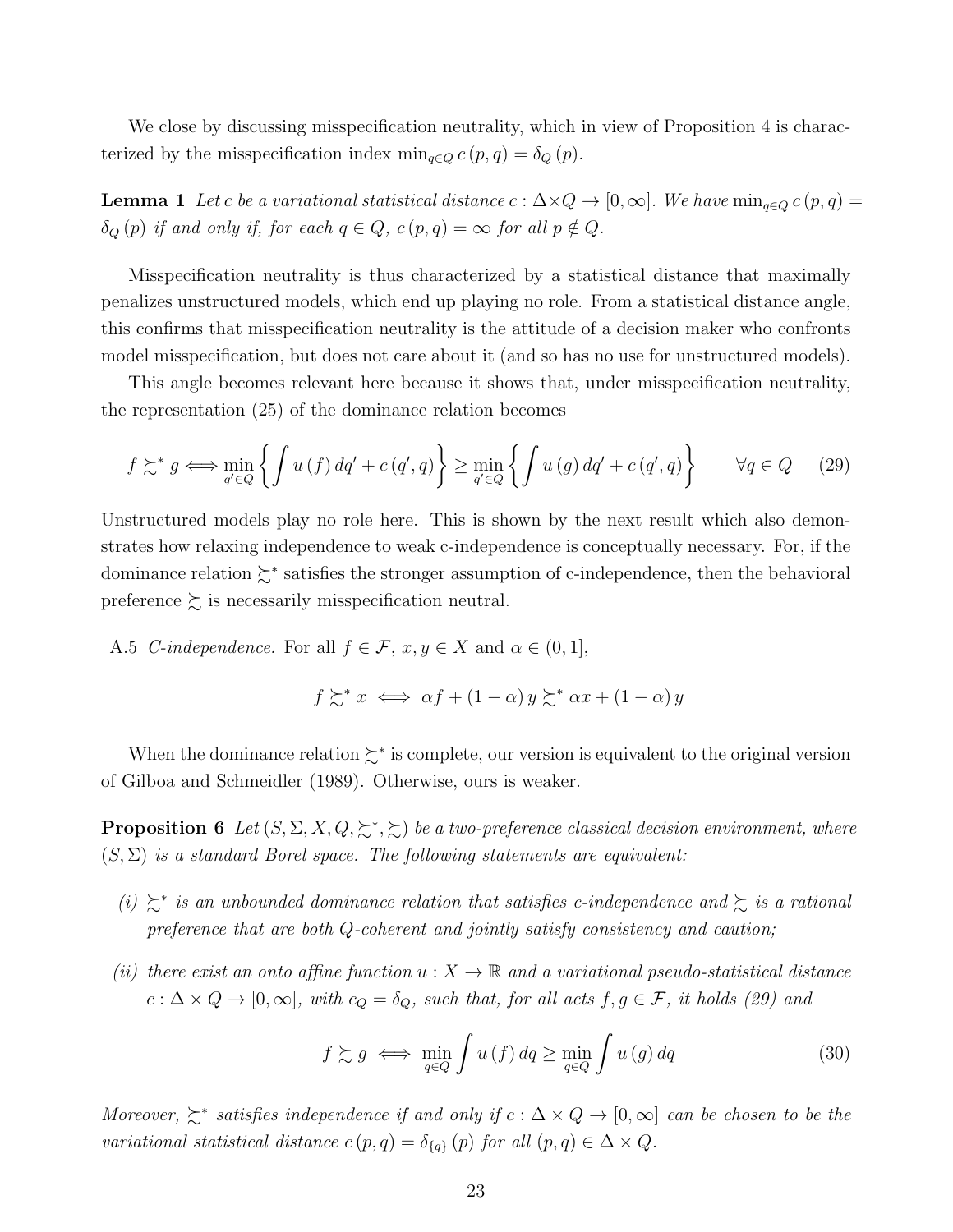We close by discussing misspecification neutrality, which in view of Proposition 4 is characterized by the misspecification index $\min_{q\in Q} c(p,q) = \delta_Q(p)$.

**Lemma 1** *Let $c$ be a variational statistical distance $c : \Delta\times Q \to [0,\infty]$. We have $\min_{q\in Q} c(p,q) = \delta_Q(p)$ if and only if, for each $q \in Q$, $c(p,q) = \infty$ for all $p \notin Q$.*

Misspecification neutrality is thus characterized by a statistical distance that maximally penalizes unstructured models, which end up playing no role. From a statistical distance angle, this confirms that misspecification neutrality is the attitude of a decision maker who confronts model misspecification, but does not care about it (and so has no use for unstructured models).

This angle becomes relevant here because it shows that, under misspecification neutrality, the representation (25) of the dominance relation becomes

$$f \succsim^* g \Longleftrightarrow \min_{q'\in Q}\left\{\int u(f)\,dq' + c(q',q)\right\} \geq \min_{q'\in Q}\left\{\int u(g)\,dq' + c(q',q)\right\} \qquad \forall q\in Q \qquad (29)$$

Unstructured models play no role here. This is shown by the next result which also demonstrates how relaxing independence to weak c-independence is conceptually necessary. For, if the dominance relation $\succsim^*$ satisfies the stronger assumption of c-independence, then the behavioral preference $\succsim$ is necessarily misspecification neutral.

A.5 *C-independence.* For all $f \in \mathcal{F}$, $x, y \in X$ and $\alpha \in (0,1]$,

$$f \succsim^* x \iff \alpha f + (1-\alpha) y \succsim^* \alpha x + (1-\alpha) y$$

When the dominance relation $\succsim^*$ is complete, our version is equivalent to the original version of Gilboa and Schmeidler (1989). Otherwise, ours is weaker.

**Proposition 6** *Let $(S, \Sigma, X, Q, \succsim^*, \succsim)$ be a two-preference classical decision environment, where $(S,\Sigma)$ is a standard Borel space. The following statements are equivalent:*

*(i) $\succsim^*$ is an unbounded dominance relation that satisfies c-independence and $\succsim$ is a rational preference that are both Q-coherent and jointly satisfy consistency and caution;*

*(ii) there exist an onto affine function $u : X \to \mathbb{R}$ and a variational pseudo-statistical distance $c : \Delta\times Q \to [0,\infty]$, with $c_Q = \delta_Q$, such that, for all acts $f, g \in \mathcal{F}$, it holds (29) and*

$$f \succsim g \iff \min_{q\in Q}\int u(f)\,dq \geq \min_{q\in Q}\int u(g)\,dq \qquad (30)$$

*Moreover, $\succsim^*$ satisfies independence if and only if $c : \Delta\times Q \to [0,\infty]$ can be chosen to be the variational statistical distance $c(p,q) = \delta_{\{q\}}(p)$ for all $(p,q) \in \Delta\times Q$.*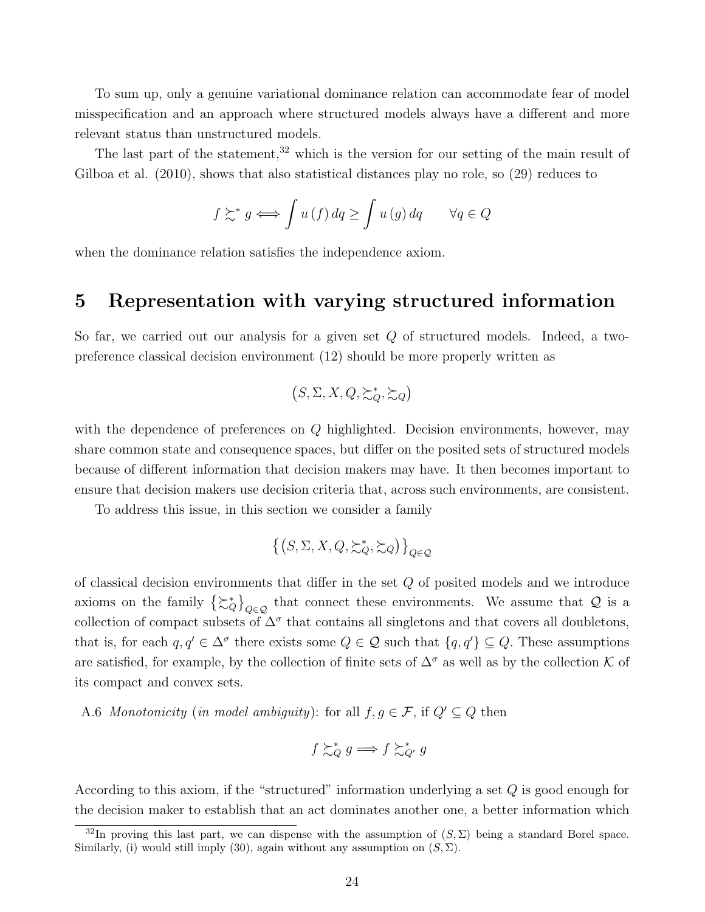To sum up, only a genuine variational dominance relation can accommodate fear of model misspecification and an approach where structured models always have a different and more relevant status than unstructured models.

The last part of the statement,[32] which is the version for our setting of the main result of Gilboa et al. (2010), shows that also statistical distances play no role, so (29) reduces to

$$f \succsim^* g \Longleftrightarrow \int u(f)\, dq \geq \int u(g)\, dq \qquad \forall q \in Q$$

when the dominance relation satisfies the independence axiom.

## 5 Representation with varying structured information

So far, we carried out our analysis for a given set $Q$ of structured models. Indeed, a two-preference classical decision environment (12) should be more properly written as

$$\left(S, \Sigma, X, Q, \succsim_Q^*, \succsim_Q\right)$$

with the dependence of preferences on $Q$ highlighted. Decision environments, however, may share common state and consequence spaces, but differ on the posited sets of structured models because of different information that decision makers may have. It then becomes important to ensure that decision makers use decision criteria that, across such environments, are consistent.

To address this issue, in this section we consider a family

$$\left\{\left(S, \Sigma, X, Q, \succsim_Q^*, \succsim_Q\right)\right\}_{Q \in \mathcal{Q}}$$

of classical decision environments that differ in the set $Q$ of posited models and we introduce axioms on the family $\left\{\succsim_Q^*\right\}_{Q \in \mathcal{Q}}$ that connect these environments. We assume that $\mathcal{Q}$ is a collection of compact subsets of $\Delta^\sigma$ that contains all singletons and that covers all doubletons, that is, for each $q, q' \in \Delta^\sigma$ there exists some $Q \in \mathcal{Q}$ such that $\{q, q'\} \subseteq Q$. These assumptions are satisfied, for example, by the collection of finite sets of $\Delta^\sigma$ as well as by the collection $\mathcal{K}$ of its compact and convex sets.

A.6 *Monotonicity* (*in model ambiguity*): for all $f, g \in \mathcal{F}$, if $Q' \subseteq Q$ then

$$f \succsim_Q^* g \Longrightarrow f \succsim_{Q'}^* g$$

According to this axiom, if the "structured" information underlying a set $Q$ is good enough for the decision maker to establish that an act dominates another one, a better information which

[32] In proving this last part, we can dispense with the assumption of $(S, \Sigma)$ being a standard Borel space. Similarly, (i) would still imply (30), again without any assumption on $(S, \Sigma)$.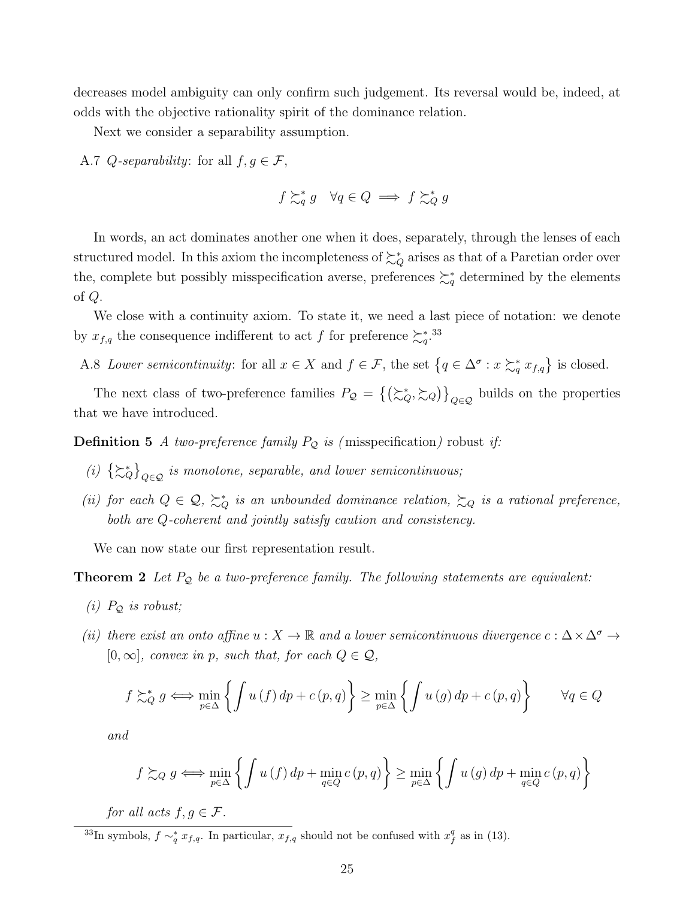decreases model ambiguity can only confirm such judgement. Its reversal would be, indeed, at odds with the objective rationality spirit of the dominance relation.

Next we consider a separability assumption.

A.7 *Q-separability*: for all $f, g \in \mathcal{F}$,

$$f \succsim_q^* g \quad \forall q \in Q \implies f \succsim_Q^* g$$

In words, an act dominates another one when it does, separately, through the lenses of each structured model. In this axiom the incompleteness of $\succsim_Q^*$ arises as that of a Paretian order over the, complete but possibly misspecification averse, preferences $\succsim_q^*$ determined by the elements of $Q$.

We close with a continuity axiom. To state it, we need a last piece of notation: we denote by $x_{f,q}$ the consequence indifferent to act $f$ for preference $\succsim_q^*$.[33]

A.8 *Lower semicontinuity*: for all $x \in X$ and $f \in \mathcal{F}$, the set $\{q \in \Delta^\sigma : x \succsim_q^* x_{f,q}\}$ is closed.

The next class of two-preference families $P_{\mathcal{Q}} = \{(\succsim_Q^*, \succsim_Q)\}_{Q \in \mathcal{Q}}$ builds on the properties that we have introduced.

**Definition 5** *A two-preference family $P_{\mathcal{Q}}$ is (*misspecification*) robust if:*

*(i) $\{\succsim_Q^*\}_{Q \in \mathcal{Q}}$ is monotone, separable, and lower semicontinuous;*

*(ii) for each $Q \in \mathcal{Q}$, $\succsim_Q^*$ is an unbounded dominance relation, $\succsim_Q$ is a rational preference, both are $Q$-coherent and jointly satisfy caution and consistency.*

We can now state our first representation result.

**Theorem 2** *Let $P_{\mathcal{Q}}$ be a two-preference family. The following statements are equivalent:*

*(i) $P_{\mathcal{Q}}$ is robust;*

*(ii) there exist an onto affine $u : X \to \mathbb{R}$ and a lower semicontinuous divergence $c : \Delta \times \Delta^\sigma \to [0, \infty]$, convex in $p$, such that, for each $Q \in \mathcal{Q}$,*

$$f \succsim_Q^* g \iff \min_{p \in \Delta} \left\{ \int u(f)\, dp + c(p, q) \right\} \geq \min_{p \in \Delta} \left\{ \int u(g)\, dp + c(p, q) \right\} \qquad \forall q \in Q$$

*and*

$$f \succsim_Q g \iff \min_{p \in \Delta} \left\{ \int u(f)\, dp + \min_{q \in Q} c(p, q) \right\} \geq \min_{p \in \Delta} \left\{ \int u(g)\, dp + \min_{q \in Q} c(p, q) \right\}$$

*for all acts $f, g \in \mathcal{F}$.*

[33] In symbols, $f \sim_q^* x_{f,q}$. In particular, $x_{f,q}$ should not be confused with $x_f^q$ as in (13).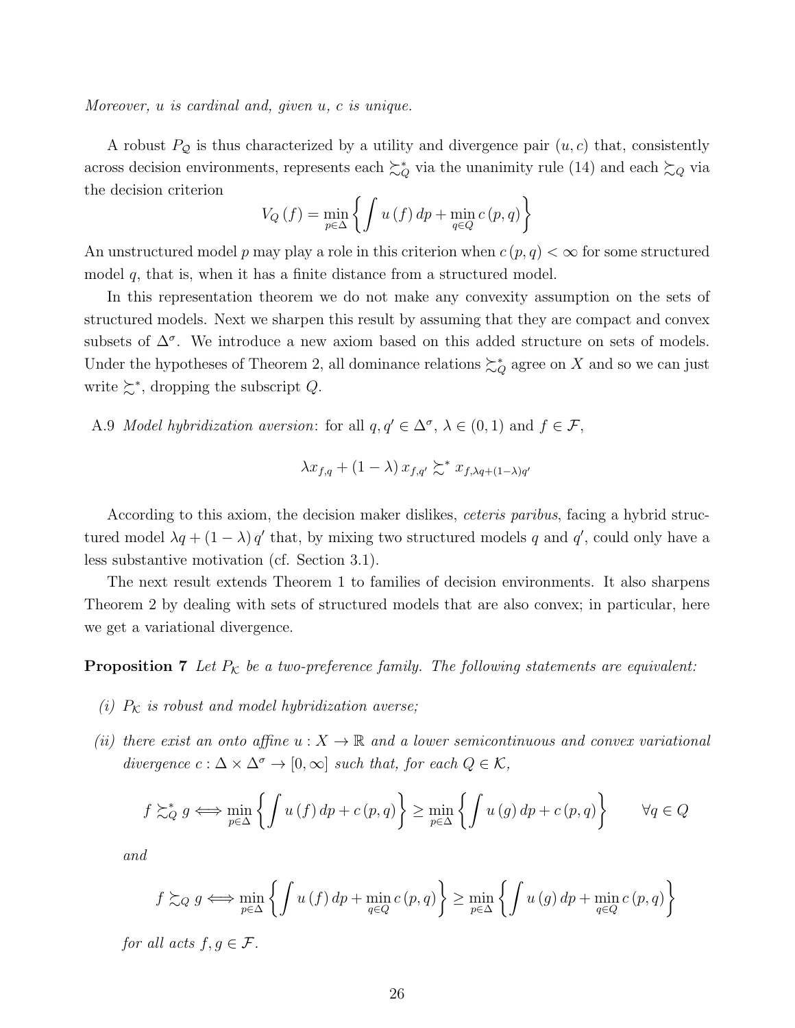*Moreover, $u$ is cardinal and, given $u$, $c$ is unique.*

A robust $P_{\mathcal{Q}}$ is thus characterized by a utility and divergence pair $(u, c)$ that, consistently across decision environments, represents each $\succsim_Q^*$ via the unanimity rule (14) and each $\succsim_Q$ via the decision criterion

$$V_Q(f) = \min_{p \in \Delta} \left\{ \int u(f)\, dp + \min_{q \in Q} c(p, q) \right\}$$

An unstructured model $p$ may play a role in this criterion when $c(p, q) < \infty$ for some structured model $q$, that is, when it has a finite distance from a structured model.

In this representation theorem we do not make any convexity assumption on the sets of structured models. Next we sharpen this result by assuming that they are compact and convex subsets of $\Delta^\sigma$. We introduce a new axiom based on this added structure on sets of models. Under the hypotheses of Theorem 2, all dominance relations $\succsim_Q^*$ agree on $X$ and so we can just write $\succsim^*$, dropping the subscript $Q$.

A.9 *Model hybridization aversion*: for all $q, q' \in \Delta^\sigma$, $\lambda \in (0, 1)$ and $f \in \mathcal{F}$,

$$\lambda x_{f,q} + (1 - \lambda)\, x_{f,q'} \succsim^* x_{f,\lambda q + (1-\lambda) q'}$$

According to this axiom, the decision maker dislikes, *ceteris paribus*, facing a hybrid structured model $\lambda q + (1 - \lambda) q'$ that, by mixing two structured models $q$ and $q'$, could only have a less substantive motivation (cf. Section 3.1).

The next result extends Theorem 1 to families of decision environments. It also sharpens Theorem 2 by dealing with sets of structured models that are also convex; in particular, here we get a variational divergence.

**Proposition 7** *Let $P_{\mathcal{K}}$ be a two-preference family. The following statements are equivalent:*

*(i) $P_{\mathcal{K}}$ is robust and model hybridization averse;*

*(ii) there exist an onto affine $u : X \to \mathbb{R}$ and a lower semicontinuous and convex variational divergence $c : \Delta \times \Delta^\sigma \to [0, \infty]$ such that, for each $Q \in \mathcal{K}$,*

$$f \succsim_Q^* g \Longleftrightarrow \min_{p \in \Delta} \left\{ \int u(f)\, dp + c(p, q) \right\} \geq \min_{p \in \Delta} \left\{ \int u(g)\, dp + c(p, q) \right\} \qquad \forall q \in Q$$

*and*

$$f \succsim_Q g \Longleftrightarrow \min_{p \in \Delta} \left\{ \int u(f)\, dp + \min_{q \in Q} c(p, q) \right\} \geq \min_{p \in \Delta} \left\{ \int u(g)\, dp + \min_{q \in Q} c(p, q) \right\}$$

*for all acts $f, g \in \mathcal{F}$.*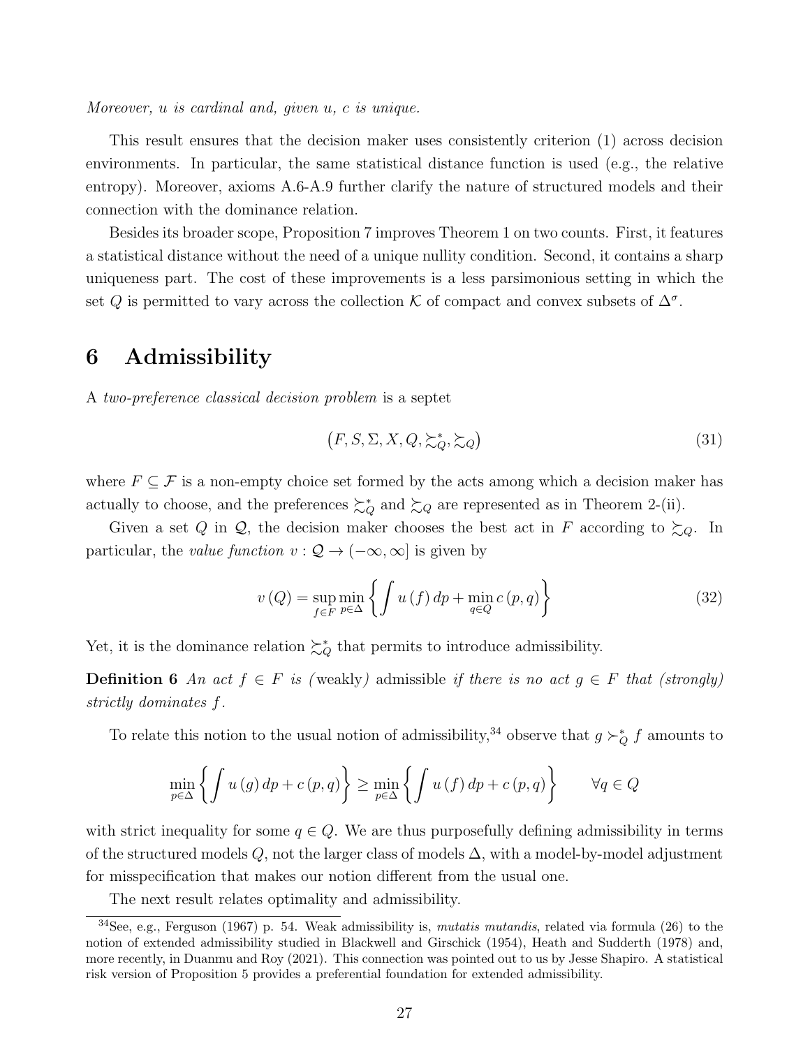*Moreover, u is cardinal and, given u, c is unique.*

This result ensures that the decision maker uses consistently criterion (1) across decision environments. In particular, the same statistical distance function is used (e.g., the relative entropy). Moreover, axioms A.6-A.9 further clarify the nature of structured models and their connection with the dominance relation.

Besides its broader scope, Proposition 7 improves Theorem 1 on two counts. First, it features a statistical distance without the need of a unique nullity condition. Second, it contains a sharp uniqueness part. The cost of these improvements is a less parsimonious setting in which the set $Q$ is permitted to vary across the collection $\mathcal{K}$ of compact and convex subsets of $\Delta^{\sigma}$.

# 6 Admissibility

A *two-preference classical decision problem* is a septet

$$\left(F, S, \Sigma, X, Q, \succsim_{Q}^{*}, \succsim_{Q}\right) \tag{31}$$

where $F \subseteq \mathcal{F}$ is a non-empty choice set formed by the acts among which a decision maker has actually to choose, and the preferences $\succsim_{Q}^{*}$ and $\succsim_{Q}$ are represented as in Theorem 2-(ii).

Given a set $Q$ in $\mathcal{Q}$, the decision maker chooses the best act in $F$ according to $\succsim_{Q}$. In particular, the *value function* $v : \mathcal{Q} \to (-\infty, \infty]$ is given by

$$v(Q) = \sup_{f \in F} \min_{p \in \Delta} \left\{ \int u(f)\, dp + \min_{q \in Q} c(p, q) \right\} \tag{32}$$

Yet, it is the dominance relation $\succsim_{Q}^{*}$ that permits to introduce admissibility.

**Definition 6** *An act $f \in F$ is (*weakly*)* admissible *if there is no act $g \in F$ that (strongly) strictly dominates $f$.*

To relate this notion to the usual notion of admissibility,[34] observe that $g \succ_{Q}^{*} f$ amounts to

$$\min_{p \in \Delta} \left\{ \int u(g)\, dp + c(p, q) \right\} \geq \min_{p \in \Delta} \left\{ \int u(f)\, dp + c(p, q) \right\} \qquad \forall q \in Q$$

with strict inequality for some $q \in Q$. We are thus purposefully defining admissibility in terms of the structured models $Q$, not the larger class of models $\Delta$, with a model-by-model adjustment for misspecification that makes our notion different from the usual one.

The next result relates optimality and admissibility.

[34] See, e.g., Ferguson (1967) p. 54. Weak admissibility is, *mutatis mutandis*, related via formula (26) to the notion of extended admissibility studied in Blackwell and Girschick (1954), Heath and Sudderth (1978) and, more recently, in Duanmu and Roy (2021). This connection was pointed out to us by Jesse Shapiro. A statistical risk version of Proposition 5 provides a preferential foundation for extended admissibility.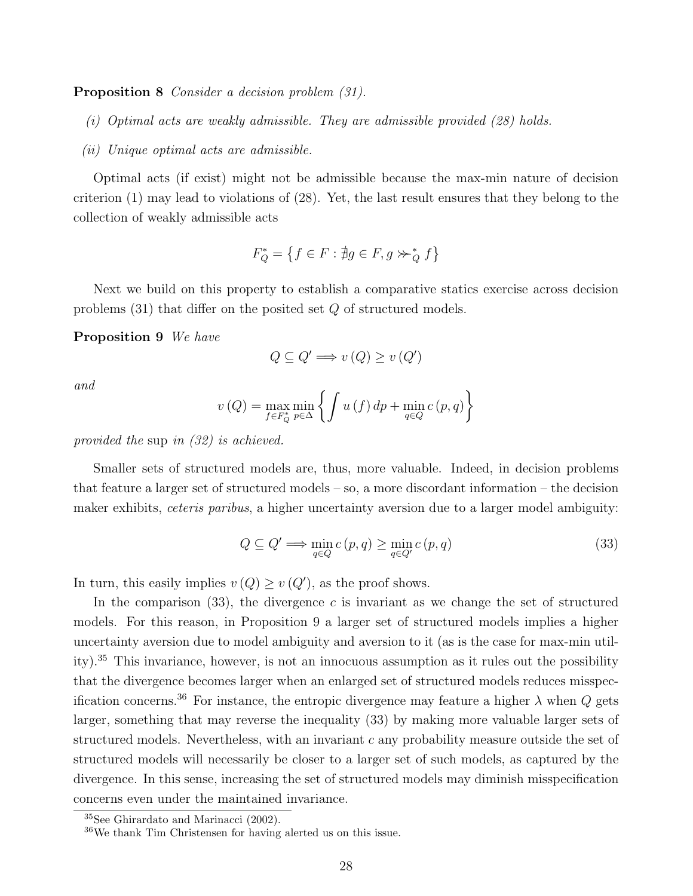**Proposition 8** *Consider a decision problem (31).*

*(i) Optimal acts are weakly admissible. They are admissible provided (28) holds.*

*(ii) Unique optimal acts are admissible.*

Optimal acts (if exist) might not be admissible because the max-min nature of decision criterion (1) may lead to violations of (28). Yet, the last result ensures that they belong to the collection of weakly admissible acts

$$F_Q^* = \left\{ f \in F : \nexists g \in F, g \succ\!\!\succ_Q^* f \right\}$$

Next we build on this property to establish a comparative statics exercise across decision problems (31) that differ on the posited set $Q$ of structured models.

**Proposition 9** *We have*

$$Q \subseteq Q' \Longrightarrow v(Q) \geq v(Q')$$

*and*

$$v(Q) = \max_{f \in F_Q^*} \min_{p \in \Delta} \left\{ \int u(f)\, dp + \min_{q \in Q} c(p, q) \right\}$$

*provided the* sup *in (32) is achieved.*

Smaller sets of structured models are, thus, more valuable. Indeed, in decision problems that feature a larger set of structured models – so, a more discordant information – the decision maker exhibits, *ceteris paribus*, a higher uncertainty aversion due to a larger model ambiguity:

$$Q \subseteq Q' \Longrightarrow \min_{q \in Q} c(p, q) \geq \min_{q \in Q'} c(p, q) \tag{33}$$

In turn, this easily implies $v(Q) \geq v(Q')$, as the proof shows.

In the comparison (33), the divergence $c$ is invariant as we change the set of structured models. For this reason, in Proposition 9 a larger set of structured models implies a higher uncertainty aversion due to model ambiguity and aversion to it (as is the case for max-min utility).[35] This invariance, however, is not an innocuous assumption as it rules out the possibility that the divergence becomes larger when an enlarged set of structured models reduces misspecification concerns.[36] For instance, the entropic divergence may feature a higher $\lambda$ when $Q$ gets larger, something that may reverse the inequality (33) by making more valuable larger sets of structured models. Nevertheless, with an invariant $c$ any probability measure outside the set of structured models will necessarily be closer to a larger set of such models, as captured by the divergence. In this sense, increasing the set of structured models may diminish misspecification concerns even under the maintained invariance.

[35] See Ghirardato and Marinacci (2002).

[36] We thank Tim Christensen for having alerted us on this issue.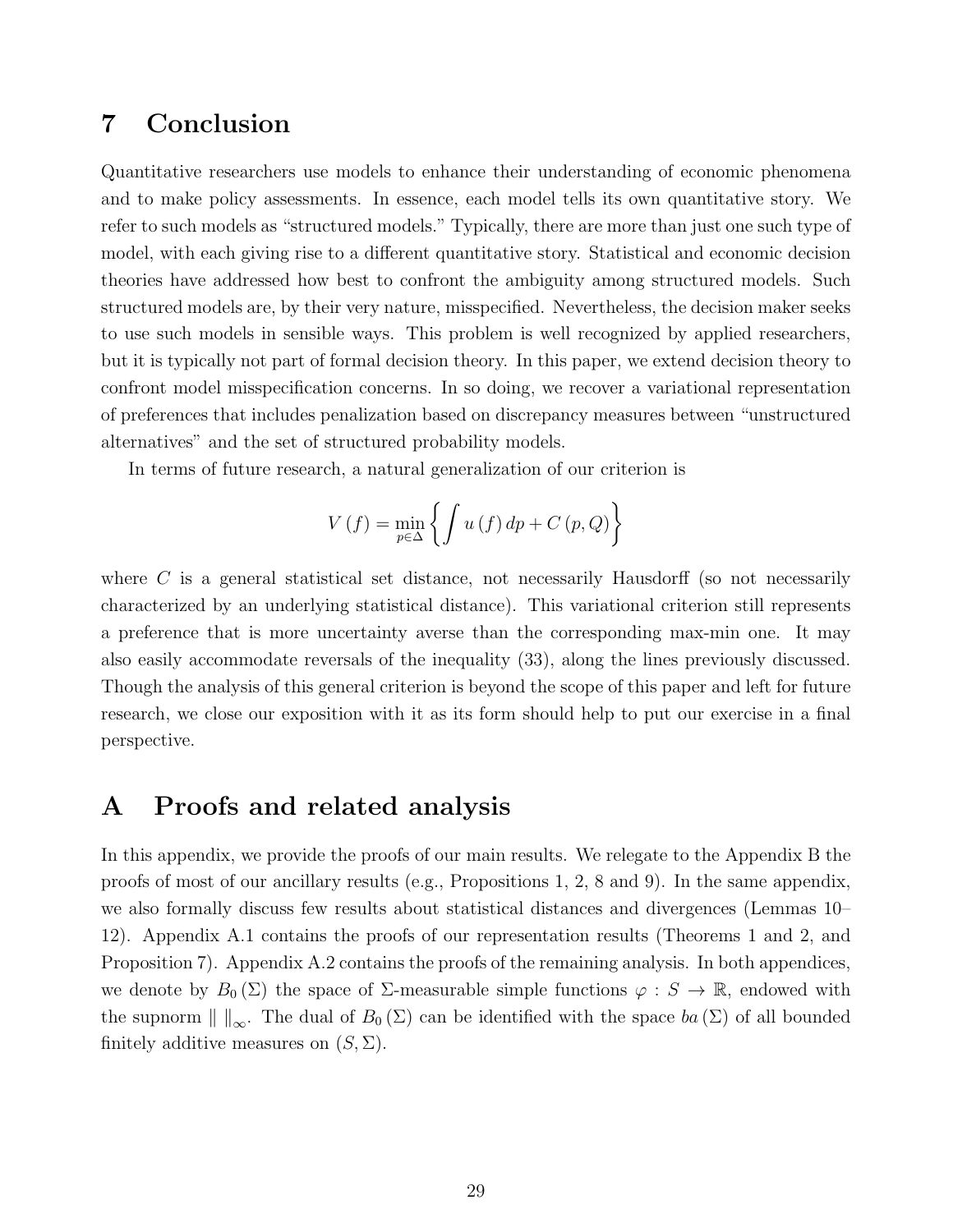# 7 Conclusion

Quantitative researchers use models to enhance their understanding of economic phenomena and to make policy assessments. In essence, each model tells its own quantitative story. We refer to such models as "structured models." Typically, there are more than just one such type of model, with each giving rise to a different quantitative story. Statistical and economic decision theories have addressed how best to confront the ambiguity among structured models. Such structured models are, by their very nature, misspecified. Nevertheless, the decision maker seeks to use such models in sensible ways. This problem is well recognized by applied researchers, but it is typically not part of formal decision theory. In this paper, we extend decision theory to confront model misspecification concerns. In so doing, we recover a variational representation of preferences that includes penalization based on discrepancy measures between "unstructured alternatives" and the set of structured probability models.

In terms of future research, a natural generalization of our criterion is

$$V(f) = \min_{p \in \Delta} \left\{ \int u(f)\, dp + C(p, Q) \right\}$$

where $C$ is a general statistical set distance, not necessarily Hausdorff (so not necessarily characterized by an underlying statistical distance). This variational criterion still represents a preference that is more uncertainty averse than the corresponding max-min one. It may also easily accommodate reversals of the inequality (33), along the lines previously discussed. Though the analysis of this general criterion is beyond the scope of this paper and left for future research, we close our exposition with it as its form should help to put our exercise in a final perspective.

# A Proofs and related analysis

In this appendix, we provide the proofs of our main results. We relegate to the Appendix B the proofs of most of our ancillary results (e.g., Propositions 1, 2, 8 and 9). In the same appendix, we also formally discuss few results about statistical distances and divergences (Lemmas 10–12). Appendix A.1 contains the proofs of our representation results (Theorems 1 and 2, and Proposition 7). Appendix A.2 contains the proofs of the remaining analysis. In both appendices, we denote by $B_0(\Sigma)$ the space of $\Sigma$-measurable simple functions $\varphi : S \to \mathbb{R}$, endowed with the supnorm $\| \|_\infty$. The dual of $B_0(\Sigma)$ can be identified with the space $ba(\Sigma)$ of all bounded finitely additive measures on $(S, \Sigma)$.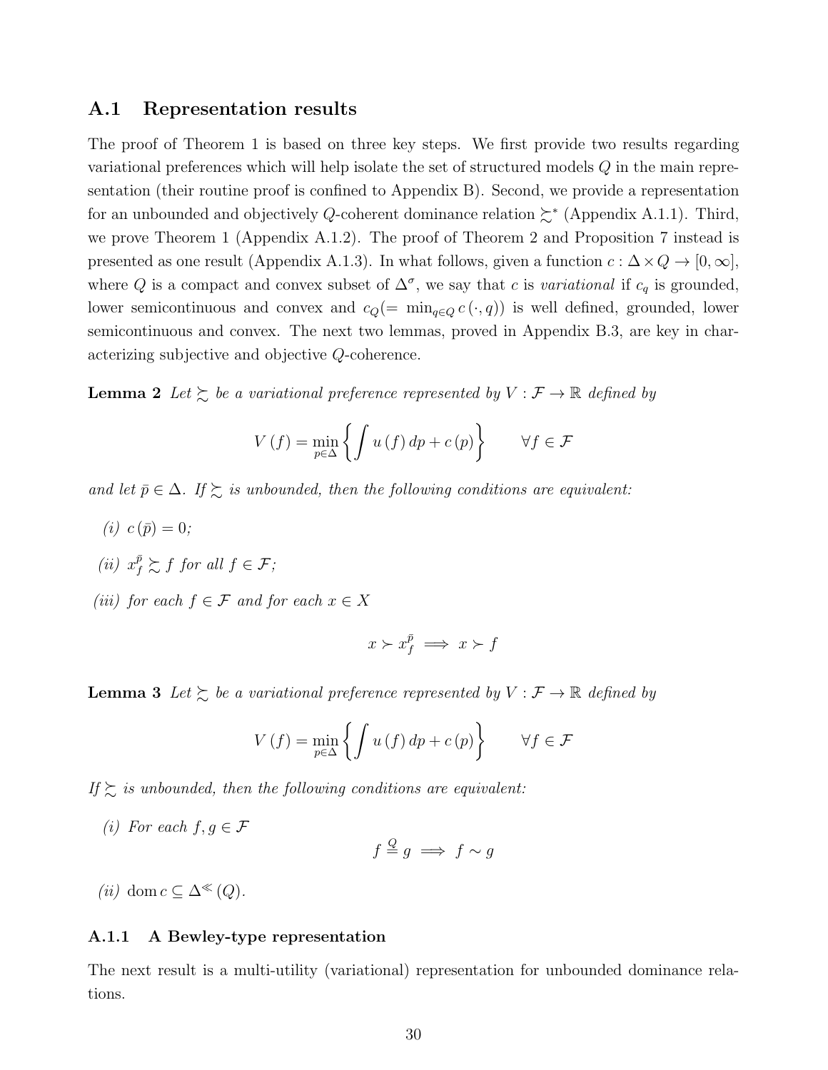## A.1 Representation results

The proof of Theorem 1 is based on three key steps. We first provide two results regarding variational preferences which will help isolate the set of structured models $Q$ in the main representation (their routine proof is confined to Appendix B). Second, we provide a representation for an unbounded and objectively $Q$-coherent dominance relation $\succsim^*$ (Appendix A.1.1). Third, we prove Theorem 1 (Appendix A.1.2). The proof of Theorem 2 and Proposition 7 instead is presented as one result (Appendix A.1.3). In what follows, given a function $c : \Delta \times Q \to [0, \infty]$, where $Q$ is a compact and convex subset of $\Delta^\sigma$, we say that $c$ is *variational* if $c_q$ is grounded, lower semicontinuous and convex and $c_Q (= \min_{q \in Q} c(\cdot, q))$ is well defined, grounded, lower semicontinuous and convex. The next two lemmas, proved in Appendix B.3, are key in characterizing subjective and objective $Q$-coherence.

**Lemma 2** *Let $\succsim$ be a variational preference represented by $V : \mathcal{F} \to \mathbb{R}$ defined by*

$$V(f) = \min_{p \in \Delta} \left\{ \int u(f)\, dp + c(p) \right\} \qquad \forall f \in \mathcal{F}$$

*and let $\bar{p} \in \Delta$. If $\succsim$ is unbounded, then the following conditions are equivalent:*

*(i)* $c(\bar{p}) = 0$;

*(ii)* $x_f^{\bar{p}} \succsim f$ *for all* $f \in \mathcal{F}$;

*(iii) for each* $f \in \mathcal{F}$ *and for each* $x \in X$

$$x \succ x_f^{\bar{p}} \implies x \succ f$$

**Lemma 3** *Let $\succsim$ be a variational preference represented by $V : \mathcal{F} \to \mathbb{R}$ defined by*

$$V(f) = \min_{p \in \Delta} \left\{ \int u(f)\, dp + c(p) \right\} \qquad \forall f \in \mathcal{F}$$

*If $\succsim$ is unbounded, then the following conditions are equivalent:*

*(i) For each* $f, g \in \mathcal{F}$

$$f \overset{Q}{=} g \implies f \sim g$$

*(ii)* $\operatorname{dom} c \subseteq \Delta^{\ll}(Q)$.

### A.1.1 A Bewley-type representation

The next result is a multi-utility (variational) representation for unbounded dominance relations.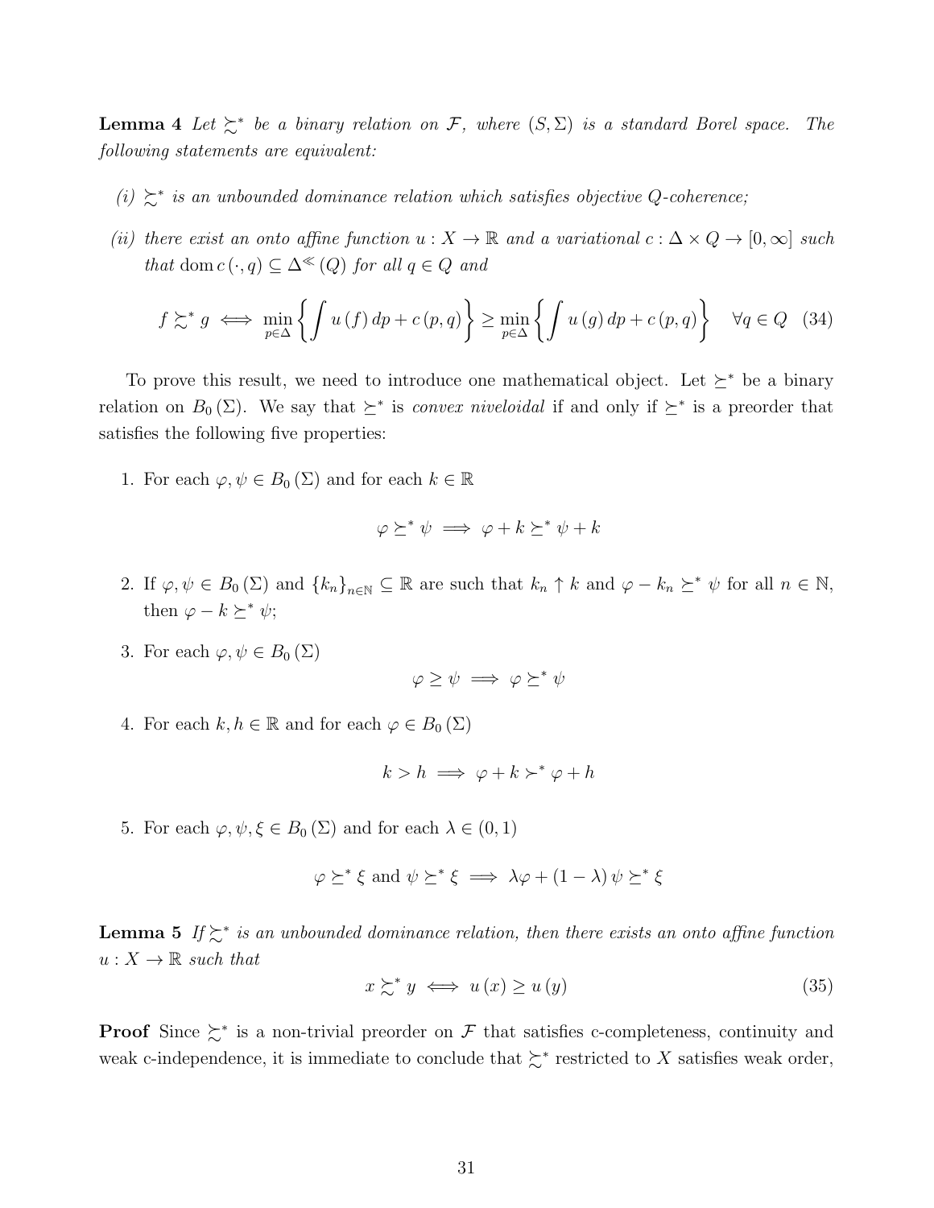**Lemma 4** *Let $\succsim^*$ be a binary relation on $\mathcal{F}$, where $(S, \Sigma)$ is a standard Borel space. The following statements are equivalent:*

*(i) $\succsim^*$ is an unbounded dominance relation which satisfies objective Q-coherence;*

*(ii) there exist an onto affine function $u : X \to \mathbb{R}$ and a variational $c : \Delta \times Q \to [0, \infty]$ such that $\operatorname{dom} c(\cdot, q) \subseteq \Delta^{\ll}(Q)$ for all $q \in Q$ and*

$$f \succsim^* g \iff \min_{p \in \Delta} \left\{ \int u(f)\, dp + c(p, q) \right\} \geq \min_{p \in \Delta} \left\{ \int u(g)\, dp + c(p, q) \right\} \quad \forall q \in Q \quad (34)$$

To prove this result, we need to introduce one mathematical object. Let $\succeq^*$ be a binary relation on $B_0(\Sigma)$. We say that $\succeq^*$ is *convex niveloidal* if and only if $\succeq^*$ is a preorder that satisfies the following five properties:

1. For each $\varphi, \psi \in B_0(\Sigma)$ and for each $k \in \mathbb{R}$
$$\varphi \succeq^* \psi \implies \varphi + k \succeq^* \psi + k$$

2. If $\varphi, \psi \in B_0(\Sigma)$ and $\{k_n\}_{n \in \mathbb{N}} \subseteq \mathbb{R}$ are such that $k_n \uparrow k$ and $\varphi - k_n \succeq^* \psi$ for all $n \in \mathbb{N}$, then $\varphi - k \succeq^* \psi$;

3. For each $\varphi, \psi \in B_0(\Sigma)$
$$\varphi \geq \psi \implies \varphi \succeq^* \psi$$

4. For each $k, h \in \mathbb{R}$ and for each $\varphi \in B_0(\Sigma)$
$$k > h \implies \varphi + k \succ^* \varphi + h$$

5. For each $\varphi, \psi, \xi \in B_0(\Sigma)$ and for each $\lambda \in (0, 1)$
$$\varphi \succeq^* \xi \text{ and } \psi \succeq^* \xi \implies \lambda\varphi + (1 - \lambda)\psi \succeq^* \xi$$

**Lemma 5** *If $\succsim^*$ is an unbounded dominance relation, then there exists an onto affine function $u : X \to \mathbb{R}$ such that*

$$x \succsim^* y \iff u(x) \geq u(y) \quad (35)$$

**Proof** Since $\succsim^*$ is a non-trivial preorder on $\mathcal{F}$ that satisfies c-completeness, continuity and weak c-independence, it is immediate to conclude that $\succsim^*$ restricted to $X$ satisfies weak order,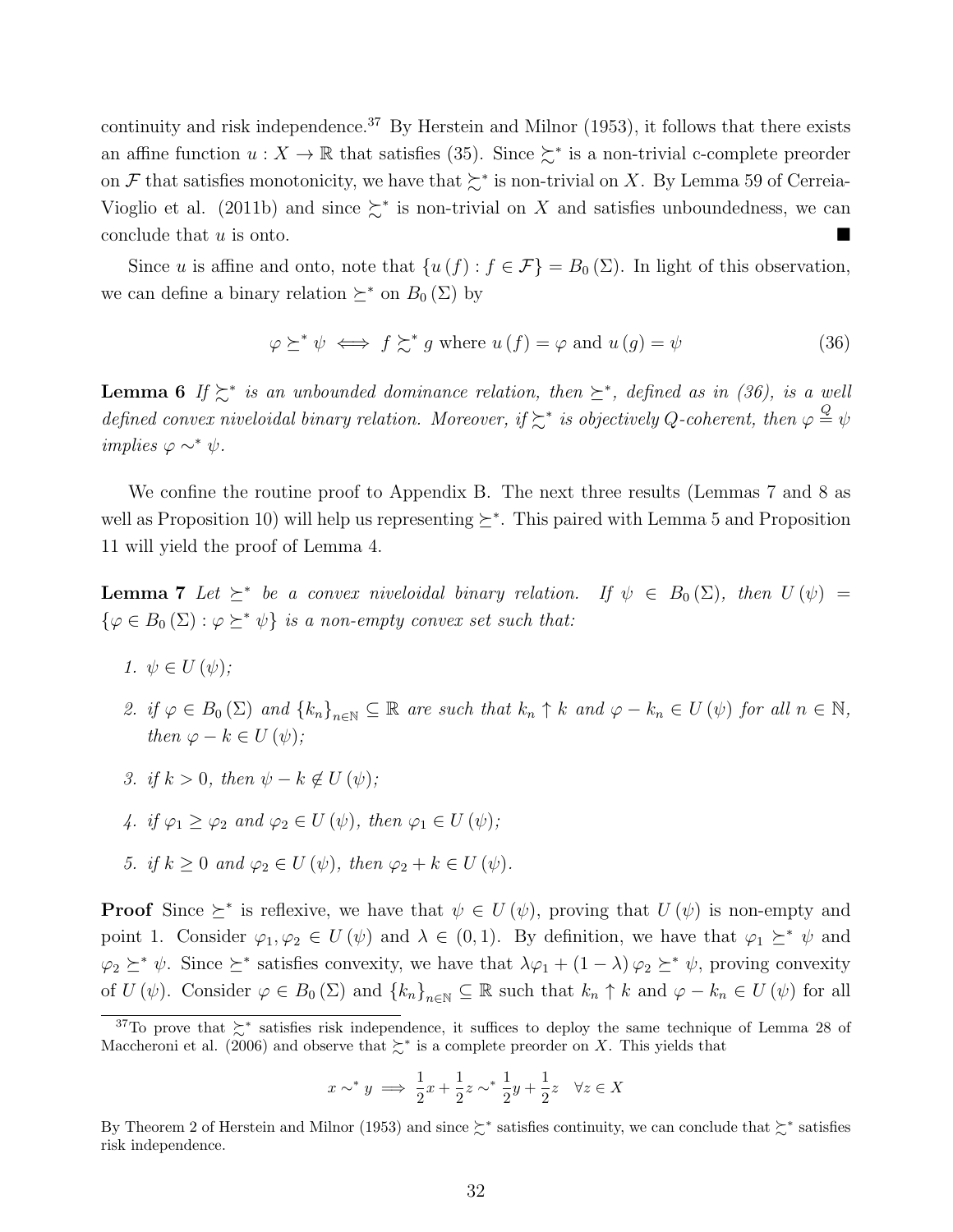continuity and risk independence.[37] By Herstein and Milnor (1953), it follows that there exists an affine function $u : X \to \mathbb{R}$ that satisfies (35). Since $\succsim^*$ is a non-trivial c-complete preorder on $\mathcal{F}$ that satisfies monotonicity, we have that $\succsim^*$ is non-trivial on $X$. By Lemma 59 of Cerreia-Vioglio et al. (2011b) and since $\succsim^*$ is non-trivial on $X$ and satisfies unboundedness, we can conclude that $u$ is onto. ■

Since $u$ is affine and onto, note that $\{u(f) : f \in \mathcal{F}\} = B_0(\Sigma)$. In light of this observation, we can define a binary relation $\succeq^*$ on $B_0(\Sigma)$ by

$$\varphi \succeq^* \psi \iff f \succsim^* g \text{ where } u(f) = \varphi \text{ and } u(g) = \psi \tag{36}$$

**Lemma 6** *If $\succsim^*$ is an unbounded dominance relation, then $\succeq^*$, defined as in (36), is a well defined convex niveloidal binary relation. Moreover, if $\succsim^*$ is objectively Q-coherent, then $\varphi \overset{Q}{=} \psi$ implies $\varphi \sim^* \psi$.*

We confine the routine proof to Appendix B. The next three results (Lemmas 7 and 8 as well as Proposition 10) will help us representing $\succeq^*$. This paired with Lemma 5 and Proposition 11 will yield the proof of Lemma 4.

**Lemma 7** *Let $\succeq^*$ be a convex niveloidal binary relation. If $\psi \in B_0(\Sigma)$, then $U(\psi) = \{\varphi \in B_0(\Sigma) : \varphi \succeq^* \psi\}$ is a non-empty convex set such that:*

1. *$\psi \in U(\psi)$;*
2. *if $\varphi \in B_0(\Sigma)$ and $\{k_n\}_{n\in\mathbb{N}} \subseteq \mathbb{R}$ are such that $k_n \uparrow k$ and $\varphi - k_n \in U(\psi)$ for all $n \in \mathbb{N}$, then $\varphi - k \in U(\psi)$;*
3. *if $k > 0$, then $\psi - k \notin U(\psi)$;*
4. *if $\varphi_1 \geq \varphi_2$ and $\varphi_2 \in U(\psi)$, then $\varphi_1 \in U(\psi)$;*
5. *if $k \geq 0$ and $\varphi_2 \in U(\psi)$, then $\varphi_2 + k \in U(\psi)$.*

**Proof** Since $\succeq^*$ is reflexive, we have that $\psi \in U(\psi)$, proving that $U(\psi)$ is non-empty and point 1. Consider $\varphi_1, \varphi_2 \in U(\psi)$ and $\lambda \in (0, 1)$. By definition, we have that $\varphi_1 \succeq^* \psi$ and $\varphi_2 \succeq^* \psi$. Since $\succeq^*$ satisfies convexity, we have that $\lambda\varphi_1 + (1 - \lambda)\varphi_2 \succeq^* \psi$, proving convexity of $U(\psi)$. Consider $\varphi \in B_0(\Sigma)$ and $\{k_n\}_{n\in\mathbb{N}} \subseteq \mathbb{R}$ such that $k_n \uparrow k$ and $\varphi - k_n \in U(\psi)$ for all

[37] To prove that $\succsim^*$ satisfies risk independence, it suffices to deploy the same technique of Lemma 28 of Maccheroni et al. (2006) and observe that $\succsim^*$ is a complete preorder on $X$. This yields that

$$x \sim^* y \implies \frac{1}{2}x + \frac{1}{2}z \sim^* \frac{1}{2}y + \frac{1}{2}z \quad \forall z \in X$$

By Theorem 2 of Herstein and Milnor (1953) and since $\succsim^*$ satisfies continuity, we can conclude that $\succsim^*$ satisfies risk independence.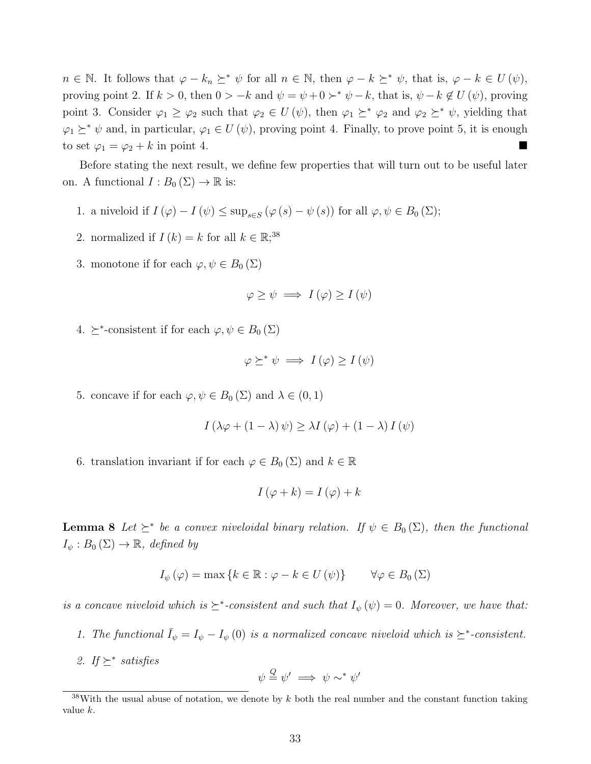$n \in \mathbb{N}$. It follows that $\varphi - k_n \succeq^* \psi$ for all $n \in \mathbb{N}$, then $\varphi - k \succeq^* \psi$, that is, $\varphi - k \in U(\psi)$, proving point 2. If $k > 0$, then $0 > -k$ and $\psi = \psi + 0 \succ^* \psi - k$, that is, $\psi - k \notin U(\psi)$, proving point 3. Consider $\varphi_1 \geq \varphi_2$ such that $\varphi_2 \in U(\psi)$, then $\varphi_1 \succeq^* \varphi_2$ and $\varphi_2 \succeq^* \psi$, yielding that $\varphi_1 \succeq^* \psi$ and, in particular, $\varphi_1 \in U(\psi)$, proving point 4. Finally, to prove point 5, it is enough to set $\varphi_1 = \varphi_2 + k$ in point 4. ■

Before stating the next result, we define few properties that will turn out to be useful later on. A functional $I : B_0(\Sigma) \to \mathbb{R}$ is:

1. a niveloid if $I(\varphi) - I(\psi) \leq \sup_{s \in S} (\varphi(s) - \psi(s))$ for all $\varphi, \psi \in B_0(\Sigma)$;
2. normalized if $I(k) = k$ for all $k \in \mathbb{R}$;[38]
3. monotone if for each $\varphi, \psi \in B_0(\Sigma)$
$$\varphi \geq \psi \implies I(\varphi) \geq I(\psi)$$
4. $\succeq^*$-consistent if for each $\varphi, \psi \in B_0(\Sigma)$
$$\varphi \succeq^* \psi \implies I(\varphi) \geq I(\psi)$$
5. concave if for each $\varphi, \psi \in B_0(\Sigma)$ and $\lambda \in (0,1)$
$$I(\lambda\varphi + (1-\lambda)\psi) \geq \lambda I(\varphi) + (1-\lambda) I(\psi)$$
6. translation invariant if for each $\varphi \in B_0(\Sigma)$ and $k \in \mathbb{R}$
$$I(\varphi + k) = I(\varphi) + k$$

**Lemma 8** *Let $\succeq^*$ be a convex niveloidal binary relation. If $\psi \in B_0(\Sigma)$, then the functional $I_\psi : B_0(\Sigma) \to \mathbb{R}$, defined by*

$$I_\psi(\varphi) = \max\{k \in \mathbb{R} : \varphi - k \in U(\psi)\} \qquad \forall \varphi \in B_0(\Sigma)$$

*is a concave niveloid which is $\succeq^*$-consistent and such that $I_\psi(\psi) = 0$. Moreover, we have that:*

1. *The functional $\bar{I}_\psi = I_\psi - I_\psi(0)$ is a normalized concave niveloid which is $\succeq^*$-consistent.*
2. *If $\succeq^*$ satisfies*
$$\psi \overset{Q}{=} \psi' \implies \psi \sim^* \psi'$$

[38] With the usual abuse of notation, we denote by $k$ both the real number and the constant function taking value $k$.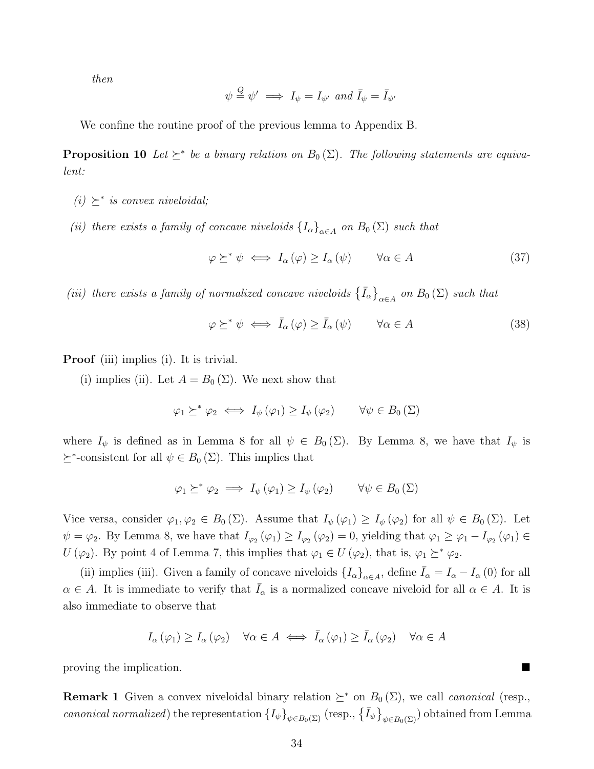*then*

$$\psi \stackrel{Q}{=} \psi' \implies I_\psi = I_{\psi'} \text{ and } \bar{I}_\psi = \bar{I}_{\psi'}$$

We confine the routine proof of the previous lemma to Appendix B.

**Proposition 10** *Let $\succeq^*$ be a binary relation on $B_0(\Sigma)$. The following statements are equivalent:*

*(i) $\succeq^*$ is convex niveloidal;*

*(ii) there exists a family of concave niveloids $\{I_\alpha\}_{\alpha \in A}$ on $B_0(\Sigma)$ such that*

$$\varphi \succeq^* \psi \iff I_\alpha(\varphi) \geq I_\alpha(\psi) \qquad \forall \alpha \in A \tag{37}$$

*(iii) there exists a family of normalized concave niveloids $\{\bar{I}_\alpha\}_{\alpha \in A}$ on $B_0(\Sigma)$ such that*

$$\varphi \succeq^* \psi \iff \bar{I}_\alpha(\varphi) \geq \bar{I}_\alpha(\psi) \qquad \forall \alpha \in A \tag{38}$$

**Proof** (iii) implies (i). It is trivial.

(i) implies (ii). Let $A = B_0(\Sigma)$. We next show that

$$\varphi_1 \succeq^* \varphi_2 \iff I_\psi(\varphi_1) \geq I_\psi(\varphi_2) \qquad \forall \psi \in B_0(\Sigma)$$

where $I_\psi$ is defined as in Lemma 8 for all $\psi \in B_0(\Sigma)$. By Lemma 8, we have that $I_\psi$ is $\succeq^*$-consistent for all $\psi \in B_0(\Sigma)$. This implies that

$$\varphi_1 \succeq^* \varphi_2 \implies I_\psi(\varphi_1) \geq I_\psi(\varphi_2) \qquad \forall \psi \in B_0(\Sigma)$$

Vice versa, consider $\varphi_1, \varphi_2 \in B_0(\Sigma)$. Assume that $I_\psi(\varphi_1) \geq I_\psi(\varphi_2)$ for all $\psi \in B_0(\Sigma)$. Let $\psi = \varphi_2$. By Lemma 8, we have that $I_{\varphi_2}(\varphi_1) \geq I_{\varphi_2}(\varphi_2) = 0$, yielding that $\varphi_1 \geq \varphi_1 - I_{\varphi_2}(\varphi_1) \in U(\varphi_2)$. By point 4 of Lemma 7, this implies that $\varphi_1 \in U(\varphi_2)$, that is, $\varphi_1 \succeq^* \varphi_2$.

(ii) implies (iii). Given a family of concave niveloids $\{I_\alpha\}_{\alpha \in A}$, define $\bar{I}_\alpha = I_\alpha - I_\alpha(0)$ for all $\alpha \in A$. It is immediate to verify that $\bar{I}_\alpha$ is a normalized concave niveloid for all $\alpha \in A$. It is also immediate to observe that

$$I_\alpha(\varphi_1) \geq I_\alpha(\varphi_2) \quad \forall \alpha \in A \iff \bar{I}_\alpha(\varphi_1) \geq \bar{I}_\alpha(\varphi_2) \quad \forall \alpha \in A$$

proving the implication. ■

**Remark 1** Given a convex niveloidal binary relation $\succeq^*$ on $B_0(\Sigma)$, we call *canonical* (resp., *canonical normalized*) the representation $\{I_\psi\}_{\psi \in B_0(\Sigma)}$ (resp., $\{\bar{I}_\psi\}_{\psi \in B_0(\Sigma)}$) obtained from Lemma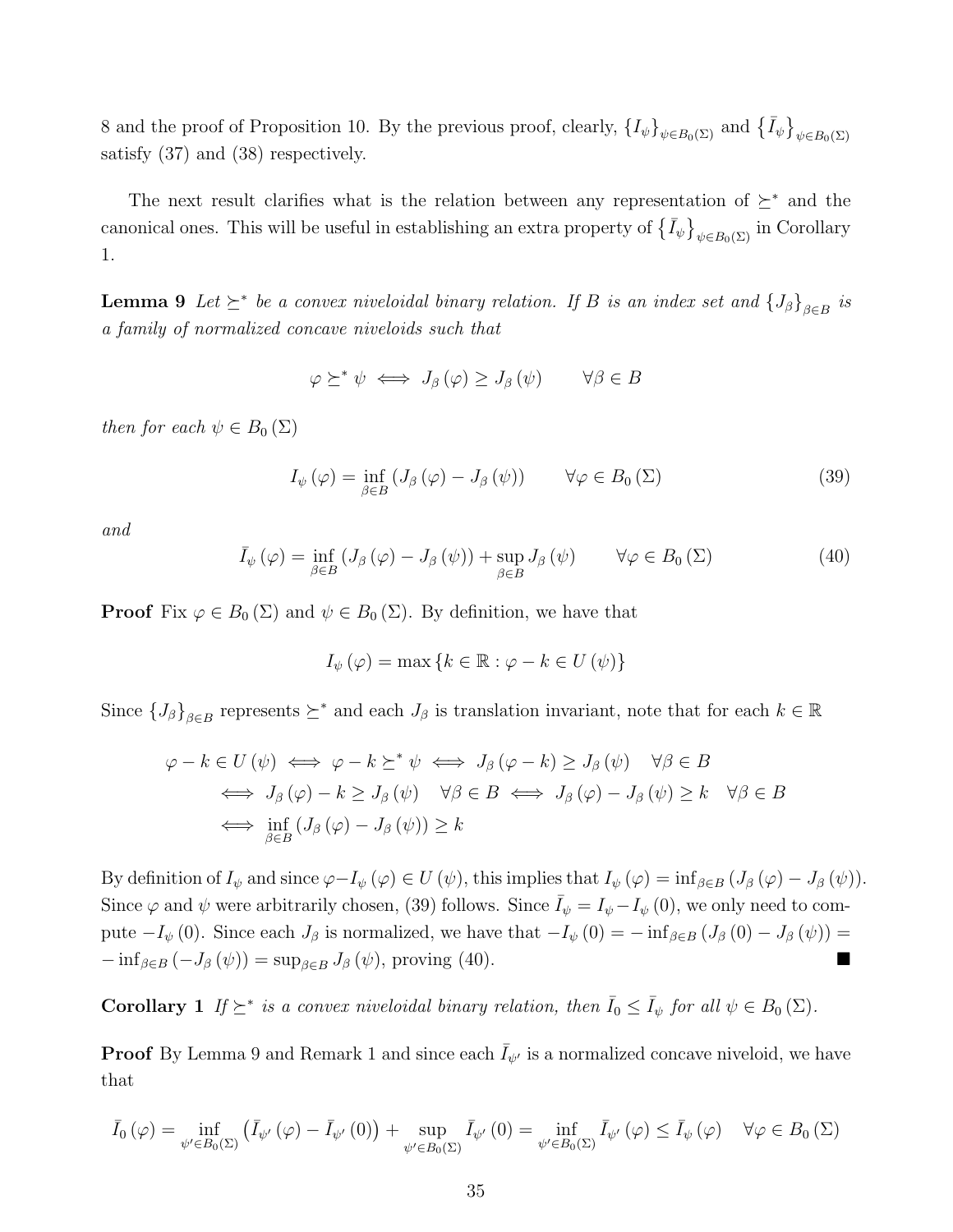8 and the proof of Proposition 10. By the previous proof, clearly, $\{I_\psi\}_{\psi\in B_0(\Sigma)}$ and $\{\bar{I}_\psi\}_{\psi\in B_0(\Sigma)}$ satisfy (37) and (38) respectively.

The next result clarifies what is the relation between any representation of $\succeq^*$ and the canonical ones. This will be useful in establishing an extra property of $\{\bar{I}_\psi\}_{\psi\in B_0(\Sigma)}$ in Corollary 1.

**Lemma 9** *Let $\succeq^*$ be a convex niveloidal binary relation. If $B$ is an index set and $\{J_\beta\}_{\beta\in B}$ is a family of normalized concave niveloids such that*

$$\varphi \succeq^* \psi \iff J_\beta(\varphi) \geq J_\beta(\psi) \qquad \forall \beta \in B$$

*then for each $\psi \in B_0(\Sigma)$*

$$I_\psi(\varphi) = \inf_{\beta\in B} \left(J_\beta(\varphi) - J_\beta(\psi)\right) \qquad \forall \varphi \in B_0(\Sigma) \tag{39}$$

*and*

$$\bar{I}_\psi(\varphi) = \inf_{\beta\in B} \left(J_\beta(\varphi) - J_\beta(\psi)\right) + \sup_{\beta\in B} J_\beta(\psi) \qquad \forall \varphi \in B_0(\Sigma) \tag{40}$$

**Proof** Fix $\varphi \in B_0(\Sigma)$ and $\psi \in B_0(\Sigma)$. By definition, we have that

$$I_\psi(\varphi) = \max\{k \in \mathbb{R} : \varphi - k \in U(\psi)\}$$

Since $\{J_\beta\}_{\beta\in B}$ represents $\succeq^*$ and each $J_\beta$ is translation invariant, note that for each $k \in \mathbb{R}$

$$\begin{aligned}
\varphi - k \in U(\psi) &\iff \varphi - k \succeq^* \psi \iff J_\beta(\varphi - k) \geq J_\beta(\psi) \quad \forall \beta \in B \\
&\iff J_\beta(\varphi) - k \geq J_\beta(\psi) \quad \forall \beta \in B \iff J_\beta(\varphi) - J_\beta(\psi) \geq k \quad \forall \beta \in B \\
&\iff \inf_{\beta\in B}\left(J_\beta(\varphi) - J_\beta(\psi)\right) \geq k
\end{aligned}$$

By definition of $I_\psi$ and since $\varphi - I_\psi(\varphi) \in U(\psi)$, this implies that $I_\psi(\varphi) = \inf_{\beta\in B}\left(J_\beta(\varphi) - J_\beta(\psi)\right)$. Since $\varphi$ and $\psi$ were arbitrarily chosen, (39) follows. Since $\bar{I}_\psi = I_\psi - I_\psi(0)$, we only need to compute $-I_\psi(0)$. Since each $J_\beta$ is normalized, we have that $-I_\psi(0) = -\inf_{\beta\in B}\left(J_\beta(0) - J_\beta(\psi)\right) = -\inf_{\beta\in B}\left(-J_\beta(\psi)\right) = \sup_{\beta\in B} J_\beta(\psi)$, proving (40). ■

**Corollary 1** *If $\succeq^*$ is a convex niveloidal binary relation, then $\bar{I}_0 \leq \bar{I}_\psi$ for all $\psi \in B_0(\Sigma)$.*

**Proof** By Lemma 9 and Remark 1 and since each $\bar{I}_{\psi'}$ is a normalized concave niveloid, we have that

$$\bar{I}_0(\varphi) = \inf_{\psi'\in B_0(\Sigma)} \left(\bar{I}_{\psi'}(\varphi) - \bar{I}_{\psi'}(0)\right) + \sup_{\psi'\in B_0(\Sigma)} \bar{I}_{\psi'}(0) = \inf_{\psi'\in B_0(\Sigma)} \bar{I}_{\psi'}(\varphi) \leq \bar{I}_\psi(\varphi) \quad \forall \varphi \in B_0(\Sigma)$$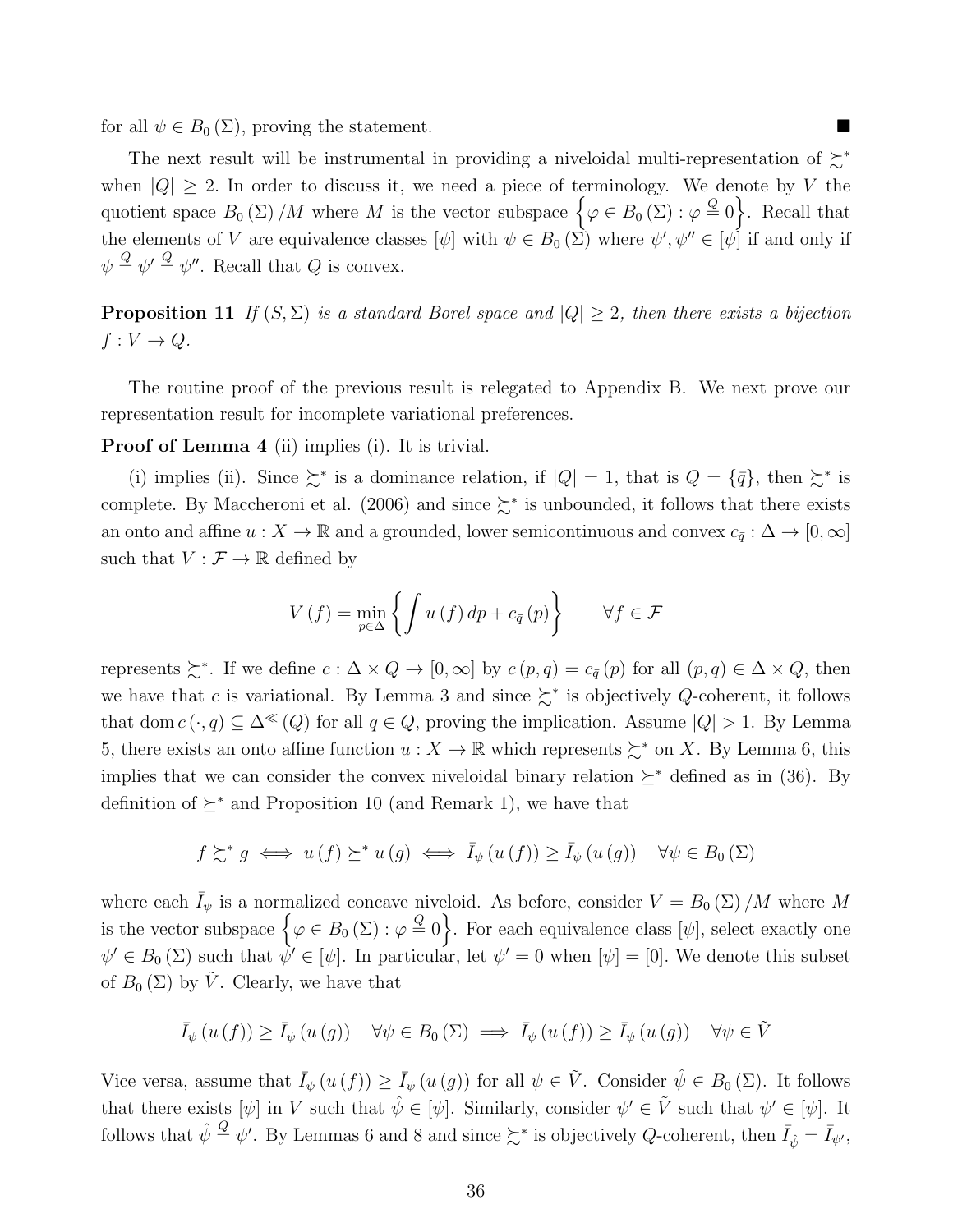for all $\psi \in B_0(\Sigma)$, proving the statement. ■

The next result will be instrumental in providing a niveloidal multi-representation of $\succsim^*$ when $|Q| \geq 2$. In order to discuss it, we need a piece of terminology. We denote by $V$ the quotient space $B_0(\Sigma)/M$ where $M$ is the vector subspace $\left\{\varphi \in B_0(\Sigma) : \varphi \overset{Q}{=} 0\right\}$. Recall that the elements of $V$ are equivalence classes $[\psi]$ with $\psi \in B_0(\Sigma)$ where $\psi', \psi'' \in [\psi]$ if and only if $\psi \overset{Q}{=} \psi' \overset{Q}{=} \psi''$. Recall that $Q$ is convex.

**Proposition 11** *If $(S, \Sigma)$ is a standard Borel space and $|Q| \geq 2$, then there exists a bijection $f : V \to Q$.*

The routine proof of the previous result is relegated to Appendix B. We next prove our representation result for incomplete variational preferences.

**Proof of Lemma 4** (ii) implies (i). It is trivial.

(i) implies (ii). Since $\succsim^*$ is a dominance relation, if $|Q| = 1$, that is $Q = \{\bar{q}\}$, then $\succsim^*$ is complete. By Maccheroni et al. (2006) and since $\succsim^*$ is unbounded, it follows that there exists an onto and affine $u : X \to \mathbb{R}$ and a grounded, lower semicontinuous and convex $c_{\bar{q}} : \Delta \to [0, \infty]$ such that $V : \mathcal{F} \to \mathbb{R}$ defined by

$$V(f) = \min_{p \in \Delta} \left\{ \int u(f)\, dp + c_{\bar{q}}(p) \right\} \qquad \forall f \in \mathcal{F}$$

represents $\succsim^*$. If we define $c : \Delta \times Q \to [0, \infty]$ by $c(p, q) = c_{\bar{q}}(p)$ for all $(p, q) \in \Delta \times Q$, then we have that $c$ is variational. By Lemma 3 and since $\succsim^*$ is objectively $Q$-coherent, it follows that $\operatorname{dom} c(\cdot, q) \subseteq \Delta^{\ll}(Q)$ for all $q \in Q$, proving the implication. Assume $|Q| > 1$. By Lemma 5, there exists an onto affine function $u : X \to \mathbb{R}$ which represents $\succsim^*$ on $X$. By Lemma 6, this implies that we can consider the convex niveloidal binary relation $\succeq^*$ defined as in (36). By definition of $\succeq^*$ and Proposition 10 (and Remark 1), we have that

$$f \succsim^* g \iff u(f) \succeq^* u(g) \iff \bar{I}_\psi(u(f)) \geq \bar{I}_\psi(u(g)) \quad \forall \psi \in B_0(\Sigma)$$

where each $\bar{I}_\psi$ is a normalized concave niveloid. As before, consider $V = B_0(\Sigma)/M$ where $M$ is the vector subspace $\left\{\varphi \in B_0(\Sigma) : \varphi \overset{Q}{=} 0\right\}$. For each equivalence class $[\psi]$, select exactly one $\psi' \in B_0(\Sigma)$ such that $\psi' \in [\psi]$. In particular, let $\psi' = 0$ when $[\psi] = [0]$. We denote this subset of $B_0(\Sigma)$ by $\tilde{V}$. Clearly, we have that

$$\bar{I}_\psi(u(f)) \geq \bar{I}_\psi(u(g)) \quad \forall \psi \in B_0(\Sigma) \implies \bar{I}_\psi(u(f)) \geq \bar{I}_\psi(u(g)) \quad \forall \psi \in \tilde{V}$$

Vice versa, assume that $\bar{I}_\psi(u(f)) \geq \bar{I}_\psi(u(g))$ for all $\psi \in \tilde{V}$. Consider $\hat{\psi} \in B_0(\Sigma)$. It follows that there exists $[\psi]$ in $V$ such that $\hat{\psi} \in [\psi]$. Similarly, consider $\psi' \in \tilde{V}$ such that $\psi' \in [\psi]$. It follows that $\hat{\psi} \overset{Q}{=} \psi'$. By Lemmas 6 and 8 and since $\succsim^*$ is objectively $Q$-coherent, then $\bar{I}_{\hat{\psi}} = \bar{I}_{\psi'}$,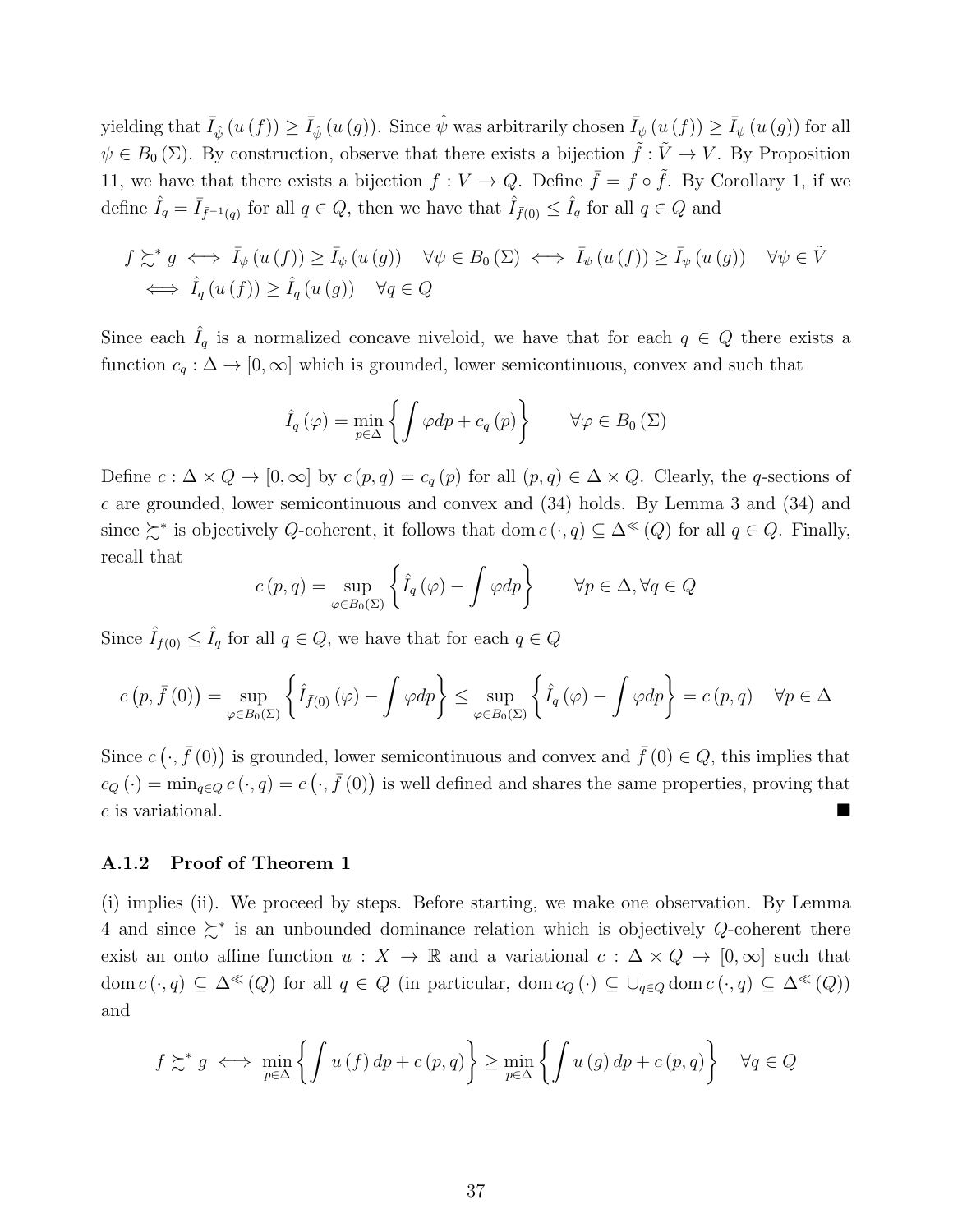yielding that $\bar{I}_{\hat{\psi}}(u(f)) \geq \bar{I}_{\hat{\psi}}(u(g))$. Since $\hat{\psi}$ was arbitrarily chosen $\bar{I}_{\psi}(u(f)) \geq \bar{I}_{\psi}(u(g))$ for all $\psi \in B_0(\Sigma)$. By construction, observe that there exists a bijection $\tilde{f} : \tilde{V} \to V$. By Proposition 11, we have that there exists a bijection $f : V \to Q$. Define $\bar{f} = f \circ \tilde{f}$. By Corollary 1, if we define $\hat{I}_q = \bar{I}_{\bar{f}^{-1}(q)}$ for all $q \in Q$, then we have that $\hat{I}_{\bar{f}(0)} \leq \hat{I}_q$ for all $q \in Q$ and

$$
\begin{aligned}
f \succsim^* g &\iff \bar{I}_{\psi}(u(f)) \geq \bar{I}_{\psi}(u(g)) \quad \forall \psi \in B_0(\Sigma) \iff \bar{I}_{\psi}(u(f)) \geq \bar{I}_{\psi}(u(g)) \quad \forall \psi \in \tilde{V} \\
&\iff \hat{I}_q(u(f)) \geq \hat{I}_q(u(g)) \quad \forall q \in Q
\end{aligned}
$$

Since each $\hat{I}_q$ is a normalized concave niveloid, we have that for each $q \in Q$ there exists a function $c_q : \Delta \to [0, \infty]$ which is grounded, lower semicontinuous, convex and such that

$$
\hat{I}_q(\varphi) = \min_{p \in \Delta} \left\{ \int \varphi dp + c_q(p) \right\} \qquad \forall \varphi \in B_0(\Sigma)
$$

Define $c : \Delta \times Q \to [0, \infty]$ by $c(p, q) = c_q(p)$ for all $(p, q) \in \Delta \times Q$. Clearly, the $q$-sections of $c$ are grounded, lower semicontinuous and convex and (34) holds. By Lemma 3 and (34) and since $\succsim^*$ is objectively $Q$-coherent, it follows that $\operatorname{dom} c(\cdot, q) \subseteq \Delta^{\ll}(Q)$ for all $q \in Q$. Finally, recall that

$$
c(p, q) = \sup_{\varphi \in B_0(\Sigma)} \left\{ \hat{I}_q(\varphi) - \int \varphi dp \right\} \qquad \forall p \in \Delta, \forall q \in Q
$$

Since $\hat{I}_{\bar{f}(0)} \leq \hat{I}_q$ for all $q \in Q$, we have that for each $q \in Q$

$$
c\left(p, \bar{f}(0)\right) = \sup_{\varphi \in B_0(\Sigma)} \left\{ \hat{I}_{\bar{f}(0)}(\varphi) - \int \varphi dp \right\} \leq \sup_{\varphi \in B_0(\Sigma)} \left\{ \hat{I}_q(\varphi) - \int \varphi dp \right\} = c(p, q) \quad \forall p \in \Delta
$$

Since $c\left(\cdot, \bar{f}(0)\right)$ is grounded, lower semicontinuous and convex and $\bar{f}(0) \in Q$, this implies that $c_Q(\cdot) = \min_{q \in Q} c(\cdot, q) = c\left(\cdot, \bar{f}(0)\right)$ is well defined and shares the same properties, proving that $c$ is variational. ■

### A.1.2 Proof of Theorem 1

(i) implies (ii). We proceed by steps. Before starting, we make one observation. By Lemma 4 and since $\succsim^*$ is an unbounded dominance relation which is objectively $Q$-coherent there exist an onto affine function $u : X \to \mathbb{R}$ and a variational $c : \Delta \times Q \to [0, \infty]$ such that $\operatorname{dom} c(\cdot, q) \subseteq \Delta^{\ll}(Q)$ for all $q \in Q$ (in particular, $\operatorname{dom} c_Q(\cdot) \subseteq \cup_{q \in Q} \operatorname{dom} c(\cdot, q) \subseteq \Delta^{\ll}(Q)$) and

$$
f \succsim^* g \iff \min_{p \in \Delta} \left\{ \int u(f) dp + c(p, q) \right\} \geq \min_{p \in \Delta} \left\{ \int u(g) dp + c(p, q) \right\} \quad \forall q \in Q
$$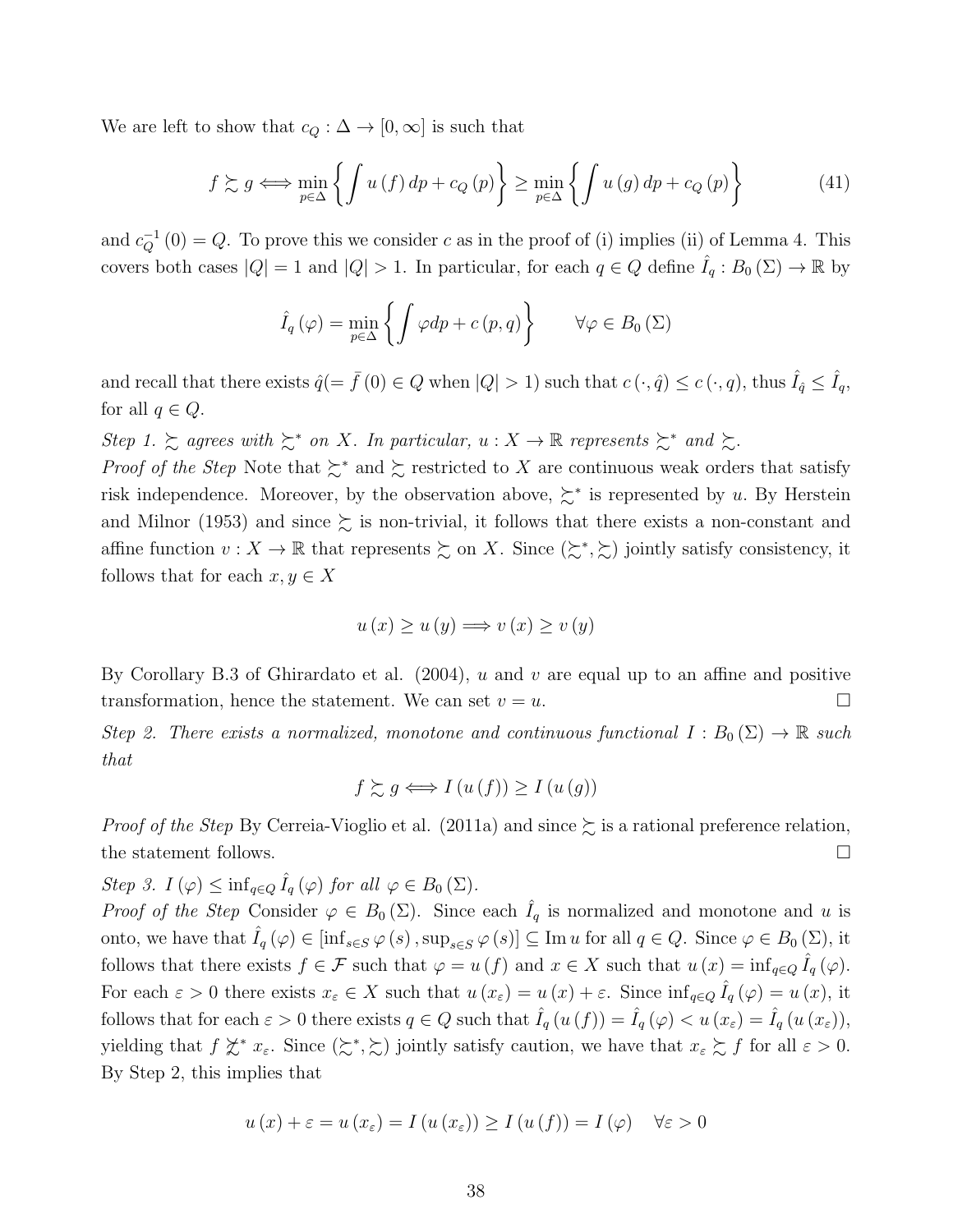We are left to show that $c_Q : \Delta \to [0, \infty]$ is such that

$$f \succsim g \Longleftrightarrow \min_{p \in \Delta} \left\{ \int u(f)\, dp + c_Q(p) \right\} \geq \min_{p \in \Delta} \left\{ \int u(g)\, dp + c_Q(p) \right\} \tag{41}$$

and $c_Q^{-1}(0) = Q$. To prove this we consider $c$ as in the proof of (i) implies (ii) of Lemma 4. This covers both cases $|Q| = 1$ and $|Q| > 1$. In particular, for each $q \in Q$ define $\hat{I}_q : B_0(\Sigma) \to \mathbb{R}$ by

$$\hat{I}_q(\varphi) = \min_{p \in \Delta} \left\{ \int \varphi dp + c(p, q) \right\} \qquad \forall \varphi \in B_0(\Sigma)$$

and recall that there exists $\hat{q} (= \bar{f}(0) \in Q$ when $|Q| > 1)$ such that $c(\cdot, \hat{q}) \leq c(\cdot, q)$, thus $\hat{I}_{\hat{q}} \leq \hat{I}_q$, for all $q \in Q$.

*Step 1. $\succsim$ agrees with $\succsim^*$ on $X$. In particular, $u : X \to \mathbb{R}$ represents $\succsim^*$ and $\succsim$.*

*Proof of the Step* Note that $\succsim^*$ and $\succsim$ restricted to $X$ are continuous weak orders that satisfy risk independence. Moreover, by the observation above, $\succsim^*$ is represented by $u$. By Herstein and Milnor (1953) and since $\succsim$ is non-trivial, it follows that there exists a non-constant and affine function $v : X \to \mathbb{R}$ that represents $\succsim$ on $X$. Since $(\succsim^*, \succsim)$ jointly satisfy consistency, it follows that for each $x, y \in X$

$$u(x) \geq u(y) \Longrightarrow v(x) \geq v(y)$$

By Corollary B.3 of Ghirardato et al. (2004), $u$ and $v$ are equal up to an affine and positive transformation, hence the statement. We can set $v = u$. $\square$

*Step 2. There exists a normalized, monotone and continuous functional $I : B_0(\Sigma) \to \mathbb{R}$ such that*

$$f \succsim g \Longleftrightarrow I(u(f)) \geq I(u(g))$$

*Proof of the Step* By Cerreia-Vioglio et al. (2011a) and since $\succsim$ is a rational preference relation, the statement follows. $\square$

*Step 3. $I(\varphi) \leq \inf_{q \in Q} \hat{I}_q(\varphi)$ for all $\varphi \in B_0(\Sigma)$.*

*Proof of the Step* Consider $\varphi \in B_0(\Sigma)$. Since each $\hat{I}_q$ is normalized and monotone and $u$ is onto, we have that $\hat{I}_q(\varphi) \in [\inf_{s \in S} \varphi(s), \sup_{s \in S} \varphi(s)] \subseteq \operatorname{Im} u$ for all $q \in Q$. Since $\varphi \in B_0(\Sigma)$, it follows that there exists $f \in \mathcal{F}$ such that $\varphi = u(f)$ and $x \in X$ such that $u(x) = \inf_{q \in Q} \hat{I}_q(\varphi)$. For each $\varepsilon > 0$ there exists $x_\varepsilon \in X$ such that $u(x_\varepsilon) = u(x) + \varepsilon$. Since $\inf_{q \in Q} \hat{I}_q(\varphi) = u(x)$, it follows that for each $\varepsilon > 0$ there exists $q \in Q$ such that $\hat{I}_q(u(f)) = \hat{I}_q(\varphi) < u(x_\varepsilon) = \hat{I}_q(u(x_\varepsilon))$, yielding that $f \not\succsim^* x_\varepsilon$. Since $(\succsim^*, \succsim)$ jointly satisfy caution, we have that $x_\varepsilon \succsim f$ for all $\varepsilon > 0$. By Step 2, this implies that

$$u(x) + \varepsilon = u(x_\varepsilon) = I(u(x_\varepsilon)) \geq I(u(f)) = I(\varphi) \quad \forall \varepsilon > 0$$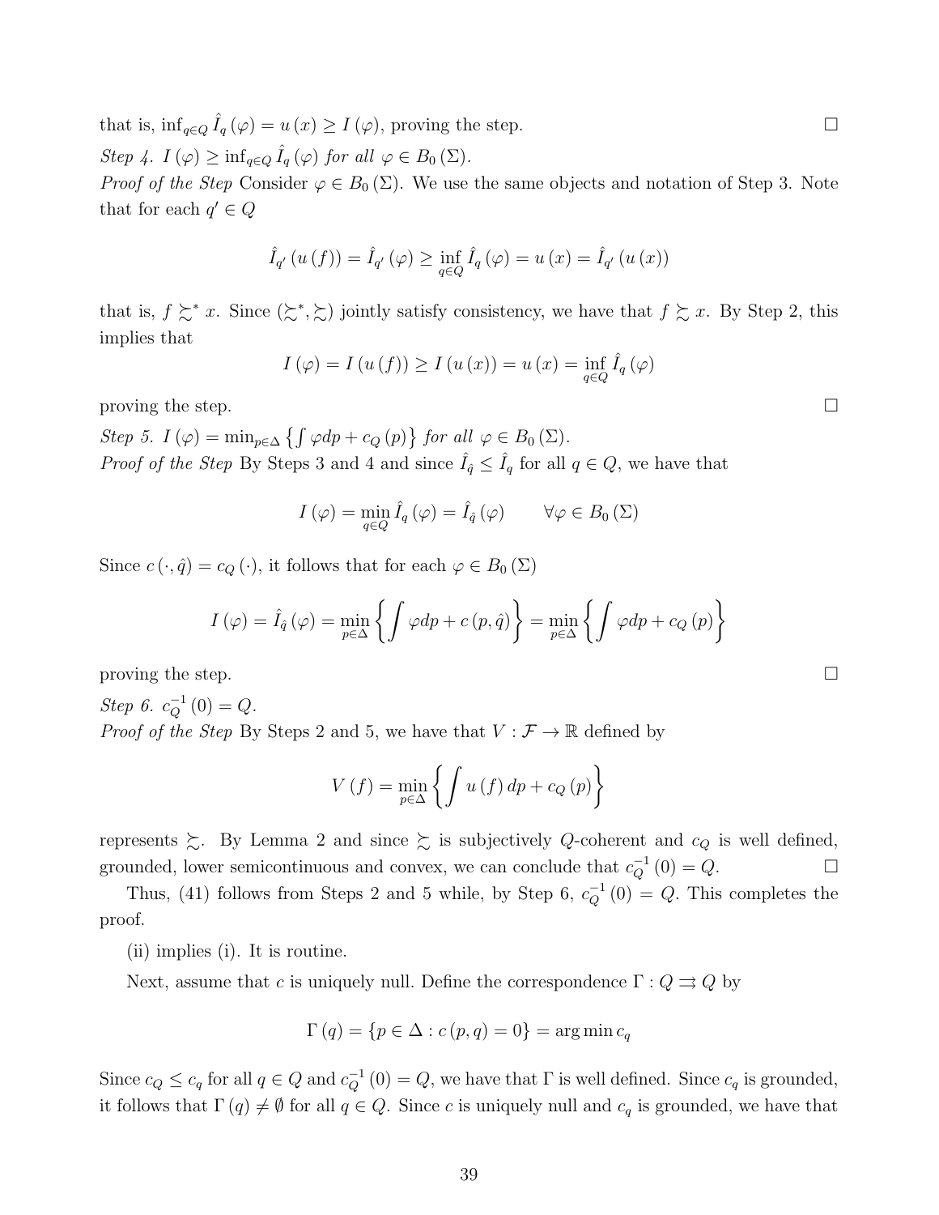that is, $\inf_{q\in Q} \hat{I}_q(\varphi) = u(x) \geq I(\varphi)$, proving the step. $\square$

*Step 4. $I(\varphi) \geq \inf_{q\in Q} \hat{I}_q(\varphi)$ for all $\varphi \in B_0(\Sigma)$.*

*Proof of the Step* Consider $\varphi \in B_0(\Sigma)$. We use the same objects and notation of Step 3. Note that for each $q' \in Q$

$$\hat{I}_{q'}(u(f)) = \hat{I}_{q'}(\varphi) \geq \inf_{q\in Q} \hat{I}_q(\varphi) = u(x) = \hat{I}_{q'}(u(x))$$

that is, $f \succsim^* x$. Since $(\succsim^*, \succsim)$ jointly satisfy consistency, we have that $f \succsim x$. By Step 2, this implies that

$$I(\varphi) = I(u(f)) \geq I(u(x)) = u(x) = \inf_{q\in Q} \hat{I}_q(\varphi)$$

proving the step. $\square$

*Step 5. $I(\varphi) = \min_{p\in\Delta} \left\{\int \varphi dp + c_Q(p)\right\}$ for all $\varphi \in B_0(\Sigma)$.*

*Proof of the Step* By Steps 3 and 4 and since $\hat{I}_{\hat{q}} \leq \hat{I}_q$ for all $q \in Q$, we have that

$$I(\varphi) = \min_{q\in Q} \hat{I}_q(\varphi) = \hat{I}_{\hat{q}}(\varphi) \qquad \forall \varphi \in B_0(\Sigma)$$

Since $c(\cdot, \hat{q}) = c_Q(\cdot)$, it follows that for each $\varphi \in B_0(\Sigma)$

$$I(\varphi) = \hat{I}_{\hat{q}}(\varphi) = \min_{p\in\Delta} \left\{\int \varphi dp + c(p, \hat{q})\right\} = \min_{p\in\Delta} \left\{\int \varphi dp + c_Q(p)\right\}$$

proving the step. $\square$

*Step 6. $c_Q^{-1}(0) = Q$.*

*Proof of the Step* By Steps 2 and 5, we have that $V : \mathcal{F} \to \mathbb{R}$ defined by

$$V(f) = \min_{p\in\Delta} \left\{\int u(f) dp + c_Q(p)\right\}$$

represents $\succsim$. By Lemma 2 and since $\succsim$ is subjectively $Q$-coherent and $c_Q$ is well defined, grounded, lower semicontinuous and convex, we can conclude that $c_Q^{-1}(0) = Q$. $\square$

Thus, (41) follows from Steps 2 and 5 while, by Step 6, $c_Q^{-1}(0) = Q$. This completes the proof.

(ii) implies (i). It is routine.

Next, assume that $c$ is uniquely null. Define the correspondence $\Gamma : Q \rightrightarrows Q$ by

$$\Gamma(q) = \{p \in \Delta : c(p, q) = 0\} = \arg\min c_q$$

Since $c_Q \leq c_q$ for all $q \in Q$ and $c_Q^{-1}(0) = Q$, we have that $\Gamma$ is well defined. Since $c_q$ is grounded, it follows that $\Gamma(q) \neq \emptyset$ for all $q \in Q$. Since $c$ is uniquely null and $c_q$ is grounded, we have that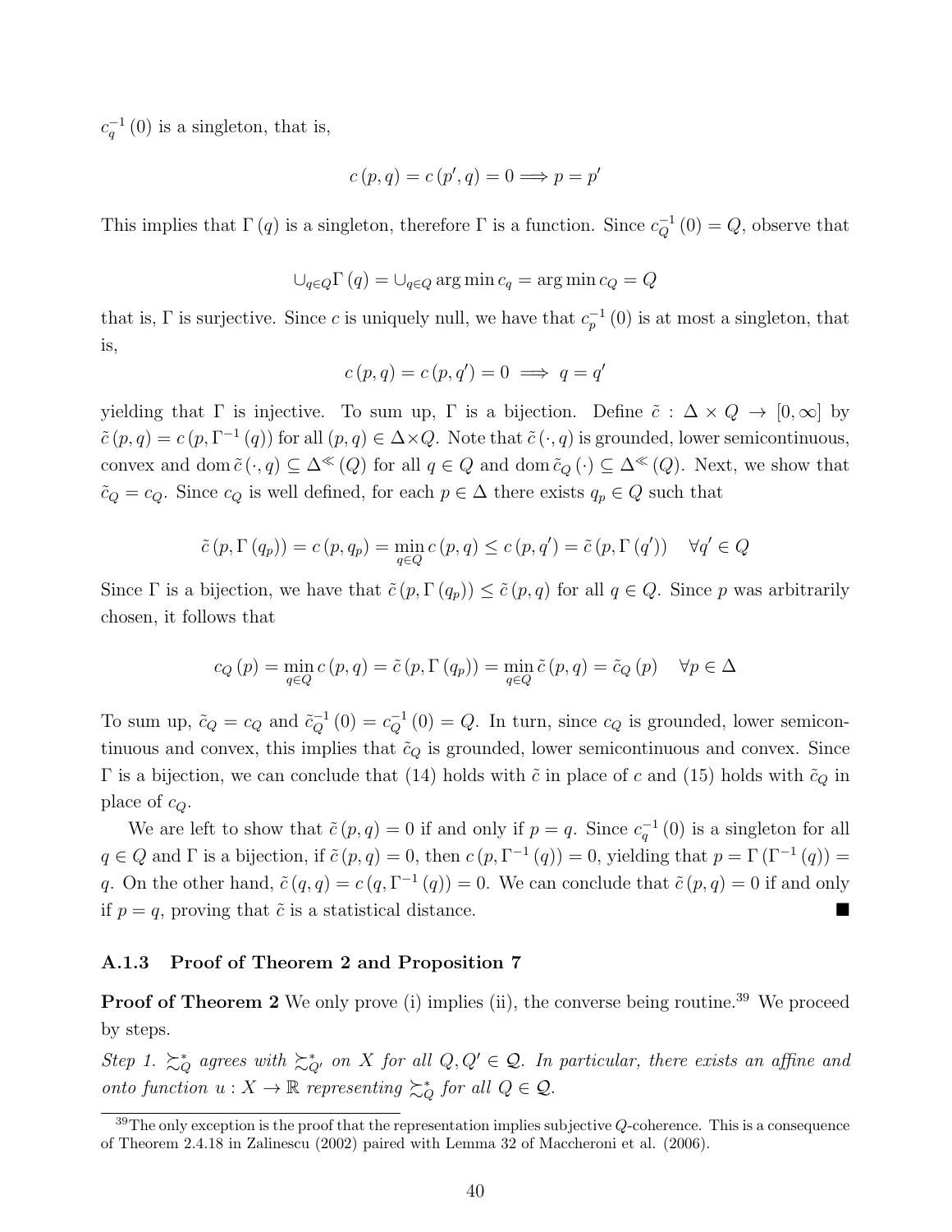$c_q^{-1}(0)$ is a singleton, that is,

$$c(p,q) = c(p',q) = 0 \Longrightarrow p = p'$$

This implies that $\Gamma(q)$ is a singleton, therefore $\Gamma$ is a function. Since $c_Q^{-1}(0) = Q$, observe that

$$\cup_{q\in Q}\Gamma(q) = \cup_{q\in Q}\arg\min c_q = \arg\min c_Q = Q$$

that is, $\Gamma$ is surjective. Since $c$ is uniquely null, we have that $c_p^{-1}(0)$ is at most a singleton, that is,

$$c(p,q) = c(p,q') = 0 \implies q = q'$$

yielding that $\Gamma$ is injective. To sum up, $\Gamma$ is a bijection. Define $\tilde{c} : \Delta \times Q \to [0,\infty]$ by $\tilde{c}(p,q) = c(p,\Gamma^{-1}(q))$ for all $(p,q) \in \Delta\times Q$. Note that $\tilde{c}(\cdot,q)$ is grounded, lower semicontinuous, convex and $\operatorname{dom}\tilde{c}(\cdot,q) \subseteq \Delta^{\ll}(Q)$ for all $q \in Q$ and $\operatorname{dom}\tilde{c}_Q(\cdot) \subseteq \Delta^{\ll}(Q)$. Next, we show that $\tilde{c}_Q = c_Q$. Since $c_Q$ is well defined, for each $p \in \Delta$ there exists $q_p \in Q$ such that

$$\tilde{c}(p,\Gamma(q_p)) = c(p,q_p) = \min_{q\in Q} c(p,q) \le c(p,q') = \tilde{c}(p,\Gamma(q')) \quad \forall q' \in Q$$

Since $\Gamma$ is a bijection, we have that $\tilde{c}(p,\Gamma(q_p)) \le \tilde{c}(p,q)$ for all $q \in Q$. Since $p$ was arbitrarily chosen, it follows that

$$c_Q(p) = \min_{q\in Q} c(p,q) = \tilde{c}(p,\Gamma(q_p)) = \min_{q\in Q}\tilde{c}(p,q) = \tilde{c}_Q(p) \quad \forall p \in \Delta$$

To sum up, $\tilde{c}_Q = c_Q$ and $\tilde{c}_Q^{-1}(0) = c_Q^{-1}(0) = Q$. In turn, since $c_Q$ is grounded, lower semicontinuous and convex, this implies that $\tilde{c}_Q$ is grounded, lower semicontinuous and convex. Since $\Gamma$ is a bijection, we can conclude that (14) holds with $\tilde{c}$ in place of $c$ and (15) holds with $\tilde{c}_Q$ in place of $c_Q$.

We are left to show that $\tilde{c}(p,q) = 0$ if and only if $p = q$. Since $c_q^{-1}(0)$ is a singleton for all $q \in Q$ and $\Gamma$ is a bijection, if $\tilde{c}(p,q) = 0$, then $c(p,\Gamma^{-1}(q)) = 0$, yielding that $p = \Gamma(\Gamma^{-1}(q)) = q$. On the other hand, $\tilde{c}(q,q) = c(q,\Gamma^{-1}(q)) = 0$. We can conclude that $\tilde{c}(p,q) = 0$ if and only if $p = q$, proving that $\tilde{c}$ is a statistical distance. ■

#### A.1.3 Proof of Theorem 2 and Proposition 7

**Proof of Theorem 2** We only prove (i) implies (ii), the converse being routine.[39] We proceed by steps.

*Step 1.* $\succsim_Q^*$ *agrees with* $\succsim_{Q'}^*$ *on* $X$ *for all* $Q, Q' \in \mathcal{Q}$. *In particular, there exists an affine and onto function* $u : X \to \mathbb{R}$ *representing* $\succsim_Q^*$ *for all* $Q \in \mathcal{Q}$.

[39] The only exception is the proof that the representation implies subjective $Q$-coherence. This is a consequence of Theorem 2.4.18 in Zalinescu (2002) paired with Lemma 32 of Maccheroni et al. (2006).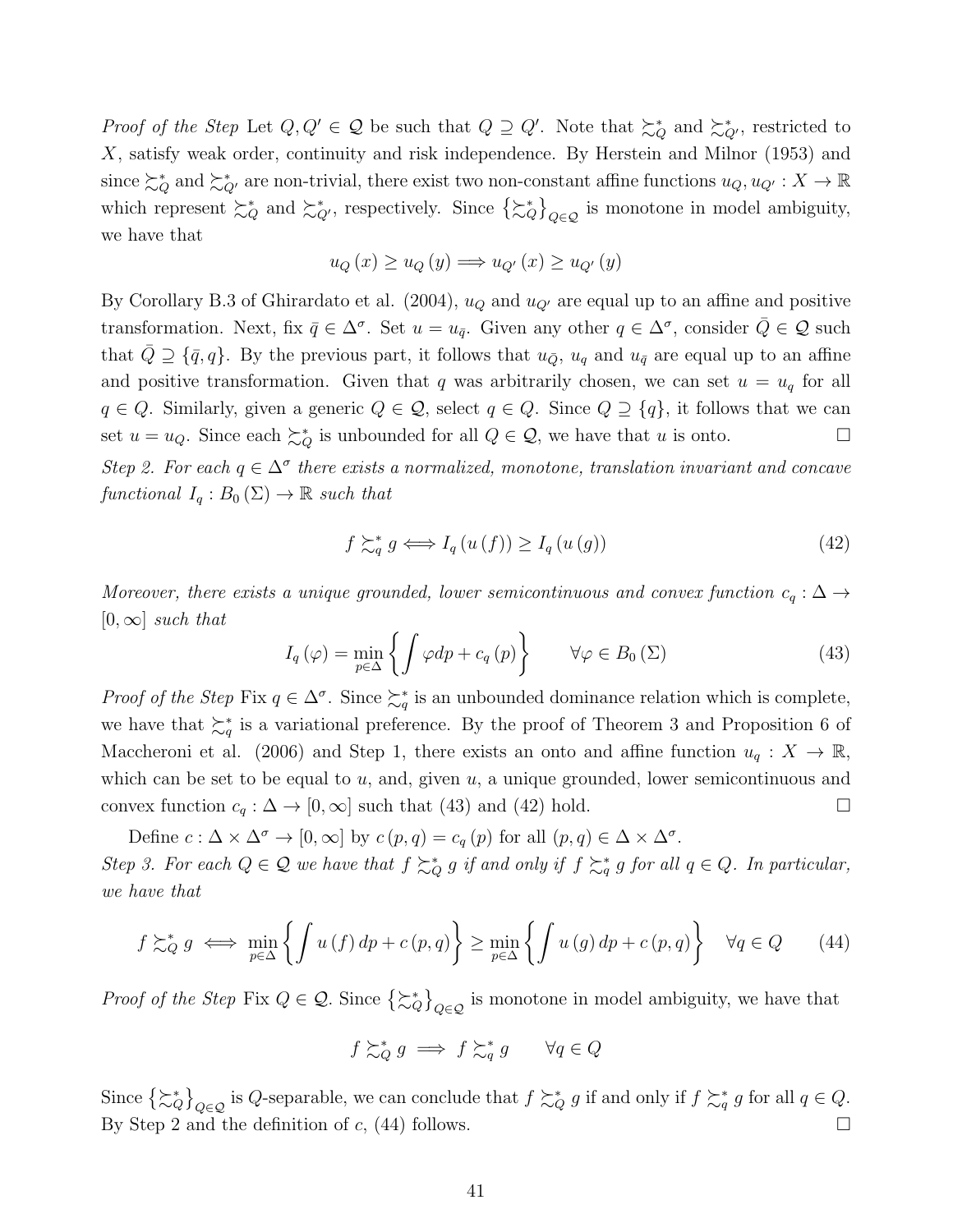*Proof of the Step* Let $Q, Q' \in \mathcal{Q}$ be such that $Q \supseteq Q'$. Note that $\succsim_Q^*$ and $\succsim_{Q'}^*$, restricted to $X$, satisfy weak order, continuity and risk independence. By Herstein and Milnor (1953) and since $\succsim_Q^*$ and $\succsim_{Q'}^*$ are non-trivial, there exist two non-constant affine functions $u_Q, u_{Q'} : X \to \mathbb{R}$ which represent $\succsim_Q^*$ and $\succsim_{Q'}^*$, respectively. Since $\{\succsim_Q^*\}_{Q \in \mathcal{Q}}$ is monotone in model ambiguity, we have that

$$u_Q(x) \geq u_Q(y) \Longrightarrow u_{Q'}(x) \geq u_{Q'}(y)$$

By Corollary B.3 of Ghirardato et al. (2004), $u_Q$ and $u_{Q'}$ are equal up to an affine and positive transformation. Next, fix $\bar{q} \in \Delta^\sigma$. Set $u = u_{\bar{q}}$. Given any other $q \in \Delta^\sigma$, consider $\bar{Q} \in \mathcal{Q}$ such that $\bar{Q} \supseteq \{\bar{q}, q\}$. By the previous part, it follows that $u_{\bar{Q}}$, $u_q$ and $u_{\bar{q}}$ are equal up to an affine and positive transformation. Given that $q$ was arbitrarily chosen, we can set $u = u_q$ for all $q \in Q$. Similarly, given a generic $Q \in \mathcal{Q}$, select $q \in Q$. Since $Q \supseteq \{q\}$, it follows that we can set $u = u_Q$. Since each $\succsim_Q^*$ is unbounded for all $Q \in \mathcal{Q}$, we have that $u$ is onto. $\square$

*Step 2. For each $q \in \Delta^\sigma$ there exists a normalized, monotone, translation invariant and concave functional $I_q : B_0(\Sigma) \to \mathbb{R}$ such that*

$$f \succsim_q^* g \Longleftrightarrow I_q(u(f)) \geq I_q(u(g)) \tag{42}$$

*Moreover, there exists a unique grounded, lower semicontinuous and convex function $c_q : \Delta \to [0, \infty]$ such that*

$$I_q(\varphi) = \min_{p \in \Delta} \left\{ \int \varphi dp + c_q(p) \right\} \qquad \forall \varphi \in B_0(\Sigma) \tag{43}$$

*Proof of the Step* Fix $q \in \Delta^\sigma$. Since $\succsim_q^*$ is an unbounded dominance relation which is complete, we have that $\succsim_q^*$ is a variational preference. By the proof of Theorem 3 and Proposition 6 of Maccheroni et al. (2006) and Step 1, there exists an onto and affine function $u_q : X \to \mathbb{R}$, which can be set to be equal to $u$, and, given $u$, a unique grounded, lower semicontinuous and convex function $c_q : \Delta \to [0, \infty]$ such that (43) and (42) hold. $\square$

Define $c : \Delta \times \Delta^\sigma \to [0, \infty]$ by $c(p, q) = c_q(p)$ for all $(p, q) \in \Delta \times \Delta^\sigma$.

*Step 3. For each $Q \in \mathcal{Q}$ we have that $f \succsim_Q^* g$ if and only if $f \succsim_q^* g$ for all $q \in Q$. In particular, we have that*

$$f \succsim_Q^* g \iff \min_{p \in \Delta} \left\{ \int u(f)\, dp + c(p, q) \right\} \geq \min_{p \in \Delta} \left\{ \int u(g)\, dp + c(p, q) \right\} \quad \forall q \in Q \tag{44}$$

*Proof of the Step* Fix $Q \in \mathcal{Q}$. Since $\{\succsim_Q^*\}_{Q \in \mathcal{Q}}$ is monotone in model ambiguity, we have that

$$f \succsim_Q^* g \implies f \succsim_q^* g \qquad \forall q \in Q$$

Since $\{\succsim_Q^*\}_{Q \in \mathcal{Q}}$ is $Q$-separable, we can conclude that $f \succsim_Q^* g$ if and only if $f \succsim_q^* g$ for all $q \in Q$. By Step 2 and the definition of $c$, (44) follows. $\square$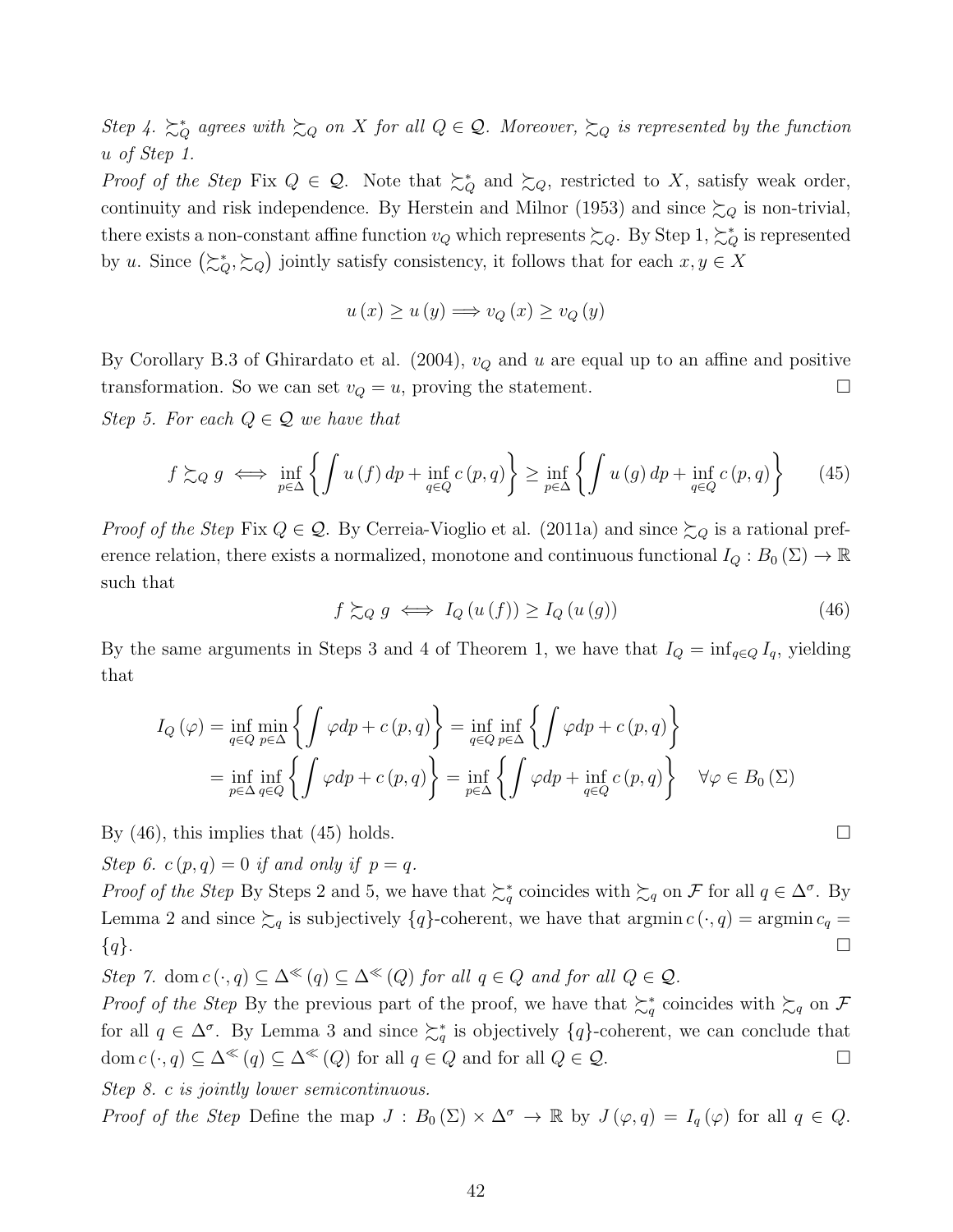*Step 4.* $\succsim_Q^*$ *agrees with* $\succsim_Q$ *on* $X$ *for all* $Q \in \mathcal{Q}$*. Moreover,* $\succsim_Q$ *is represented by the function* $u$ *of Step 1.*

*Proof of the Step* Fix $Q \in \mathcal{Q}$. Note that $\succsim_Q^*$ and $\succsim_Q$, restricted to $X$, satisfy weak order, continuity and risk independence. By Herstein and Milnor (1953) and since $\succsim_Q$ is non-trivial, there exists a non-constant affine function $v_Q$ which represents $\succsim_Q$. By Step 1, $\succsim_Q^*$ is represented by $u$. Since $\left(\succsim_Q^*, \succsim_Q\right)$ jointly satisfy consistency, it follows that for each $x, y \in X$

$$u(x) \geq u(y) \Longrightarrow v_Q(x) \geq v_Q(y)$$

By Corollary B.3 of Ghirardato et al. (2004), $v_Q$ and $u$ are equal up to an affine and positive transformation. So we can set $v_Q = u$, proving the statement. $\square$

*Step 5. For each* $Q \in \mathcal{Q}$ *we have that*

$$f \succsim_Q g \iff \inf_{p \in \Delta} \left\{ \int u(f)\, dp + \inf_{q \in Q} c(p, q) \right\} \geq \inf_{p \in \Delta} \left\{ \int u(g)\, dp + \inf_{q \in Q} c(p, q) \right\} \tag{45}$$

*Proof of the Step* Fix $Q \in \mathcal{Q}$. By Cerreia-Vioglio et al. (2011a) and since $\succsim_Q$ is a rational preference relation, there exists a normalized, monotone and continuous functional $I_Q : B_0(\Sigma) \to \mathbb{R}$ such that

$$f \succsim_Q g \iff I_Q(u(f)) \geq I_Q(u(g)) \tag{46}$$

By the same arguments in Steps 3 and 4 of Theorem 1, we have that $I_Q = \inf_{q \in Q} I_q$, yielding that

$$\begin{aligned} I_Q(\varphi) &= \inf_{q \in Q} \min_{p \in \Delta} \left\{ \int \varphi dp + c(p, q) \right\} = \inf_{q \in Q} \inf_{p \in \Delta} \left\{ \int \varphi dp + c(p, q) \right\} \\ &= \inf_{p \in \Delta} \inf_{q \in Q} \left\{ \int \varphi dp + c(p, q) \right\} = \inf_{p \in \Delta} \left\{ \int \varphi dp + \inf_{q \in Q} c(p, q) \right\} \quad \forall \varphi \in B_0(\Sigma) \end{aligned}$$

By (46), this implies that (45) holds. $\square$

*Step 6.* $c(p, q) = 0$ *if and only if* $p = q$*.*

*Proof of the Step* By Steps 2 and 5, we have that $\succsim_q^*$ coincides with $\succsim_q$ on $\mathcal{F}$ for all $q \in \Delta^\sigma$. By Lemma 2 and since $\succsim_q$ is subjectively $\{q\}$-coherent, we have that $\operatorname{argmin} c(\cdot, q) = \operatorname{argmin} c_q = \{q\}$. $\square$

*Step 7.* $\operatorname{dom} c(\cdot, q) \subseteq \Delta^{\ll}(q) \subseteq \Delta^{\ll}(Q)$ *for all* $q \in Q$ *and for all* $Q \in \mathcal{Q}$*.*

*Proof of the Step* By the previous part of the proof, we have that $\succsim_q^*$ coincides with $\succsim_q$ on $\mathcal{F}$ for all $q \in \Delta^\sigma$. By Lemma 3 and since $\succsim_q^*$ is objectively $\{q\}$-coherent, we can conclude that $\operatorname{dom} c(\cdot, q) \subseteq \Delta^{\ll}(q) \subseteq \Delta^{\ll}(Q)$ for all $q \in Q$ and for all $Q \in \mathcal{Q}$. $\square$

*Step 8.* $c$ *is jointly lower semicontinuous.*

*Proof of the Step* Define the map $J : B_0(\Sigma) \times \Delta^\sigma \to \mathbb{R}$ by $J(\varphi, q) = I_q(\varphi)$ for all $q \in Q$.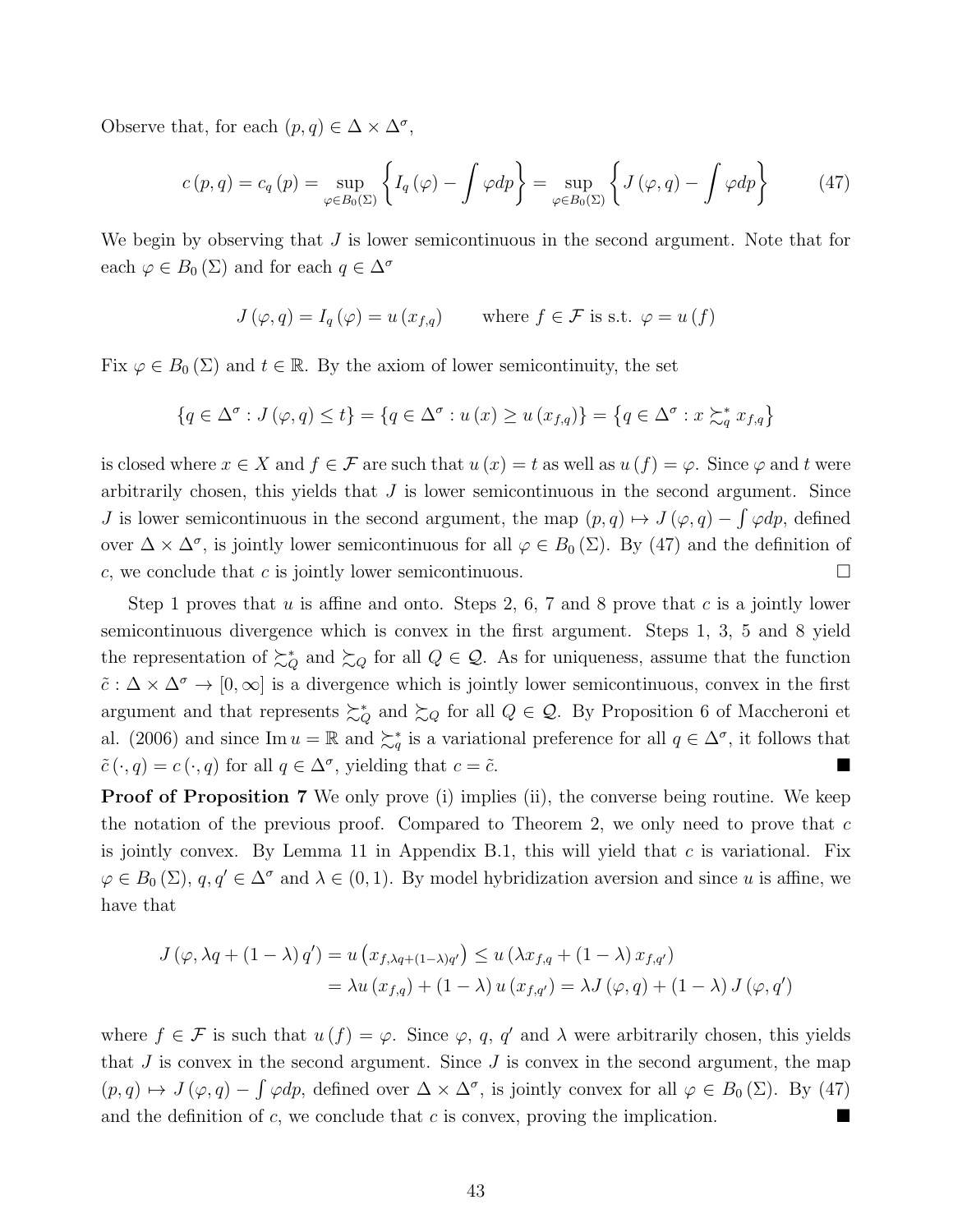Observe that, for each $(p,q) \in \Delta \times \Delta^\sigma$,

$$c(p,q) = c_q(p) = \sup_{\varphi \in B_0(\Sigma)} \left\{ I_q(\varphi) - \int \varphi dp \right\} = \sup_{\varphi \in B_0(\Sigma)} \left\{ J(\varphi, q) - \int \varphi dp \right\} \tag{47}$$

We begin by observing that $J$ is lower semicontinuous in the second argument. Note that for each $\varphi \in B_0(\Sigma)$ and for each $q \in \Delta^\sigma$

$$J(\varphi, q) = I_q(\varphi) = u(x_{f,q}) \qquad \text{where } f \in \mathcal{F} \text{ is s.t. } \varphi = u(f)$$

Fix $\varphi \in B_0(\Sigma)$ and $t \in \mathbb{R}$. By the axiom of lower semicontinuity, the set

$$\{q \in \Delta^\sigma : J(\varphi, q) \leq t\} = \{q \in \Delta^\sigma : u(x) \geq u(x_{f,q})\} = \{q \in \Delta^\sigma : x \succsim_q^* x_{f,q}\}$$

is closed where $x \in X$ and $f \in \mathcal{F}$ are such that $u(x) = t$ as well as $u(f) = \varphi$. Since $\varphi$ and $t$ were arbitrarily chosen, this yields that $J$ is lower semicontinuous in the second argument. Since $J$ is lower semicontinuous in the second argument, the map $(p,q) \mapsto J(\varphi, q) - \int \varphi dp$, defined over $\Delta \times \Delta^\sigma$, is jointly lower semicontinuous for all $\varphi \in B_0(\Sigma)$. By (47) and the definition of $c$, we conclude that $c$ is jointly lower semicontinuous. $\square$

Step 1 proves that $u$ is affine and onto. Steps 2, 6, 7 and 8 prove that $c$ is a jointly lower semicontinuous divergence which is convex in the first argument. Steps 1, 3, 5 and 8 yield the representation of $\succsim_Q^*$ and $\succsim_Q$ for all $Q \in \mathcal{Q}$. As for uniqueness, assume that the function $\tilde{c} : \Delta \times \Delta^\sigma \to [0, \infty]$ is a divergence which is jointly lower semicontinuous, convex in the first argument and that represents $\succsim_Q^*$ and $\succsim_Q$ for all $Q \in \mathcal{Q}$. By Proposition 6 of Maccheroni et al. (2006) and since $\operatorname{Im} u = \mathbb{R}$ and $\succsim_q^*$ is a variational preference for all $q \in \Delta^\sigma$, it follows that $\tilde{c}(\cdot, q) = c(\cdot, q)$ for all $q \in \Delta^\sigma$, yielding that $c = \tilde{c}$. ■

**Proof of Proposition 7** We only prove (i) implies (ii), the converse being routine. We keep the notation of the previous proof. Compared to Theorem 2, we only need to prove that $c$ is jointly convex. By Lemma 11 in Appendix B.1, this will yield that $c$ is variational. Fix $\varphi \in B_0(\Sigma)$, $q, q' \in \Delta^\sigma$ and $\lambda \in (0,1)$. By model hybridization aversion and since $u$ is affine, we have that

$$\begin{aligned} J(\varphi, \lambda q + (1-\lambda) q') &= u\left(x_{f, \lambda q + (1-\lambda) q'}\right) \leq u\left(\lambda x_{f,q} + (1-\lambda) x_{f,q'}\right) \\ &= \lambda u(x_{f,q}) + (1-\lambda) u(x_{f,q'}) = \lambda J(\varphi, q) + (1-\lambda) J(\varphi, q') \end{aligned}$$

where $f \in \mathcal{F}$ is such that $u(f) = \varphi$. Since $\varphi$, $q$, $q'$ and $\lambda$ were arbitrarily chosen, this yields that $J$ is convex in the second argument. Since $J$ is convex in the second argument, the map $(p,q) \mapsto J(\varphi, q) - \int \varphi dp$, defined over $\Delta \times \Delta^\sigma$, is jointly convex for all $\varphi \in B_0(\Sigma)$. By (47) and the definition of $c$, we conclude that $c$ is convex, proving the implication. ■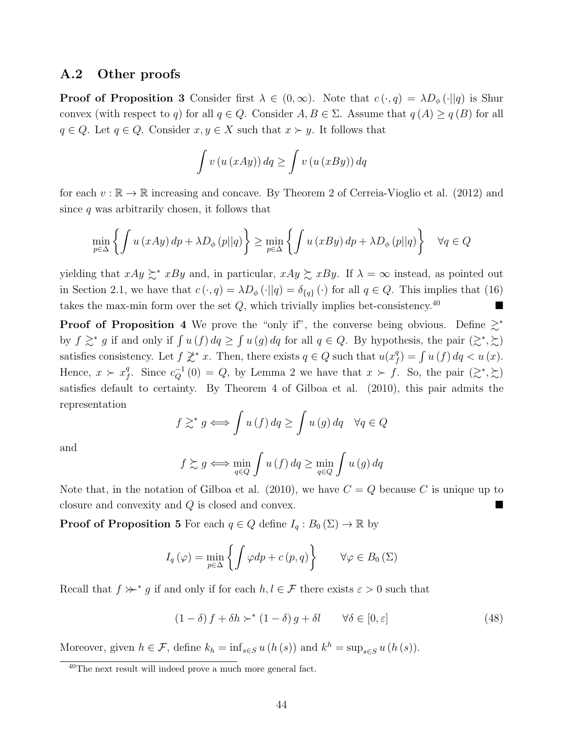## A.2 Other proofs

**Proof of Proposition 3** Consider first $\lambda \in (0, \infty)$. Note that $c(\cdot, q) = \lambda D_\phi(\cdot||q)$ is Shur convex (with respect to $q$) for all $q \in Q$. Consider $A, B \in \Sigma$. Assume that $q(A) \geq q(B)$ for all $q \in Q$. Let $q \in Q$. Consider $x, y \in X$ such that $x \succ y$. It follows that

$$\int v(u(xAy))\, dq \geq \int v(u(xBy))\, dq$$

for each $v : \mathbb{R} \to \mathbb{R}$ increasing and concave. By Theorem 2 of Cerreia-Vioglio et al. (2012) and since $q$ was arbitrarily chosen, it follows that

$$\min_{p \in \Delta} \left\{ \int u(xAy)\, dp + \lambda D_\phi(p||q) \right\} \geq \min_{p \in \Delta} \left\{ \int u(xBy)\, dp + \lambda D_\phi(p||q) \right\} \quad \forall q \in Q$$

yielding that $xAy \succsim^* xBy$ and, in particular, $xAy \succsim xBy$. If $\lambda = \infty$ instead, as pointed out in Section 2.1, we have that $c(\cdot, q) = \lambda D_\phi(\cdot||q) = \delta_{\{q\}}(\cdot)$ for all $q \in Q$. This implies that (16) takes the max-min form over the set $Q$, which trivially implies bet-consistency.[40] ■

**Proof of Proposition 4** We prove the "only if", the converse being obvious. Define $\succsim^*$ by $f \succsim^* g$ if and only if $\int u(f)\, dq \geq \int u(g)\, dq$ for all $q \in Q$. By hypothesis, the pair $(\succsim^*, \succsim)$ satisfies consistency. Let $f \not\succsim^* x$. Then, there exists $q \in Q$ such that $u(x_f^q) = \int u(f)\, dq < u(x)$. Hence, $x \succ x_f^q$. Since $c_Q^{-1}(0) = Q$, by Lemma 2 we have that $x \succ f$. So, the pair $(\succsim^*, \succsim)$ satisfies default to certainty. By Theorem 4 of Gilboa et al. (2010), this pair admits the representation

$$f \succsim^* g \Longleftrightarrow \int u(f)\, dq \geq \int u(g)\, dq \quad \forall q \in Q$$

and

$$f \succsim g \Longleftrightarrow \min_{q \in Q} \int u(f)\, dq \geq \min_{q \in Q} \int u(g)\, dq$$

Note that, in the notation of Gilboa et al. (2010), we have $C = Q$ because $C$ is unique up to closure and convexity and $Q$ is closed and convex. ■

**Proof of Proposition 5** For each $q \in Q$ define $I_q : B_0(\Sigma) \to \mathbb{R}$ by

$$I_q(\varphi) = \min_{p \in \Delta} \left\{ \int \varphi dp + c(p, q) \right\} \qquad \forall \varphi \in B_0(\Sigma)$$

Recall that $f \succ\!\!\succ^* g$ if and only if for each $h, l \in \mathcal{F}$ there exists $\varepsilon > 0$ such that

$$(1-\delta) f + \delta h \succ^* (1-\delta) g + \delta l \qquad \forall \delta \in [0, \varepsilon] \tag{48}$$

Moreover, given $h \in \mathcal{F}$, define $k_h = \inf_{s \in S} u(h(s))$ and $k^h = \sup_{s \in S} u(h(s))$.

---

[40] The next result will indeed prove a much more general fact.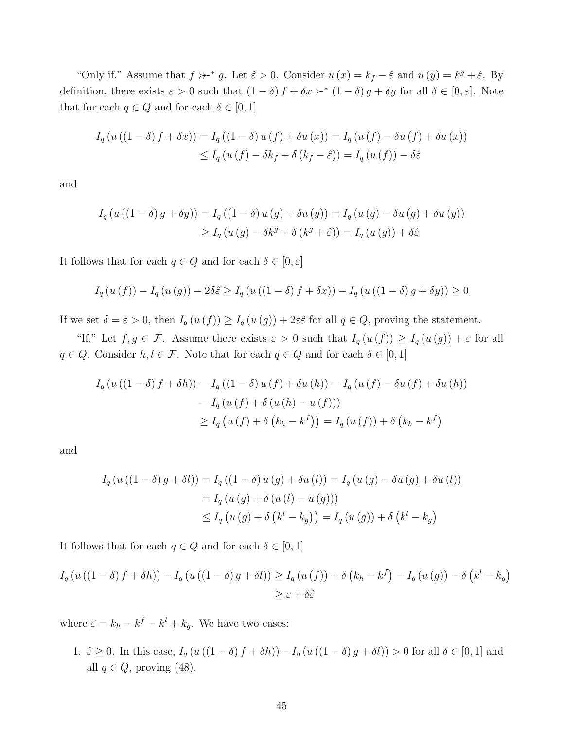"Only if." Assume that $f \not\succ^* g$. Let $\hat{\varepsilon} > 0$. Consider $u(x) = k_f - \hat{\varepsilon}$ and $u(y) = k^g + \hat{\varepsilon}$. By definition, there exists $\varepsilon > 0$ such that $(1-\delta) f + \delta x \succ^* (1-\delta) g + \delta y$ for all $\delta \in [0, \varepsilon]$. Note that for each $q \in Q$ and for each $\delta \in [0,1]$

$$
\begin{aligned}
I_q\left(u\left((1-\delta) f + \delta x\right)\right) &= I_q\left((1-\delta) u(f) + \delta u(x)\right) = I_q\left(u(f) - \delta u(f) + \delta u(x)\right) \\
&\leq I_q\left(u(f) - \delta k_f + \delta\left(k_f - \hat{\varepsilon}\right)\right) = I_q\left(u(f)\right) - \delta \hat{\varepsilon}
\end{aligned}
$$

and

$$
\begin{aligned}
I_q\left(u\left((1-\delta) g + \delta y\right)\right) &= I_q\left((1-\delta) u(g) + \delta u(y)\right) = I_q\left(u(g) - \delta u(g) + \delta u(y)\right) \\
&\geq I_q\left(u(g) - \delta k^g + \delta\left(k^g + \hat{\varepsilon}\right)\right) = I_q\left(u(g)\right) + \delta \hat{\varepsilon}
\end{aligned}
$$

It follows that for each $q \in Q$ and for each $\delta \in [0, \varepsilon]$

$$
I_q\left(u(f)\right) - I_q\left(u(g)\right) - 2\delta\hat{\varepsilon} \geq I_q\left(u\left((1-\delta) f + \delta x\right)\right) - I_q\left(u\left((1-\delta) g + \delta y\right)\right) \geq 0
$$

If we set $\delta = \varepsilon > 0$, then $I_q\left(u(f)\right) \geq I_q\left(u(g)\right) + 2\varepsilon\hat{\varepsilon}$ for all $q \in Q$, proving the statement.

"If." Let $f, g \in \mathcal{F}$. Assume there exists $\varepsilon > 0$ such that $I_q\left(u(f)\right) \geq I_q\left(u(g)\right) + \varepsilon$ for all $q \in Q$. Consider $h, l \in \mathcal{F}$. Note that for each $q \in Q$ and for each $\delta \in [0,1]$

$$
\begin{aligned}
I_q\left(u\left((1-\delta) f + \delta h\right)\right) &= I_q\left((1-\delta) u(f) + \delta u(h)\right) = I_q\left(u(f) - \delta u(f) + \delta u(h)\right) \\
&= I_q\left(u(f) + \delta\left(u(h) - u(f)\right)\right) \\
&\geq I_q\left(u(f) + \delta\left(k_h - k^f\right)\right) = I_q\left(u(f)\right) + \delta\left(k_h - k^f\right)
\end{aligned}
$$

and

$$
\begin{aligned}
I_q\left(u\left((1-\delta) g + \delta l\right)\right) &= I_q\left((1-\delta) u(g) + \delta u(l)\right) = I_q\left(u(g) - \delta u(g) + \delta u(l)\right) \\
&= I_q\left(u(g) + \delta\left(u(l) - u(g)\right)\right) \\
&\leq I_q\left(u(g) + \delta\left(k^l - k_g\right)\right) = I_q\left(u(g)\right) + \delta\left(k^l - k_g\right)
\end{aligned}
$$

It follows that for each $q \in Q$ and for each $\delta \in [0,1]$

$$
\begin{aligned}
I_q\left(u\left((1-\delta) f + \delta h\right)\right) - I_q\left(u\left((1-\delta) g + \delta l\right)\right) &\geq I_q\left(u(f)\right) + \delta\left(k_h - k^f\right) - I_q\left(u(g)\right) - \delta\left(k^l - k_g\right) \\
&\geq \varepsilon + \delta\hat{\varepsilon}
\end{aligned}
$$

where $\hat{\varepsilon} = k_h - k^f - k^l + k_g$. We have two cases:

1. $\hat{\varepsilon} \geq 0$. In this case, $I_q\left(u\left((1-\delta) f + \delta h\right)\right) - I_q\left(u\left((1-\delta) g + \delta l\right)\right) > 0$ for all $\delta \in [0,1]$ and all $q \in Q$, proving (48).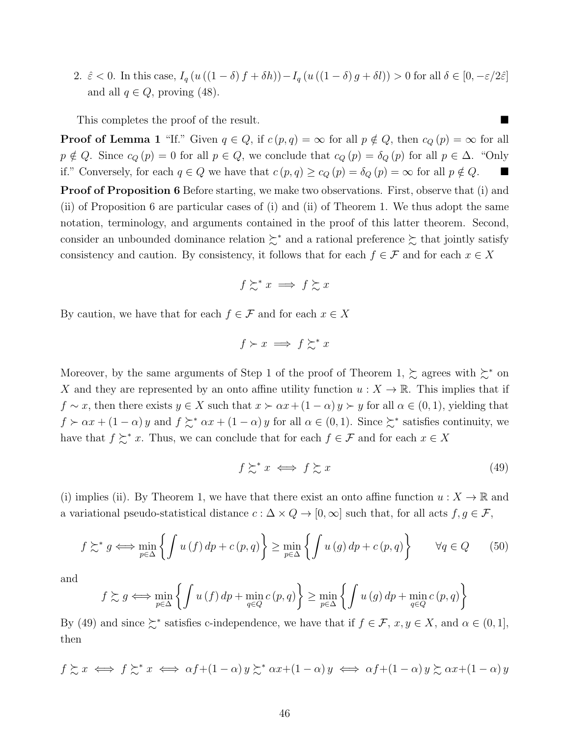2. $\hat{\varepsilon} < 0$. In this case, $I_q(u((1-\delta)f + \delta h)) - I_q(u((1-\delta)g + \delta l)) > 0$ for all $\delta \in [0, -\varepsilon/2\hat{\varepsilon}]$ and all $q \in Q$, proving (48).

This completes the proof of the result. ■

**Proof of Lemma 1** "If." Given $q \in Q$, if $c(p,q) = \infty$ for all $p \notin Q$, then $c_Q(p) = \infty$ for all $p \notin Q$. Since $c_Q(p) = 0$ for all $p \in Q$, we conclude that $c_Q(p) = \delta_Q(p)$ for all $p \in \Delta$. "Only if." Conversely, for each $q \in Q$ we have that $c(p,q) \geq c_Q(p) = \delta_Q(p) = \infty$ for all $p \notin Q$. ■

**Proof of Proposition 6** Before starting, we make two observations. First, observe that (i) and (ii) of Proposition 6 are particular cases of (i) and (ii) of Theorem 1. We thus adopt the same notation, terminology, and arguments contained in the proof of this latter theorem. Second, consider an unbounded dominance relation $\succsim^*$ and a rational preference $\succsim$ that jointly satisfy consistency and caution. By consistency, it follows that for each $f \in \mathcal{F}$ and for each $x \in X$

$$f \succsim^* x \implies f \succsim x$$

By caution, we have that for each $f \in \mathcal{F}$ and for each $x \in X$

$$f \succ x \implies f \succsim^* x$$

Moreover, by the same arguments of Step 1 of the proof of Theorem 1, $\succsim$ agrees with $\succsim^*$ on $X$ and they are represented by an onto affine utility function $u : X \to \mathbb{R}$. This implies that if $f \sim x$, then there exists $y \in X$ such that $x \succ \alpha x + (1-\alpha) y \succ y$ for all $\alpha \in (0,1)$, yielding that $f \succ \alpha x + (1-\alpha) y$ and $f \succsim^* \alpha x + (1-\alpha) y$ for all $\alpha \in (0,1)$. Since $\succsim^*$ satisfies continuity, we have that $f \succsim^* x$. Thus, we can conclude that for each $f \in \mathcal{F}$ and for each $x \in X$

$$f \succsim^* x \iff f \succsim x \tag{49}$$

(i) implies (ii). By Theorem 1, we have that there exist an onto affine function $u : X \to \mathbb{R}$ and a variational pseudo-statistical distance $c : \Delta \times Q \to [0, \infty]$ such that, for all acts $f, g \in \mathcal{F}$,

$$f \succsim^* g \iff \min_{p \in \Delta} \left\{ \int u(f)\, dp + c(p,q) \right\} \geq \min_{p \in \Delta} \left\{ \int u(g)\, dp + c(p,q) \right\} \qquad \forall q \in Q \tag{50}$$

and

$$f \succsim g \iff \min_{p \in \Delta} \left\{ \int u(f)\, dp + \min_{q \in Q} c(p,q) \right\} \geq \min_{p \in \Delta} \left\{ \int u(g)\, dp + \min_{q \in Q} c(p,q) \right\}$$

By (49) and since $\succsim^*$ satisfies c-independence, we have that if $f \in \mathcal{F}$, $x, y \in X$, and $\alpha \in (0,1]$, then

$$f \succsim x \iff f \succsim^* x \iff \alpha f + (1-\alpha) y \succsim^* \alpha x + (1-\alpha) y \iff \alpha f + (1-\alpha) y \succsim \alpha x + (1-\alpha) y$$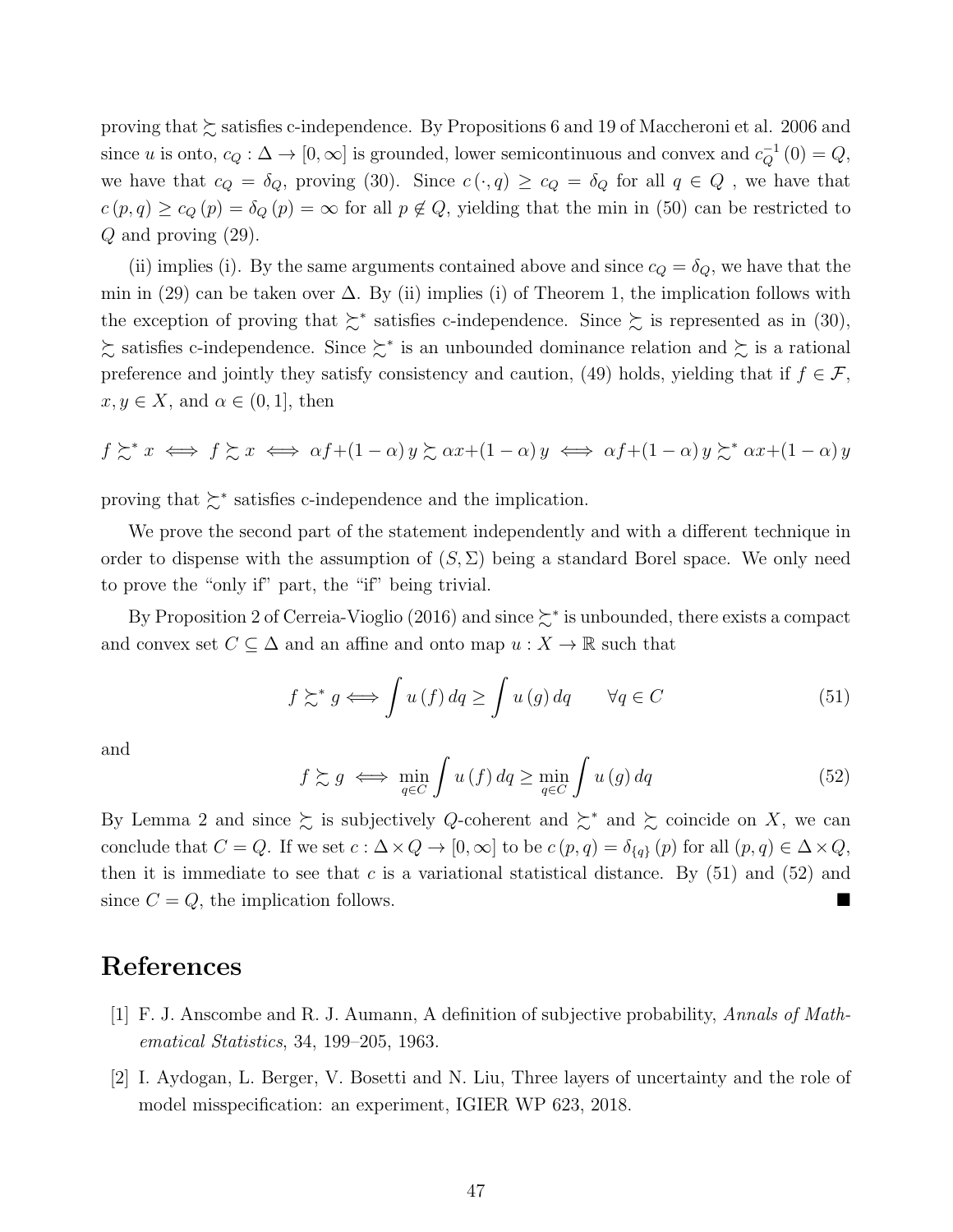proving that $\succsim$ satisfies c-independence. By Propositions 6 and 19 of Maccheroni et al. 2006 and since $u$ is onto, $c_Q : \Delta \to [0, \infty]$ is grounded, lower semicontinuous and convex and $c_Q^{-1}(0) = Q$, we have that $c_Q = \delta_Q$, proving (30). Since $c(\cdot, q) \geq c_Q = \delta_Q$ for all $q \in Q$ , we have that $c(p, q) \geq c_Q(p) = \delta_Q(p) = \infty$ for all $p \notin Q$, yielding that the min in (50) can be restricted to $Q$ and proving (29).

(ii) implies (i). By the same arguments contained above and since $c_Q = \delta_Q$, we have that the min in (29) can be taken over $\Delta$. By (ii) implies (i) of Theorem 1, the implication follows with the exception of proving that $\succsim^*$ satisfies c-independence. Since $\succsim$ is represented as in (30), $\succsim$ satisfies c-independence. Since $\succsim^*$ is an unbounded dominance relation and $\succsim$ is a rational preference and jointly they satisfy consistency and caution, (49) holds, yielding that if $f \in \mathcal{F}$, $x, y \in X$, and $\alpha \in (0, 1]$, then

$$f \succsim^* x \iff f \succsim x \iff \alpha f + (1-\alpha) y \succsim \alpha x + (1-\alpha) y \iff \alpha f + (1-\alpha) y \succsim^* \alpha x + (1-\alpha) y$$

proving that $\succsim^*$ satisfies c-independence and the implication.

We prove the second part of the statement independently and with a different technique in order to dispense with the assumption of $(S, \Sigma)$ being a standard Borel space. We only need to prove the "only if" part, the "if" being trivial.

By Proposition 2 of Cerreia-Vioglio (2016) and since $\succsim^*$ is unbounded, there exists a compact and convex set $C \subseteq \Delta$ and an affine and onto map $u : X \to \mathbb{R}$ such that

$$f \succsim^* g \iff \int u(f)\, dq \geq \int u(g)\, dq \qquad \forall q \in C \tag{51}$$

and

$$f \succsim g \iff \min_{q \in C} \int u(f)\, dq \geq \min_{q \in C} \int u(g)\, dq \tag{52}$$

By Lemma 2 and since $\succsim$ is subjectively $Q$-coherent and $\succsim^*$ and $\succsim$ coincide on $X$, we can conclude that $C = Q$. If we set $c : \Delta \times Q \to [0, \infty]$ to be $c(p, q) = \delta_{\{q\}}(p)$ for all $(p, q) \in \Delta \times Q$, then it is immediate to see that $c$ is a variational statistical distance. By (51) and (52) and since $C = Q$, the implication follows. ■

# References

[1] F. J. Anscombe and R. J. Aumann, A definition of subjective probability, *Annals of Mathematical Statistics*, 34, 199–205, 1963.

[2] I. Aydogan, L. Berger, V. Bosetti and N. Liu, Three layers of uncertainty and the role of model misspecification: an experiment, IGIER WP 623, 2018.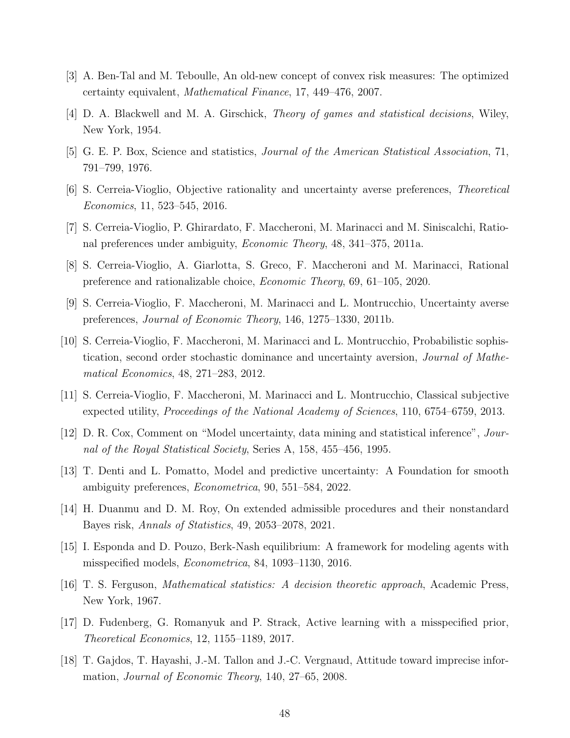[3] A. Ben-Tal and M. Teboulle, An old-new concept of convex risk measures: The optimized certainty equivalent, *Mathematical Finance*, 17, 449–476, 2007.

[4] D. A. Blackwell and M. A. Girschick, *Theory of games and statistical decisions*, Wiley, New York, 1954.

[5] G. E. P. Box, Science and statistics, *Journal of the American Statistical Association*, 71, 791–799, 1976.

[6] S. Cerreia-Vioglio, Objective rationality and uncertainty averse preferences, *Theoretical Economics*, 11, 523–545, 2016.

[7] S. Cerreia-Vioglio, P. Ghirardato, F. Maccheroni, M. Marinacci and M. Siniscalchi, Rational preferences under ambiguity, *Economic Theory*, 48, 341–375, 2011a.

[8] S. Cerreia-Vioglio, A. Giarlotta, S. Greco, F. Maccheroni and M. Marinacci, Rational preference and rationalizable choice, *Economic Theory*, 69, 61–105, 2020.

[9] S. Cerreia-Vioglio, F. Maccheroni, M. Marinacci and L. Montrucchio, Uncertainty averse preferences, *Journal of Economic Theory*, 146, 1275–1330, 2011b.

[10] S. Cerreia-Vioglio, F. Maccheroni, M. Marinacci and L. Montrucchio, Probabilistic sophistication, second order stochastic dominance and uncertainty aversion, *Journal of Mathematical Economics*, 48, 271–283, 2012.

[11] S. Cerreia-Vioglio, F. Maccheroni, M. Marinacci and L. Montrucchio, Classical subjective expected utility, *Proceedings of the National Academy of Sciences*, 110, 6754–6759, 2013.

[12] D. R. Cox, Comment on "Model uncertainty, data mining and statistical inference", *Journal of the Royal Statistical Society*, Series A, 158, 455–456, 1995.

[13] T. Denti and L. Pomatto, Model and predictive uncertainty: A Foundation for smooth ambiguity preferences, *Econometrica*, 90, 551–584, 2022.

[14] H. Duanmu and D. M. Roy, On extended admissible procedures and their nonstandard Bayes risk, *Annals of Statistics*, 49, 2053–2078, 2021.

[15] I. Esponda and D. Pouzo, Berk-Nash equilibrium: A framework for modeling agents with misspecified models, *Econometrica*, 84, 1093–1130, 2016.

[16] T. S. Ferguson, *Mathematical statistics: A decision theoretic approach*, Academic Press, New York, 1967.

[17] D. Fudenberg, G. Romanyuk and P. Strack, Active learning with a misspecified prior, *Theoretical Economics*, 12, 1155–1189, 2017.

[18] T. Gajdos, T. Hayashi, J.-M. Tallon and J.-C. Vergnaud, Attitude toward imprecise information, *Journal of Economic Theory*, 140, 27–65, 2008.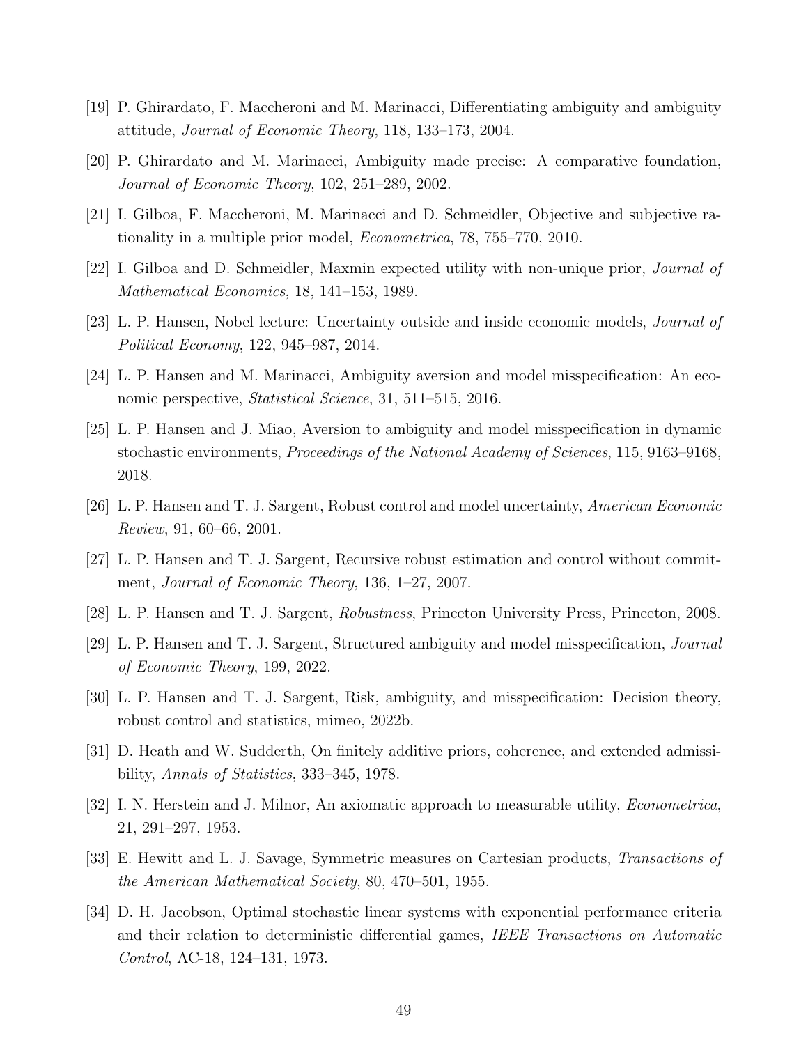[19] P. Ghirardato, F. Maccheroni and M. Marinacci, Differentiating ambiguity and ambiguity attitude, *Journal of Economic Theory*, 118, 133–173, 2004.

[20] P. Ghirardato and M. Marinacci, Ambiguity made precise: A comparative foundation, *Journal of Economic Theory*, 102, 251–289, 2002.

[21] I. Gilboa, F. Maccheroni, M. Marinacci and D. Schmeidler, Objective and subjective rationality in a multiple prior model, *Econometrica*, 78, 755–770, 2010.

[22] I. Gilboa and D. Schmeidler, Maxmin expected utility with non-unique prior, *Journal of Mathematical Economics*, 18, 141–153, 1989.

[23] L. P. Hansen, Nobel lecture: Uncertainty outside and inside economic models, *Journal of Political Economy*, 122, 945–987, 2014.

[24] L. P. Hansen and M. Marinacci, Ambiguity aversion and model misspecification: An economic perspective, *Statistical Science*, 31, 511–515, 2016.

[25] L. P. Hansen and J. Miao, Aversion to ambiguity and model misspecification in dynamic stochastic environments, *Proceedings of the National Academy of Sciences*, 115, 9163–9168, 2018.

[26] L. P. Hansen and T. J. Sargent, Robust control and model uncertainty, *American Economic Review*, 91, 60–66, 2001.

[27] L. P. Hansen and T. J. Sargent, Recursive robust estimation and control without commitment, *Journal of Economic Theory*, 136, 1–27, 2007.

[28] L. P. Hansen and T. J. Sargent, *Robustness*, Princeton University Press, Princeton, 2008.

[29] L. P. Hansen and T. J. Sargent, Structured ambiguity and model misspecification, *Journal of Economic Theory*, 199, 2022.

[30] L. P. Hansen and T. J. Sargent, Risk, ambiguity, and misspecification: Decision theory, robust control and statistics, mimeo, 2022b.

[31] D. Heath and W. Sudderth, On finitely additive priors, coherence, and extended admissibility, *Annals of Statistics*, 333–345, 1978.

[32] I. N. Herstein and J. Milnor, An axiomatic approach to measurable utility, *Econometrica*, 21, 291–297, 1953.

[33] E. Hewitt and L. J. Savage, Symmetric measures on Cartesian products, *Transactions of the American Mathematical Society*, 80, 470–501, 1955.

[34] D. H. Jacobson, Optimal stochastic linear systems with exponential performance criteria and their relation to deterministic differential games, *IEEE Transactions on Automatic Control*, AC-18, 124–131, 1973.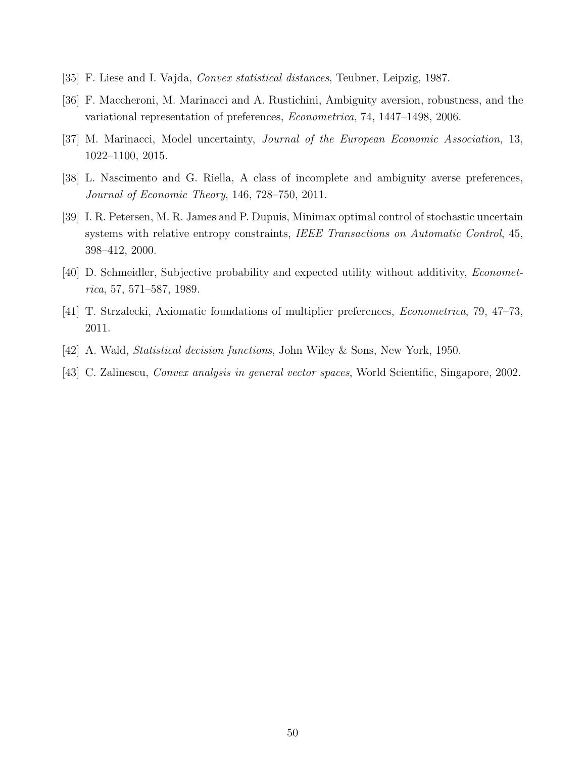[35] F. Liese and I. Vajda, *Convex statistical distances*, Teubner, Leipzig, 1987.

[36] F. Maccheroni, M. Marinacci and A. Rustichini, Ambiguity aversion, robustness, and the variational representation of preferences, *Econometrica*, 74, 1447–1498, 2006.

[37] M. Marinacci, Model uncertainty, *Journal of the European Economic Association*, 13, 1022–1100, 2015.

[38] L. Nascimento and G. Riella, A class of incomplete and ambiguity averse preferences, *Journal of Economic Theory*, 146, 728–750, 2011.

[39] I. R. Petersen, M. R. James and P. Dupuis, Minimax optimal control of stochastic uncertain systems with relative entropy constraints, *IEEE Transactions on Automatic Control*, 45, 398–412, 2000.

[40] D. Schmeidler, Subjective probability and expected utility without additivity, *Econometrica*, 57, 571–587, 1989.

[41] T. Strzalecki, Axiomatic foundations of multiplier preferences, *Econometrica*, 79, 47–73, 2011.

[42] A. Wald, *Statistical decision functions*, John Wiley & Sons, New York, 1950.

[43] C. Zalinescu, *Convex analysis in general vector spaces*, World Scientific, Singapore, 2002.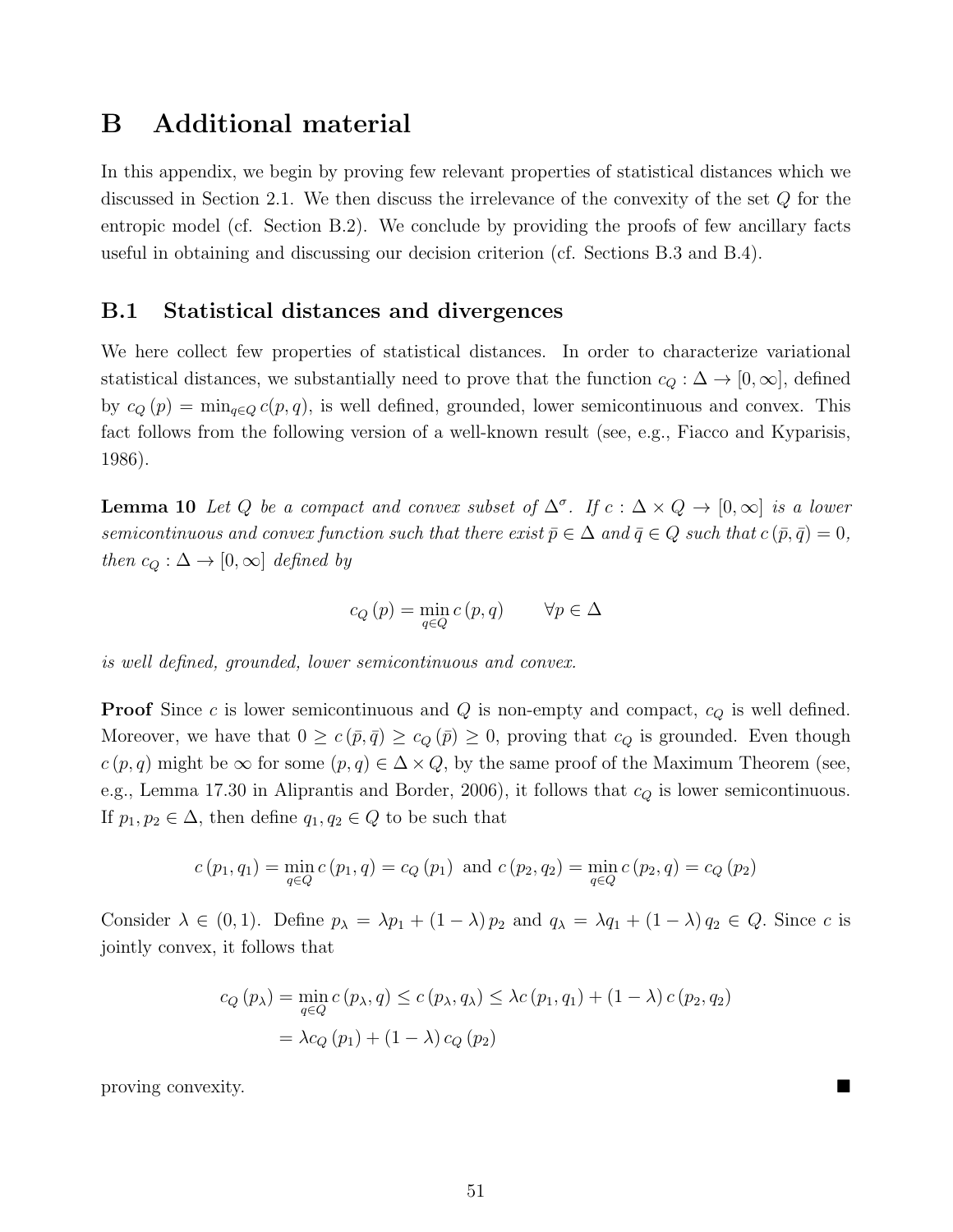# B Additional material

In this appendix, we begin by proving few relevant properties of statistical distances which we discussed in Section 2.1. We then discuss the irrelevance of the convexity of the set $Q$ for the entropic model (cf. Section B.2). We conclude by providing the proofs of few ancillary facts useful in obtaining and discussing our decision criterion (cf. Sections B.3 and B.4).

## B.1 Statistical distances and divergences

We here collect few properties of statistical distances. In order to characterize variational statistical distances, we substantially need to prove that the function $c_Q : \Delta \to [0, \infty]$, defined by $c_Q(p) = \min_{q \in Q} c(p, q)$, is well defined, grounded, lower semicontinuous and convex. This fact follows from the following version of a well-known result (see, e.g., Fiacco and Kyparisis, 1986).

**Lemma 10** *Let $Q$ be a compact and convex subset of $\Delta^\sigma$. If $c : \Delta \times Q \to [0, \infty]$ is a lower semicontinuous and convex function such that there exist $\bar{p} \in \Delta$ and $\bar{q} \in Q$ such that $c(\bar{p}, \bar{q}) = 0$, then $c_Q : \Delta \to [0, \infty]$ defined by*

$$c_Q(p) = \min_{q \in Q} c(p, q) \qquad \forall p \in \Delta$$

*is well defined, grounded, lower semicontinuous and convex.*

**Proof** Since $c$ is lower semicontinuous and $Q$ is non-empty and compact, $c_Q$ is well defined. Moreover, we have that $0 \geq c(\bar{p}, \bar{q}) \geq c_Q(\bar{p}) \geq 0$, proving that $c_Q$ is grounded. Even though $c(p, q)$ might be $\infty$ for some $(p, q) \in \Delta \times Q$, by the same proof of the Maximum Theorem (see, e.g., Lemma 17.30 in Aliprantis and Border, 2006), it follows that $c_Q$ is lower semicontinuous. If $p_1, p_2 \in \Delta$, then define $q_1, q_2 \in Q$ to be such that

$$c(p_1, q_1) = \min_{q \in Q} c(p_1, q) = c_Q(p_1) \text{ and } c(p_2, q_2) = \min_{q \in Q} c(p_2, q) = c_Q(p_2)$$

Consider $\lambda \in (0, 1)$. Define $p_\lambda = \lambda p_1 + (1 - \lambda) p_2$ and $q_\lambda = \lambda q_1 + (1 - \lambda) q_2 \in Q$. Since $c$ is jointly convex, it follows that

$$\begin{aligned}
c_Q(p_\lambda) &= \min_{q \in Q} c(p_\lambda, q) \leq c(p_\lambda, q_\lambda) \leq \lambda c(p_1, q_1) + (1 - \lambda) c(p_2, q_2) \\
&= \lambda c_Q(p_1) + (1 - \lambda) c_Q(p_2)
\end{aligned}$$

proving convexity. ■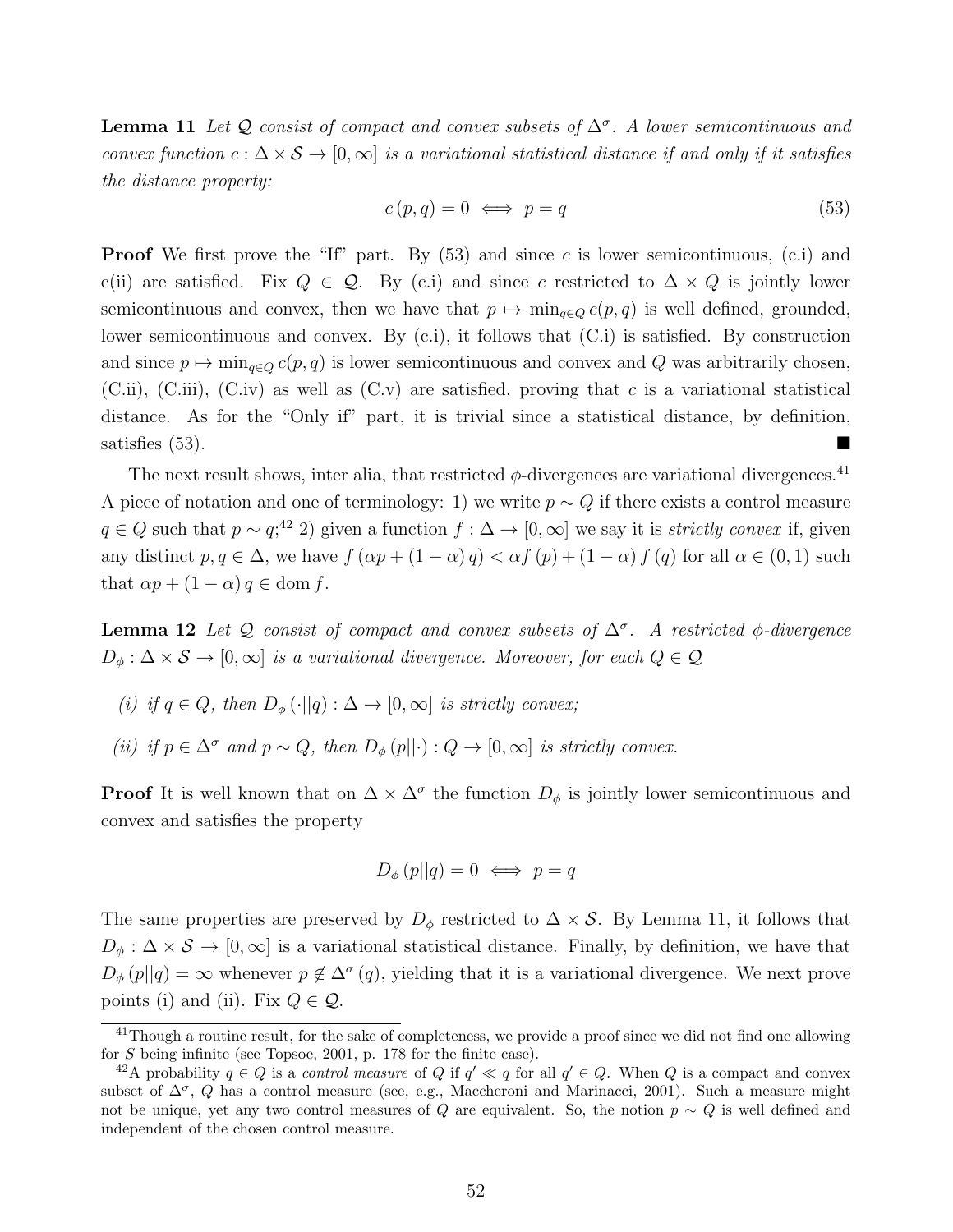**Lemma 11** *Let $\mathcal{Q}$ consist of compact and convex subsets of $\Delta^\sigma$. A lower semicontinuous and convex function $c : \Delta \times \mathcal{S} \to [0, \infty]$ is a variational statistical distance if and only if it satisfies the distance property:*

$$c(p, q) = 0 \iff p = q \tag{53}$$

**Proof** We first prove the "If" part. By (53) and since $c$ is lower semicontinuous, (c.i) and c(ii) are satisfied. Fix $Q \in \mathcal{Q}$. By (c.i) and since $c$ restricted to $\Delta \times Q$ is jointly lower semicontinuous and convex, then we have that $p \mapsto \min_{q \in Q} c(p, q)$ is well defined, grounded, lower semicontinuous and convex. By (c.i), it follows that (C.i) is satisfied. By construction and since $p \mapsto \min_{q \in Q} c(p, q)$ is lower semicontinuous and convex and $Q$ was arbitrarily chosen, (C.ii), (C.iii), (C.iv) as well as (C.v) are satisfied, proving that $c$ is a variational statistical distance. As for the "Only if" part, it is trivial since a statistical distance, by definition, satisfies (53). ∎

The next result shows, inter alia, that restricted $\phi$-divergences are variational divergences.[41] A piece of notation and one of terminology: 1) we write $p \sim Q$ if there exists a control measure $q \in Q$ such that $p \sim q$;[42] 2) given a function $f : \Delta \to [0, \infty]$ we say it is *strictly convex* if, given any distinct $p, q \in \Delta$, we have $f(\alpha p + (1 - \alpha) q) < \alpha f(p) + (1 - \alpha) f(q)$ for all $\alpha \in (0, 1)$ such that $\alpha p + (1 - \alpha) q \in \text{dom} f$.

**Lemma 12** *Let $\mathcal{Q}$ consist of compact and convex subsets of $\Delta^\sigma$. A restricted $\phi$-divergence $D_\phi : \Delta \times \mathcal{S} \to [0, \infty]$ is a variational divergence. Moreover, for each $Q \in \mathcal{Q}$*

*(i) if $q \in Q$, then $D_\phi(\cdot || q) : \Delta \to [0, \infty]$ is strictly convex;*

*(ii) if $p \in \Delta^\sigma$ and $p \sim Q$, then $D_\phi(p || \cdot) : Q \to [0, \infty]$ is strictly convex.*

**Proof** It is well known that on $\Delta \times \Delta^\sigma$ the function $D_\phi$ is jointly lower semicontinuous and convex and satisfies the property

$$D_\phi(p || q) = 0 \iff p = q$$

The same properties are preserved by $D_\phi$ restricted to $\Delta \times \mathcal{S}$. By Lemma 11, it follows that $D_\phi : \Delta \times \mathcal{S} \to [0, \infty]$ is a variational statistical distance. Finally, by definition, we have that $D_\phi(p || q) = \infty$ whenever $p \notin \Delta^\sigma(q)$, yielding that it is a variational divergence. We next prove points (i) and (ii). Fix $Q \in \mathcal{Q}$.

---

[41] Though a routine result, for the sake of completeness, we provide a proof since we did not find one allowing for $S$ being infinite (see Topsoe, 2001, p. 178 for the finite case).

[42] A probability $q \in Q$ is a *control measure* of $Q$ if $q' \ll q$ for all $q' \in Q$. When $Q$ is a compact and convex subset of $\Delta^\sigma$, $Q$ has a control measure (see, e.g., Maccheroni and Marinacci, 2001). Such a measure might not be unique, yet any two control measures of $Q$ are equivalent. So, the notion $p \sim Q$ is well defined and independent of the chosen control measure.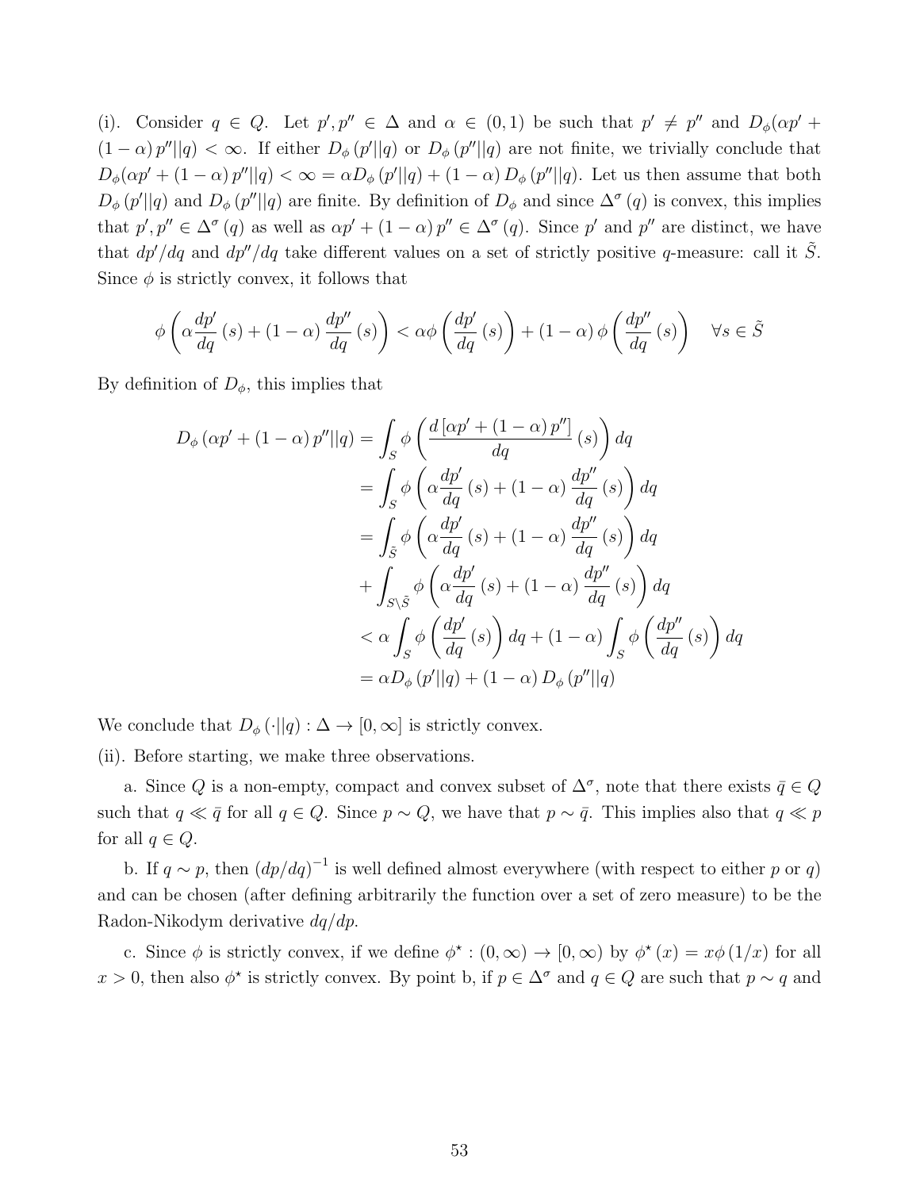(i). Consider $q \in Q$. Let $p', p'' \in \Delta$ and $\alpha \in (0,1)$ be such that $p' \neq p''$ and $D_\phi(\alpha p' + (1-\alpha) p''||q) < \infty$. If either $D_\phi(p'||q)$ or $D_\phi(p''||q)$ are not finite, we trivially conclude that $D_\phi(\alpha p' + (1-\alpha) p''||q) < \infty = \alpha D_\phi(p'||q) + (1-\alpha) D_\phi(p''||q)$. Let us then assume that both $D_\phi(p'||q)$ and $D_\phi(p''||q)$ are finite. By definition of $D_\phi$ and since $\Delta^\sigma(q)$ is convex, this implies that $p', p'' \in \Delta^\sigma(q)$ as well as $\alpha p' + (1-\alpha) p'' \in \Delta^\sigma(q)$. Since $p'$ and $p''$ are distinct, we have that $dp'/dq$ and $dp''/dq$ take different values on a set of strictly positive $q$-measure: call it $\tilde{S}$. Since $\phi$ is strictly convex, it follows that

$$\phi\left(\alpha \frac{dp'}{dq}(s) + (1-\alpha)\frac{dp''}{dq}(s)\right) < \alpha\phi\left(\frac{dp'}{dq}(s)\right) + (1-\alpha)\phi\left(\frac{dp''}{dq}(s)\right) \quad \forall s \in \tilde{S}$$

By definition of $D_\phi$, this implies that

$$\begin{aligned}
D_\phi(\alpha p' + (1-\alpha) p''||q) &= \int_S \phi\left(\frac{d[\alpha p' + (1-\alpha) p'']}{dq}(s)\right) dq \\
&= \int_S \phi\left(\alpha \frac{dp'}{dq}(s) + (1-\alpha)\frac{dp''}{dq}(s)\right) dq \\
&= \int_{\tilde{S}} \phi\left(\alpha \frac{dp'}{dq}(s) + (1-\alpha)\frac{dp''}{dq}(s)\right) dq \\
&+ \int_{S\setminus\tilde{S}} \phi\left(\alpha \frac{dp'}{dq}(s) + (1-\alpha)\frac{dp''}{dq}(s)\right) dq \\
&< \alpha \int_S \phi\left(\frac{dp'}{dq}(s)\right) dq + (1-\alpha)\int_S \phi\left(\frac{dp''}{dq}(s)\right) dq \\
&= \alpha D_\phi(p'||q) + (1-\alpha) D_\phi(p''||q)
\end{aligned}$$

We conclude that $D_\phi(\cdot||q) : \Delta \to [0,\infty]$ is strictly convex.

(ii). Before starting, we make three observations.

a. Since $Q$ is a non-empty, compact and convex subset of $\Delta^\sigma$, note that there exists $\bar{q} \in Q$ such that $q \ll \bar{q}$ for all $q \in Q$. Since $p \sim Q$, we have that $p \sim \bar{q}$. This implies also that $q \ll p$ for all $q \in Q$.

b. If $q \sim p$, then $(dp/dq)^{-1}$ is well defined almost everywhere (with respect to either $p$ or $q$) and can be chosen (after defining arbitrarily the function over a set of zero measure) to be the Radon-Nikodym derivative $dq/dp$.

c. Since $\phi$ is strictly convex, if we define $\phi^\star : (0,\infty) \to [0,\infty)$ by $\phi^\star(x) = x\phi(1/x)$ for all $x > 0$, then also $\phi^\star$ is strictly convex. By point b, if $p \in \Delta^\sigma$ and $q \in Q$ are such that $p \sim q$ and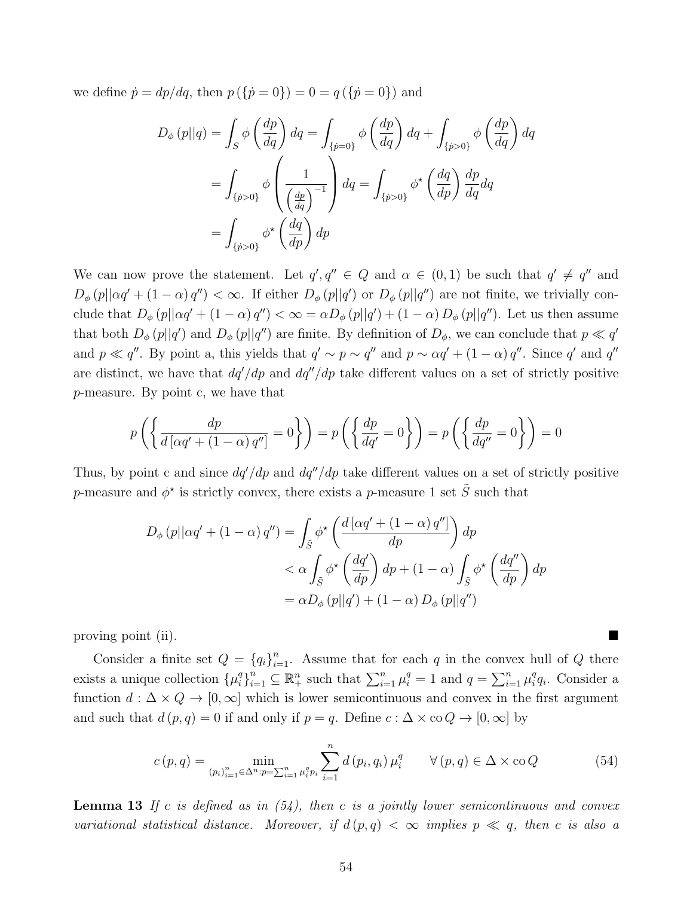we define $\dot{p} = dp/dq$, then $p(\{\dot{p} = 0\}) = 0 = q(\{\dot{p} = 0\})$ and

$$
\begin{aligned}
D_\phi(p||q) &= \int_S \phi\left(\frac{dp}{dq}\right) dq = \int_{\{\dot{p}=0\}} \phi\left(\frac{dp}{dq}\right) dq + \int_{\{\dot{p}>0\}} \phi\left(\frac{dp}{dq}\right) dq \\
&= \int_{\{\dot{p}>0\}} \phi\left(\frac{1}{\left(\frac{dp}{dq}\right)^{-1}}\right) dq = \int_{\{\dot{p}>0\}} \phi^\star\left(\frac{dq}{dp}\right) \frac{dp}{dq} dq \\
&= \int_{\{\dot{p}>0\}} \phi^\star\left(\frac{dq}{dp}\right) dp
\end{aligned}
$$

We can now prove the statement. Let $q', q'' \in Q$ and $\alpha \in (0,1)$ be such that $q' \neq q''$ and $D_\phi(p||\alpha q' + (1-\alpha) q'') < \infty$. If either $D_\phi(p||q')$ or $D_\phi(p||q'')$ are not finite, we trivially conclude that $D_\phi(p||\alpha q' + (1-\alpha) q'') < \infty = \alpha D_\phi(p||q') + (1-\alpha) D_\phi(p||q'')$. Let us then assume that both $D_\phi(p||q')$ and $D_\phi(p||q'')$ are finite. By definition of $D_\phi$, we can conclude that $p \ll q'$ and $p \ll q''$. By point a, this yields that $q' \sim p \sim q''$ and $p \sim \alpha q' + (1-\alpha) q''$. Since $q'$ and $q''$ are distinct, we have that $dq'/dp$ and $dq''/dp$ take different values on a set of strictly positive $p$-measure. By point c, we have that

$$
p\left(\left\{\frac{dp}{d[\alpha q' + (1-\alpha) q'']} = 0\right\}\right) = p\left(\left\{\frac{dp}{dq'} = 0\right\}\right) = p\left(\left\{\frac{dp}{dq''} = 0\right\}\right) = 0
$$

Thus, by point c and since $dq'/dp$ and $dq''/dp$ take different values on a set of strictly positive $p$-measure and $\phi^\star$ is strictly convex, there exists a $p$-measure 1 set $\tilde{S}$ such that

$$
\begin{aligned}
D_\phi(p||\alpha q' + (1-\alpha) q'') &= \int_{\tilde{S}} \phi^\star\left(\frac{d[\alpha q' + (1-\alpha) q'']}{dp}\right) dp \\
&< \alpha \int_{\tilde{S}} \phi^\star\left(\frac{dq'}{dp}\right) dp + (1-\alpha) \int_{\tilde{S}} \phi^\star\left(\frac{dq''}{dp}\right) dp \\
&= \alpha D_\phi(p||q') + (1-\alpha) D_\phi(p||q'')
\end{aligned}
$$

proving point (ii). ■

Consider a finite set $Q = \{q_i\}_{i=1}^n$. Assume that for each $q$ in the convex hull of $Q$ there exists a unique collection $\{\mu_i^q\}_{i=1}^n \subseteq \mathbb{R}_+^n$ such that $\sum_{i=1}^n \mu_i^q = 1$ and $q = \sum_{i=1}^n \mu_i^q q_i$. Consider a function $d : \Delta \times Q \to [0,\infty]$ which is lower semicontinuous and convex in the first argument and such that $d(p,q) = 0$ if and only if $p = q$. Define $c : \Delta \times \operatorname{co} Q \to [0,\infty]$ by

$$
c(p,q) = \min_{(p_i)_{i=1}^n \in \Delta^n : p = \sum_{i=1}^n \mu_i^q p_i} \sum_{i=1}^n d(p_i, q_i)\, \mu_i^q \qquad \forall (p,q) \in \Delta \times \operatorname{co} Q \tag{54}
$$

**Lemma 13** *If $c$ is defined as in (54), then $c$ is a jointly lower semicontinuous and convex variational statistical distance. Moreover, if $d(p,q) < \infty$ implies $p \ll q$, then $c$ is also a*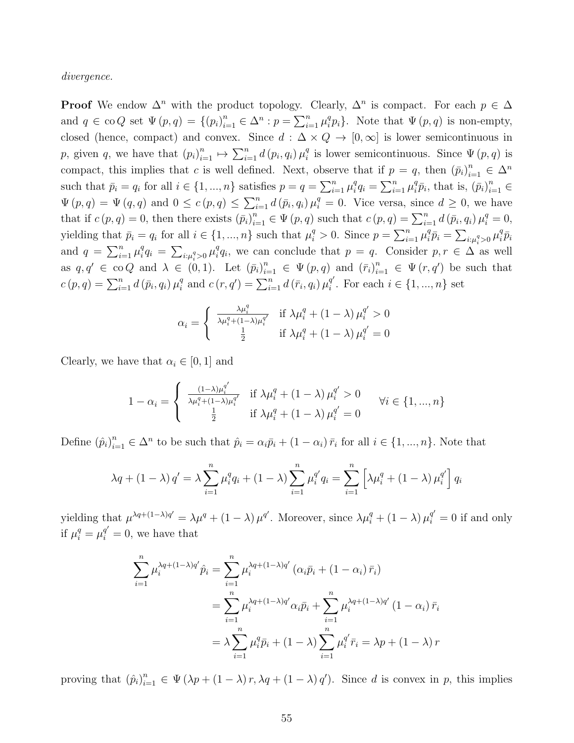*divergence.*

**Proof** We endow $\Delta^n$ with the product topology. Clearly, $\Delta^n$ is compact. For each $p \in \Delta$ and $q \in \operatorname{co} Q$ set $\Psi(p,q) = \{(p_i)_{i=1}^n \in \Delta^n : p = \sum_{i=1}^n \mu_i^q p_i\}$. Note that $\Psi(p,q)$ is non-empty, closed (hence, compact) and convex. Since $d : \Delta \times Q \to [0,\infty]$ is lower semicontinuous in $p$, given $q$, we have that $(p_i)_{i=1}^n \mapsto \sum_{i=1}^n d(p_i, q_i)\mu_i^q$ is lower semicontinuous. Since $\Psi(p,q)$ is compact, this implies that $c$ is well defined. Next, observe that if $p = q$, then $(\bar{p}_i)_{i=1}^n \in \Delta^n$ such that $\bar{p}_i = q_i$ for all $i \in \{1,...,n\}$ satisfies $p = q = \sum_{i=1}^n \mu_i^q q_i = \sum_{i=1}^n \mu_i^q \bar{p}_i$, that is, $(\bar{p}_i)_{i=1}^n \in \Psi(p,q) = \Psi(q,q)$ and $0 \le c(p,q) \le \sum_{i=1}^n d(\bar{p}_i, q_i)\mu_i^q = 0$. Vice versa, since $d \ge 0$, we have that if $c(p,q) = 0$, then there exists $(\bar{p}_i)_{i=1}^n \in \Psi(p,q)$ such that $c(p,q) = \sum_{i=1}^n d(\bar{p}_i, q_i)\mu_i^q = 0$, yielding that $\bar{p}_i = q_i$ for all $i \in \{1,...,n\}$ such that $\mu_i^q > 0$. Since $p = \sum_{i=1}^n \mu_i^q \bar{p}_i = \sum_{i:\mu_i^q>0} \mu_i^q \bar{p}_i$ and $q = \sum_{i=1}^n \mu_i^q q_i = \sum_{i:\mu_i^q>0} \mu_i^q q_i$, we can conclude that $p = q$. Consider $p, r \in \Delta$ as well as $q, q' \in \operatorname{co} Q$ and $\lambda \in (0,1)$. Let $(\bar{p}_i)_{i=1}^n \in \Psi(p,q)$ and $(\bar{r}_i)_{i=1}^n \in \Psi(r,q')$ be such that $c(p,q) = \sum_{i=1}^n d(\bar{p}_i, q_i)\mu_i^q$ and $c(r,q') = \sum_{i=1}^n d(\bar{r}_i, q_i)\mu_i^{q'}$. For each $i \in \{1,...,n\}$ set

$$\alpha_i = \begin{cases} \frac{\lambda \mu_i^q}{\lambda \mu_i^q + (1-\lambda)\mu_i^{q'}} & \text{if } \lambda \mu_i^q + (1-\lambda)\mu_i^{q'} > 0 \\ \frac{1}{2} & \text{if } \lambda \mu_i^q + (1-\lambda)\mu_i^{q'} = 0 \end{cases}$$

Clearly, we have that $\alpha_i \in [0,1]$ and

$$1 - \alpha_i = \begin{cases} \frac{(1-\lambda)\mu_i^{q'}}{\lambda \mu_i^q + (1-\lambda)\mu_i^{q'}} & \text{if } \lambda \mu_i^q + (1-\lambda)\mu_i^{q'} > 0 \\ \frac{1}{2} & \text{if } \lambda \mu_i^q + (1-\lambda)\mu_i^{q'} = 0 \end{cases} \quad \forall i \in \{1,...,n\}$$

Define $(\hat{p}_i)_{i=1}^n \in \Delta^n$ to be such that $\hat{p}_i = \alpha_i \bar{p}_i + (1-\alpha_i)\bar{r}_i$ for all $i \in \{1,...,n\}$. Note that

$$\lambda q + (1-\lambda) q' = \lambda \sum_{i=1}^n \mu_i^q q_i + (1-\lambda)\sum_{i=1}^n \mu_i^{q'} q_i = \sum_{i=1}^n \left[\lambda \mu_i^q + (1-\lambda)\mu_i^{q'}\right] q_i$$

yielding that $\mu^{\lambda q + (1-\lambda)q'} = \lambda \mu^q + (1-\lambda)\mu^{q'}$. Moreover, since $\lambda \mu_i^q + (1-\lambda)\mu_i^{q'} = 0$ if and only if $\mu_i^q = \mu_i^{q'} = 0$, we have that

$$\begin{aligned}
\sum_{i=1}^n \mu_i^{\lambda q + (1-\lambda)q'} \hat{p}_i &= \sum_{i=1}^n \mu_i^{\lambda q + (1-\lambda)q'} \left(\alpha_i \bar{p}_i + (1-\alpha_i)\bar{r}_i\right) \\
&= \sum_{i=1}^n \mu_i^{\lambda q + (1-\lambda)q'} \alpha_i \bar{p}_i + \sum_{i=1}^n \mu_i^{\lambda q + (1-\lambda)q'} (1-\alpha_i)\bar{r}_i \\
&= \lambda \sum_{i=1}^n \mu_i^q \bar{p}_i + (1-\lambda)\sum_{i=1}^n \mu_i^{q'} \bar{r}_i = \lambda p + (1-\lambda) r
\end{aligned}$$

proving that $(\hat{p}_i)_{i=1}^n \in \Psi(\lambda p + (1-\lambda) r, \lambda q + (1-\lambda) q')$. Since $d$ is convex in $p$, this implies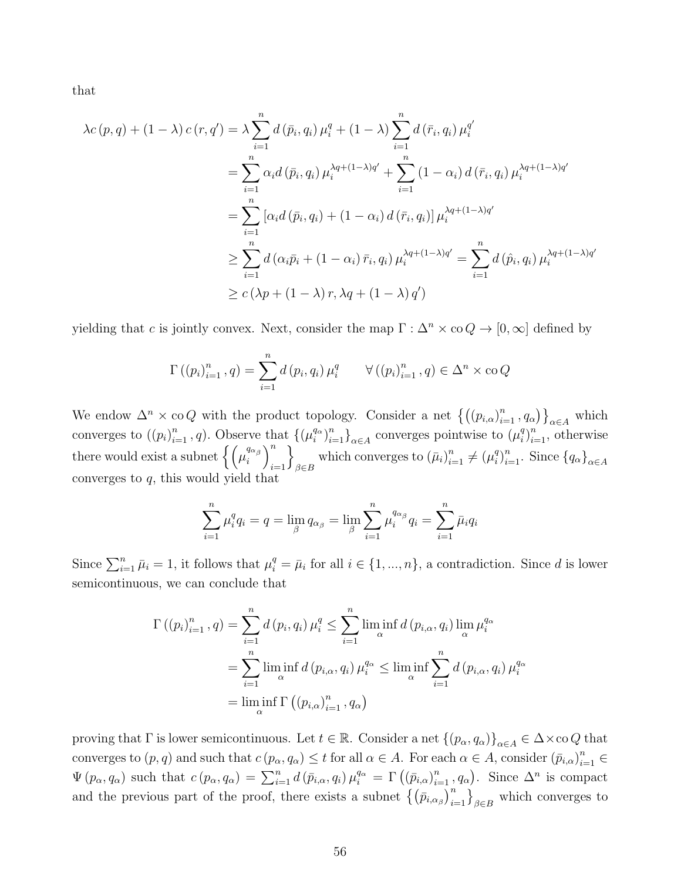that

$$
\begin{aligned}
\lambda c\left(p, q\right) + \left(1-\lambda\right) c\left(r, q'\right) &= \lambda \sum_{i=1}^{n} d\left(\bar{p}_i, q_i\right) \mu_i^{q} + \left(1-\lambda\right) \sum_{i=1}^{n} d\left(\bar{r}_i, q_i\right) \mu_i^{q'} \\
&= \sum_{i=1}^{n} \alpha_i d\left(\bar{p}_i, q_i\right) \mu_i^{\lambda q + (1-\lambda) q'} + \sum_{i=1}^{n} \left(1-\alpha_i\right) d\left(\bar{r}_i, q_i\right) \mu_i^{\lambda q + (1-\lambda) q'} \\
&= \sum_{i=1}^{n} \left[\alpha_i d\left(\bar{p}_i, q_i\right) + \left(1-\alpha_i\right) d\left(\bar{r}_i, q_i\right)\right] \mu_i^{\lambda q + (1-\lambda) q'} \\
&\geq \sum_{i=1}^{n} d\left(\alpha_i \bar{p}_i + \left(1-\alpha_i\right) \bar{r}_i, q_i\right) \mu_i^{\lambda q + (1-\lambda) q'} = \sum_{i=1}^{n} d\left(\hat{p}_i, q_i\right) \mu_i^{\lambda q + (1-\lambda) q'} \\
&\geq c\left(\lambda p + \left(1-\lambda\right) r, \lambda q + \left(1-\lambda\right) q'\right)
\end{aligned}
$$

yielding that $c$ is jointly convex. Next, consider the map $\Gamma : \Delta^n \times \operatorname{co} Q \to [0, \infty]$ defined by

$$
\Gamma\left(\left(p_i\right)_{i=1}^{n}, q\right) = \sum_{i=1}^{n} d\left(p_i, q_i\right) \mu_i^{q} \qquad \forall \left(\left(p_i\right)_{i=1}^{n}, q\right) \in \Delta^n \times \operatorname{co} Q
$$

We endow $\Delta^n \times \operatorname{co} Q$ with the product topology. Consider a net $\left\{\left(\left(p_{i,\alpha}\right)_{i=1}^{n}, q_\alpha\right)\right\}_{\alpha \in A}$ which converges to $\left(\left(p_i\right)_{i=1}^{n}, q\right)$. Observe that $\{(\mu_i^{q_\alpha})_{i=1}^{n}\}_{\alpha \in A}$ converges pointwise to $(\mu_i^{q})_{i=1}^{n}$, otherwise there would exist a subnet $\left\{\left(\mu_i^{q_{\alpha_\beta}}\right)_{i=1}^{n}\right\}_{\beta \in B}$ which converges to $(\bar{\mu}_i)_{i=1}^{n} \neq (\mu_i^{q})_{i=1}^{n}$. Since $\{q_\alpha\}_{\alpha \in A}$ converges to $q$, this would yield that

$$
\sum_{i=1}^{n} \mu_i^{q} q_i = q = \lim_{\beta} q_{\alpha_\beta} = \lim_{\beta} \sum_{i=1}^{n} \mu_i^{q_{\alpha_\beta}} q_i = \sum_{i=1}^{n} \bar{\mu}_i q_i
$$

Since $\sum_{i=1}^{n} \bar{\mu}_i = 1$, it follows that $\mu_i^{q} = \bar{\mu}_i$ for all $i \in \{1, ..., n\}$, a contradiction. Since $d$ is lower semicontinuous, we can conclude that

$$
\begin{aligned}
\Gamma\left(\left(p_i\right)_{i=1}^{n}, q\right) &= \sum_{i=1}^{n} d\left(p_i, q_i\right) \mu_i^{q} \leq \sum_{i=1}^{n} \liminf_{\alpha} d\left(p_{i,\alpha}, q_i\right) \lim_{\alpha} \mu_i^{q_\alpha} \\
&= \sum_{i=1}^{n} \liminf_{\alpha} d\left(p_{i,\alpha}, q_i\right) \mu_i^{q_\alpha} \leq \liminf_{\alpha} \sum_{i=1}^{n} d\left(p_{i,\alpha}, q_i\right) \mu_i^{q_\alpha} \\
&= \liminf_{\alpha} \Gamma\left(\left(p_{i,\alpha}\right)_{i=1}^{n}, q_\alpha\right)
\end{aligned}
$$

proving that $\Gamma$ is lower semicontinuous. Let $t \in \mathbb{R}$. Consider a net $\{(p_\alpha, q_\alpha)\}_{\alpha \in A} \in \Delta \times \operatorname{co} Q$ that converges to $(p, q)$ and such that $c\left(p_\alpha, q_\alpha\right) \leq t$ for all $\alpha \in A$. For each $\alpha \in A$, consider $\left(\bar{p}_{i,\alpha}\right)_{i=1}^{n} \in \Psi\left(p_\alpha, q_\alpha\right)$ such that $c\left(p_\alpha, q_\alpha\right) = \sum_{i=1}^{n} d\left(\bar{p}_{i,\alpha}, q_i\right) \mu_i^{q_\alpha} = \Gamma\left(\left(\bar{p}_{i,\alpha}\right)_{i=1}^{n}, q_\alpha\right)$. Since $\Delta^n$ is compact and the previous part of the proof, there exists a subnet $\left\{\left(\bar{p}_{i,\alpha_\beta}\right)_{i=1}^{n}\right\}_{\beta \in B}$ which converges to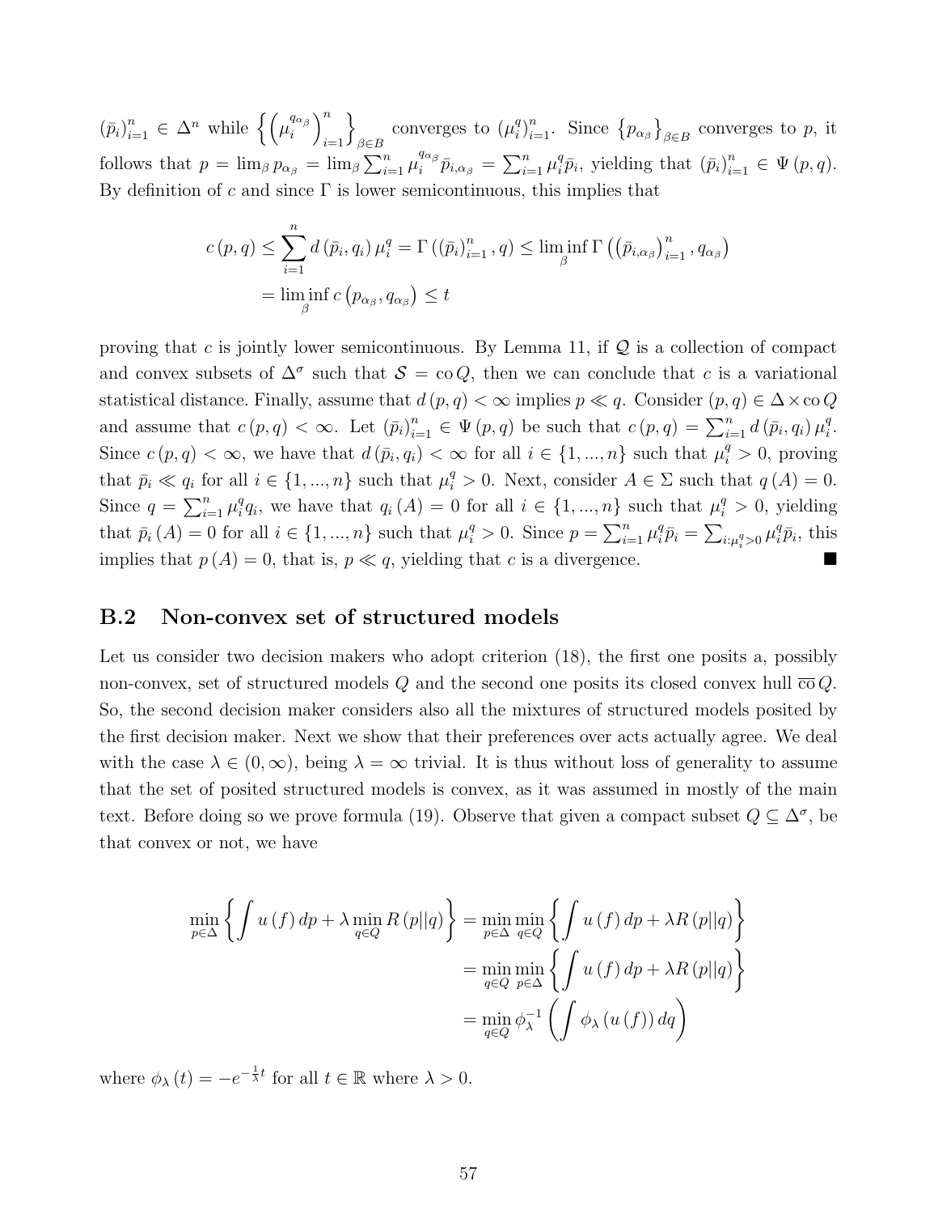$(\bar{p}_i)_{i=1}^n \in \Delta^n$ while $\left\{ \left( \mu_i^{q_{\alpha_\beta}} \right)_{i=1}^n \right\}_{\beta \in B}$ converges to $(\mu_i^q)_{i=1}^n$. Since $\{p_{\alpha_\beta}\}_{\beta \in B}$ converges to $p$, it follows that $p = \lim_\beta p_{\alpha_\beta} = \lim_\beta \sum_{i=1}^n \mu_i^{q_{\alpha_\beta}} \bar{p}_{i,\alpha_\beta} = \sum_{i=1}^n \mu_i^q \bar{p}_i$, yielding that $(\bar{p}_i)_{i=1}^n \in \Psi(p,q)$. By definition of $c$ and since $\Gamma$ is lower semicontinuous, this implies that

$$
\begin{aligned}
c(p,q) &\leq \sum_{i=1}^n d(\bar{p}_i, q_i) \mu_i^q = \Gamma\left((\bar{p}_i)_{i=1}^n, q\right) \leq \liminf_\beta \Gamma\left(\left(\bar{p}_{i,\alpha_\beta}\right)_{i=1}^n, q_{\alpha_\beta}\right) \\
&= \liminf_\beta c\left(p_{\alpha_\beta}, q_{\alpha_\beta}\right) \leq t
\end{aligned}
$$

proving that $c$ is jointly lower semicontinuous. By Lemma 11, if $\mathcal{Q}$ is a collection of compact and convex subsets of $\Delta^\sigma$ such that $\mathcal{S} = \operatorname{co} Q$, then we can conclude that $c$ is a variational statistical distance. Finally, assume that $d(p,q) < \infty$ implies $p \ll q$. Consider $(p,q) \in \Delta \times \operatorname{co} Q$ and assume that $c(p,q) < \infty$. Let $(\bar{p}_i)_{i=1}^n \in \Psi(p,q)$ be such that $c(p,q) = \sum_{i=1}^n d(\bar{p}_i, q_i) \mu_i^q$. Since $c(p,q) < \infty$, we have that $d(\bar{p}_i, q_i) < \infty$ for all $i \in \{1,...,n\}$ such that $\mu_i^q > 0$, proving that $\bar{p}_i \ll q_i$ for all $i \in \{1,...,n\}$ such that $\mu_i^q > 0$. Next, consider $A \in \Sigma$ such that $q(A) = 0$. Since $q = \sum_{i=1}^n \mu_i^q q_i$, we have that $q_i(A) = 0$ for all $i \in \{1,...,n\}$ such that $\mu_i^q > 0$, yielding that $\bar{p}_i(A) = 0$ for all $i \in \{1,...,n\}$ such that $\mu_i^q > 0$. Since $p = \sum_{i=1}^n \mu_i^q \bar{p}_i = \sum_{i:\mu_i^q > 0} \mu_i^q \bar{p}_i$, this implies that $p(A) = 0$, that is, $p \ll q$, yielding that $c$ is a divergence. ■

## B.2 Non-convex set of structured models

Let us consider two decision makers who adopt criterion (18), the first one posits a, possibly non-convex, set of structured models $Q$ and the second one posits its closed convex hull $\overline{\operatorname{co}}\, Q$. So, the second decision maker considers also all the mixtures of structured models posited by the first decision maker. Next we show that their preferences over acts actually agree. We deal with the case $\lambda \in (0,\infty)$, being $\lambda = \infty$ trivial. It is thus without loss of generality to assume that the set of posited structured models is convex, as it was assumed in mostly of the main text. Before doing so we prove formula (19). Observe that given a compact subset $Q \subseteq \Delta^\sigma$, be that convex or not, we have

$$
\begin{aligned}
\min_{p \in \Delta} \left\{ \int u(f)\, dp + \lambda \min_{q \in Q} R(p\|q) \right\} &= \min_{p \in \Delta} \min_{q \in Q} \left\{ \int u(f)\, dp + \lambda R(p\|q) \right\} \\
&= \min_{q \in Q} \min_{p \in \Delta} \left\{ \int u(f)\, dp + \lambda R(p\|q) \right\} \\
&= \min_{q \in Q} \phi_\lambda^{-1} \left( \int \phi_\lambda(u(f))\, dq \right)
\end{aligned}
$$

where $\phi_\lambda(t) = -e^{-\frac{1}{\lambda}t}$ for all $t \in \mathbb{R}$ where $\lambda > 0$.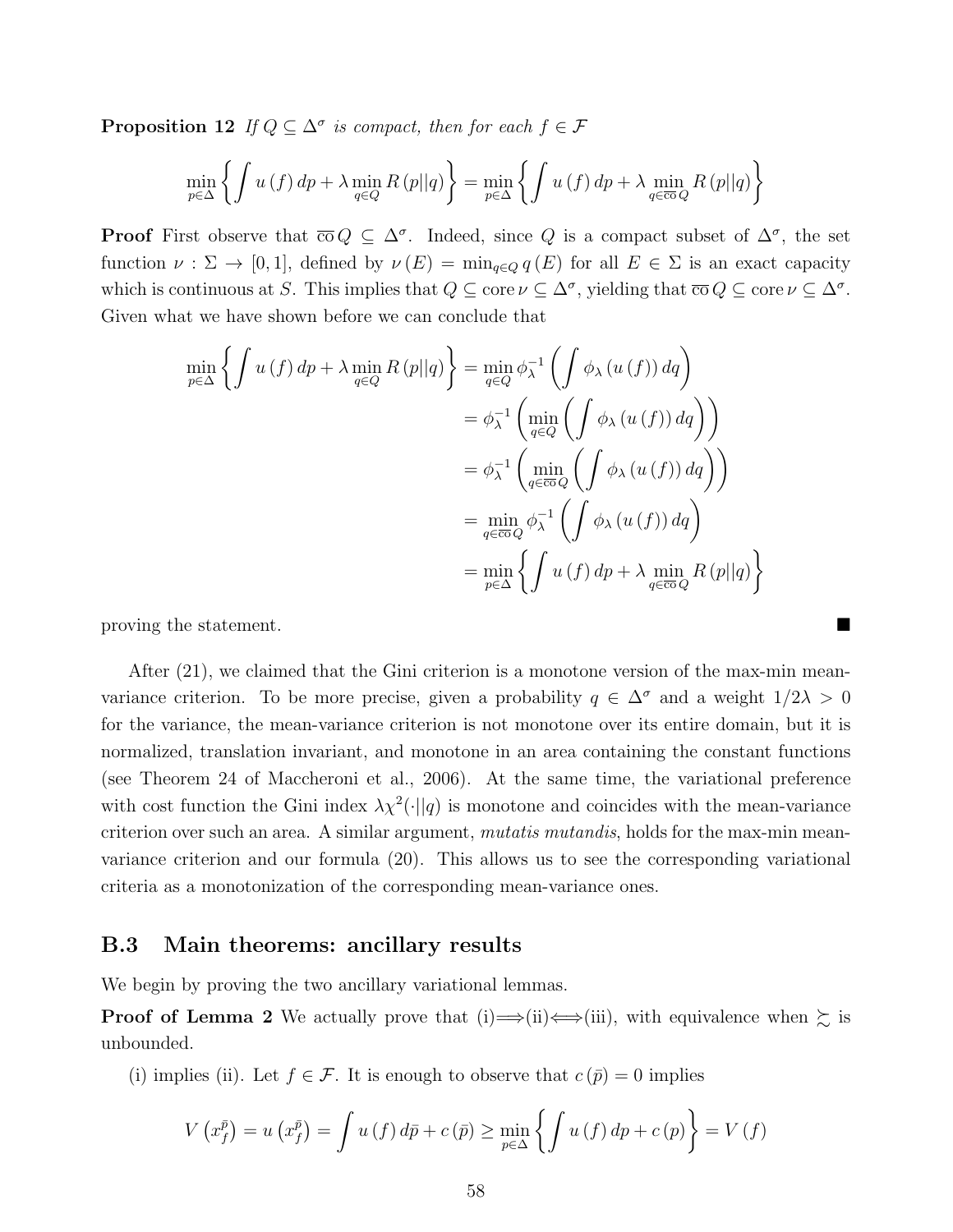**Proposition 12** *If $Q \subseteq \Delta^\sigma$ is compact, then for each $f \in \mathcal{F}$*

$$\min_{p\in\Delta}\left\{\int u(f)\,dp + \lambda \min_{q\in Q} R(p||q)\right\} = \min_{p\in\Delta}\left\{\int u(f)\,dp + \lambda \min_{q\in\overline{\text{co}}\,Q} R(p||q)\right\}$$

**Proof** First observe that $\overline{\text{co}}\,Q \subseteq \Delta^\sigma$. Indeed, since $Q$ is a compact subset of $\Delta^\sigma$, the set function $\nu : \Sigma \to [0,1]$, defined by $\nu(E) = \min_{q\in Q} q(E)$ for all $E \in \Sigma$ is an exact capacity which is continuous at $S$. This implies that $Q \subseteq \text{core}\,\nu \subseteq \Delta^\sigma$, yielding that $\overline{\text{co}}\,Q \subseteq \text{core}\,\nu \subseteq \Delta^\sigma$. Given what we have shown before we can conclude that

$$\begin{aligned}
\min_{p\in\Delta}\left\{\int u(f)\,dp + \lambda \min_{q\in Q} R(p||q)\right\} &= \min_{q\in Q} \phi_\lambda^{-1}\left(\int \phi_\lambda(u(f))\,dq\right) \\
&= \phi_\lambda^{-1}\left(\min_{q\in Q}\left(\int \phi_\lambda(u(f))\,dq\right)\right) \\
&= \phi_\lambda^{-1}\left(\min_{q\in\overline{\text{co}}\,Q}\left(\int \phi_\lambda(u(f))\,dq\right)\right) \\
&= \min_{q\in\overline{\text{co}}\,Q} \phi_\lambda^{-1}\left(\int \phi_\lambda(u(f))\,dq\right) \\
&= \min_{p\in\Delta}\left\{\int u(f)\,dp + \lambda \min_{q\in\overline{\text{co}}\,Q} R(p||q)\right\}
\end{aligned}$$

proving the statement. ∎

After (21), we claimed that the Gini criterion is a monotone version of the max-min mean-variance criterion. To be more precise, given a probability $q \in \Delta^\sigma$ and a weight $1/2\lambda > 0$ for the variance, the mean-variance criterion is not monotone over its entire domain, but it is normalized, translation invariant, and monotone in an area containing the constant functions (see Theorem 24 of Maccheroni et al., 2006). At the same time, the variational preference with cost function the Gini index $\lambda\chi^2(\cdot||q)$ is monotone and coincides with the mean-variance criterion over such an area. A similar argument, *mutatis mutandis*, holds for the max-min mean-variance criterion and our formula (20). This allows us to see the corresponding variational criteria as a monotonization of the corresponding mean-variance ones.

## B.3 Main theorems: ancillary results

We begin by proving the two ancillary variational lemmas.

**Proof of Lemma 2** We actually prove that (i)$\Longrightarrow$(ii)$\Longleftrightarrow$(iii), with equivalence when $\succsim$ is unbounded.

(i) implies (ii). Let $f \in \mathcal{F}$. It is enough to observe that $c(\bar{p}) = 0$ implies

$$V\left(x_f^{\bar{p}}\right) = u\left(x_f^{\bar{p}}\right) = \int u(f)\,d\bar{p} + c(\bar{p}) \geq \min_{p\in\Delta}\left\{\int u(f)\,dp + c(p)\right\} = V(f)$$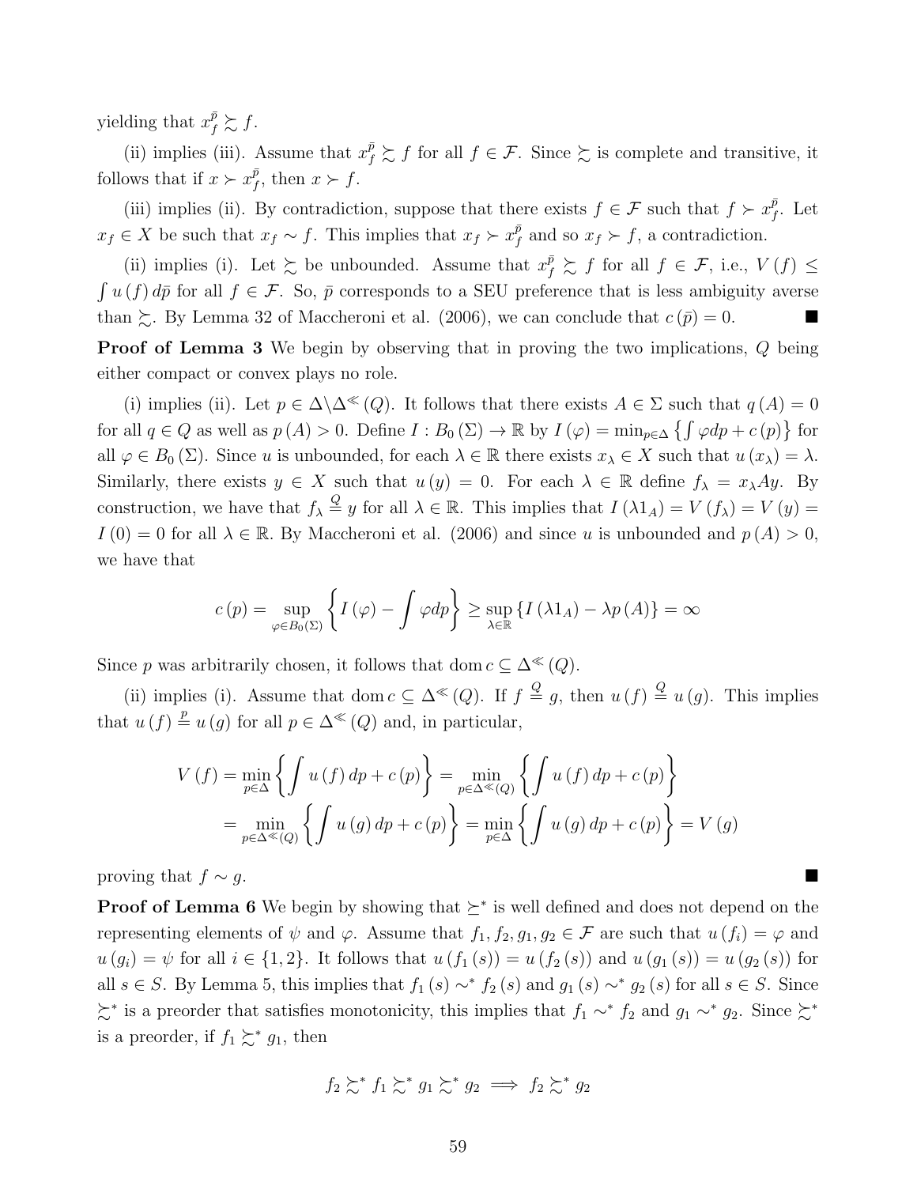yielding that $x_f^{\bar{p}} \succsim f$.

(ii) implies (iii). Assume that $x_f^{\bar{p}} \succsim f$ for all $f \in \mathcal{F}$. Since $\succsim$ is complete and transitive, it follows that if $x \succ x_f^{\bar{p}}$, then $x \succ f$.

(iii) implies (ii). By contradiction, suppose that there exists $f \in \mathcal{F}$ such that $f \succ x_f^{\bar{p}}$. Let $x_f \in X$ be such that $x_f \sim f$. This implies that $x_f \succ x_f^{\bar{p}}$ and so $x_f \succ f$, a contradiction.

(ii) implies (i). Let $\succsim$ be unbounded. Assume that $x_f^{\bar{p}} \succsim f$ for all $f \in \mathcal{F}$, i.e., $V(f) \leq \int u(f)\, d\bar{p}$ for all $f \in \mathcal{F}$. So, $\bar{p}$ corresponds to a SEU preference that is less ambiguity averse than $\succsim$. By Lemma 32 of Maccheroni et al. (2006), we can conclude that $c(\bar{p}) = 0$. ■

**Proof of Lemma 3** We begin by observing that in proving the two implications, $Q$ being either compact or convex plays no role.

(i) implies (ii). Let $p \in \Delta \backslash \Delta^{\ll}(Q)$. It follows that there exists $A \in \Sigma$ such that $q(A) = 0$ for all $q \in Q$ as well as $p(A) > 0$. Define $I : B_0(\Sigma) \to \mathbb{R}$ by $I(\varphi) = \min_{p \in \Delta} \left\{ \int \varphi dp + c(p) \right\}$ for all $\varphi \in B_0(\Sigma)$. Since $u$ is unbounded, for each $\lambda \in \mathbb{R}$ there exists $x_\lambda \in X$ such that $u(x_\lambda) = \lambda$. Similarly, there exists $y \in X$ such that $u(y) = 0$. For each $\lambda \in \mathbb{R}$ define $f_\lambda = x_\lambda A y$. By construction, we have that $f_\lambda \overset{Q}{=} y$ for all $\lambda \in \mathbb{R}$. This implies that $I(\lambda 1_A) = V(f_\lambda) = V(y) = I(0) = 0$ for all $\lambda \in \mathbb{R}$. By Maccheroni et al. (2006) and since $u$ is unbounded and $p(A) > 0$, we have that

$$c(p) = \sup_{\varphi \in B_0(\Sigma)} \left\{ I(\varphi) - \int \varphi dp \right\} \geq \sup_{\lambda \in \mathbb{R}} \left\{ I(\lambda 1_A) - \lambda p(A) \right\} = \infty$$

Since $p$ was arbitrarily chosen, it follows that $\operatorname{dom} c \subseteq \Delta^{\ll}(Q)$.

(ii) implies (i). Assume that $\operatorname{dom} c \subseteq \Delta^{\ll}(Q)$. If $f \overset{Q}{=} g$, then $u(f) \overset{Q}{=} u(g)$. This implies that $u(f) \overset{p}{=} u(g)$ for all $p \in \Delta^{\ll}(Q)$ and, in particular,

$$\begin{aligned} V(f) &= \min_{p \in \Delta} \left\{ \int u(f)\, dp + c(p) \right\} = \min_{p \in \Delta^{\ll}(Q)} \left\{ \int u(f)\, dp + c(p) \right\} \\ &= \min_{p \in \Delta^{\ll}(Q)} \left\{ \int u(g)\, dp + c(p) \right\} = \min_{p \in \Delta} \left\{ \int u(g)\, dp + c(p) \right\} = V(g) \end{aligned}$$

proving that $f \sim g$. ■

**Proof of Lemma 6** We begin by showing that $\succeq^*$ is well defined and does not depend on the representing elements of $\psi$ and $\varphi$. Assume that $f_1, f_2, g_1, g_2 \in \mathcal{F}$ are such that $u(f_i) = \varphi$ and $u(g_i) = \psi$ for all $i \in \{1, 2\}$. It follows that $u(f_1(s)) = u(f_2(s))$ and $u(g_1(s)) = u(g_2(s))$ for all $s \in S$. By Lemma 5, this implies that $f_1(s) \sim^* f_2(s)$ and $g_1(s) \sim^* g_2(s)$ for all $s \in S$. Since $\succsim^*$ is a preorder that satisfies monotonicity, this implies that $f_1 \sim^* f_2$ and $g_1 \sim^* g_2$. Since $\succsim^*$ is a preorder, if $f_1 \succsim^* g_1$, then

$$f_2 \succsim^* f_1 \succsim^* g_1 \succsim^* g_2 \implies f_2 \succsim^* g_2$$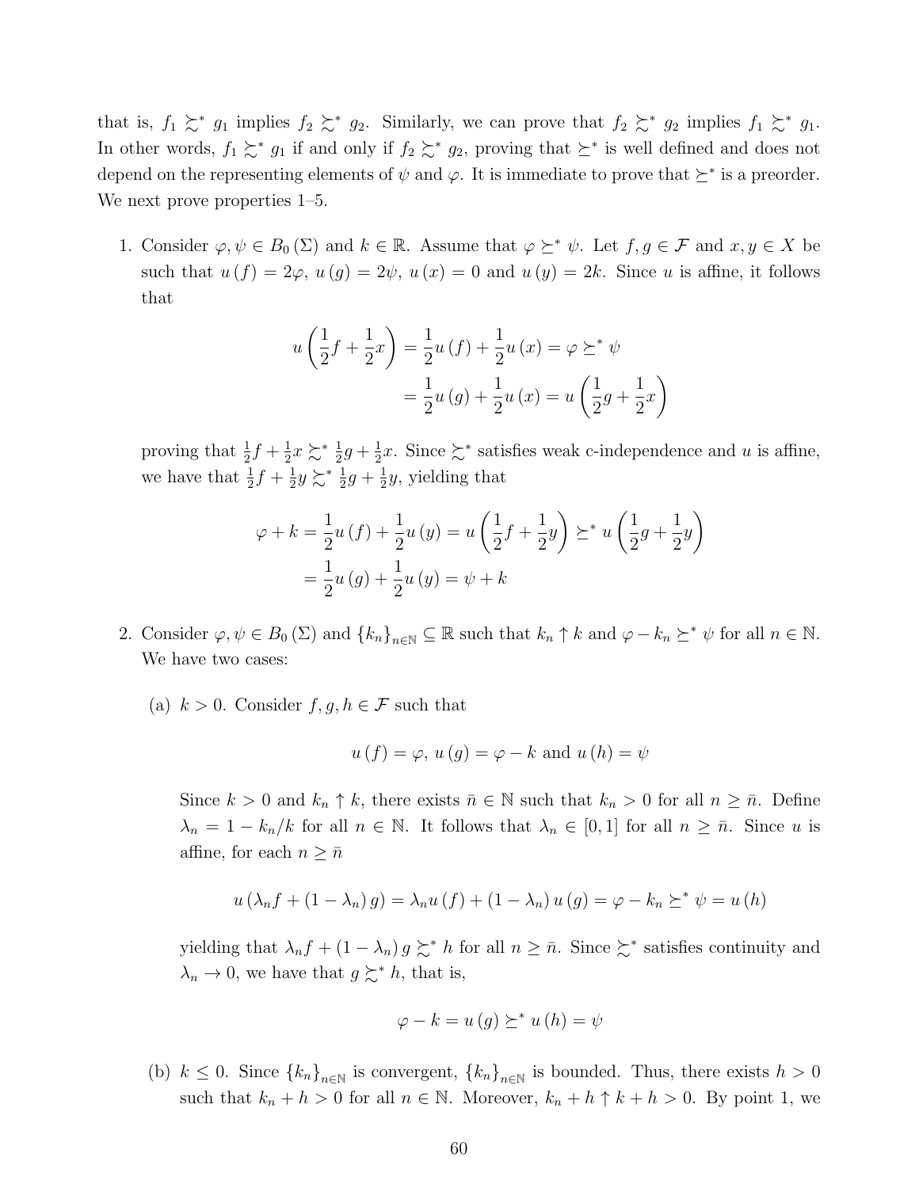that is, $f_1 \succsim^* g_1$ implies $f_2 \succsim^* g_2$. Similarly, we can prove that $f_2 \succsim^* g_2$ implies $f_1 \succsim^* g_1$. In other words, $f_1 \succsim^* g_1$ if and only if $f_2 \succsim^* g_2$, proving that $\succeq^*$ is well defined and does not depend on the representing elements of $\psi$ and $\varphi$. It is immediate to prove that $\succeq^*$ is a preorder. We next prove properties 1–5.

1. Consider $\varphi, \psi \in B_0(\Sigma)$ and $k \in \mathbb{R}$. Assume that $\varphi \succeq^* \psi$. Let $f, g \in \mathcal{F}$ and $x, y \in X$ be such that $u(f) = 2\varphi$, $u(g) = 2\psi$, $u(x) = 0$ and $u(y) = 2k$. Since $u$ is affine, it follows that

$$u\left(\frac{1}{2}f + \frac{1}{2}x\right) = \frac{1}{2}u(f) + \frac{1}{2}u(x) = \varphi \succeq^* \psi$$
$$= \frac{1}{2}u(g) + \frac{1}{2}u(x) = u\left(\frac{1}{2}g + \frac{1}{2}x\right)$$

proving that $\frac{1}{2}f + \frac{1}{2}x \succsim^* \frac{1}{2}g + \frac{1}{2}x$. Since $\succsim^*$ satisfies weak c-independence and $u$ is affine, we have that $\frac{1}{2}f + \frac{1}{2}y \succsim^* \frac{1}{2}g + \frac{1}{2}y$, yielding that

$$\varphi + k = \frac{1}{2}u(f) + \frac{1}{2}u(y) = u\left(\frac{1}{2}f + \frac{1}{2}y\right) \succeq^* u\left(\frac{1}{2}g + \frac{1}{2}y\right)$$
$$= \frac{1}{2}u(g) + \frac{1}{2}u(y) = \psi + k$$

2. Consider $\varphi, \psi \in B_0(\Sigma)$ and $\{k_n\}_{n \in \mathbb{N}} \subseteq \mathbb{R}$ such that $k_n \uparrow k$ and $\varphi - k_n \succeq^* \psi$ for all $n \in \mathbb{N}$. We have two cases:

   (a) $k > 0$. Consider $f, g, h \in \mathcal{F}$ such that

   $$u(f) = \varphi,\ u(g) = \varphi - k \text{ and } u(h) = \psi$$

   Since $k > 0$ and $k_n \uparrow k$, there exists $\bar{n} \in \mathbb{N}$ such that $k_n > 0$ for all $n \geq \bar{n}$. Define $\lambda_n = 1 - k_n/k$ for all $n \in \mathbb{N}$. It follows that $\lambda_n \in [0, 1]$ for all $n \geq \bar{n}$. Since $u$ is affine, for each $n \geq \bar{n}$

   $$u(\lambda_n f + (1 - \lambda_n) g) = \lambda_n u(f) + (1 - \lambda_n) u(g) = \varphi - k_n \succeq^* \psi = u(h)$$

   yielding that $\lambda_n f + (1 - \lambda_n) g \succsim^* h$ for all $n \geq \bar{n}$. Since $\succsim^*$ satisfies continuity and $\lambda_n \to 0$, we have that $g \succsim^* h$, that is,

   $$\varphi - k = u(g) \succeq^* u(h) = \psi$$

   (b) $k \leq 0$. Since $\{k_n\}_{n \in \mathbb{N}}$ is convergent, $\{k_n\}_{n \in \mathbb{N}}$ is bounded. Thus, there exists $h > 0$ such that $k_n + h > 0$ for all $n \in \mathbb{N}$. Moreover, $k_n + h \uparrow k + h > 0$. By point 1, we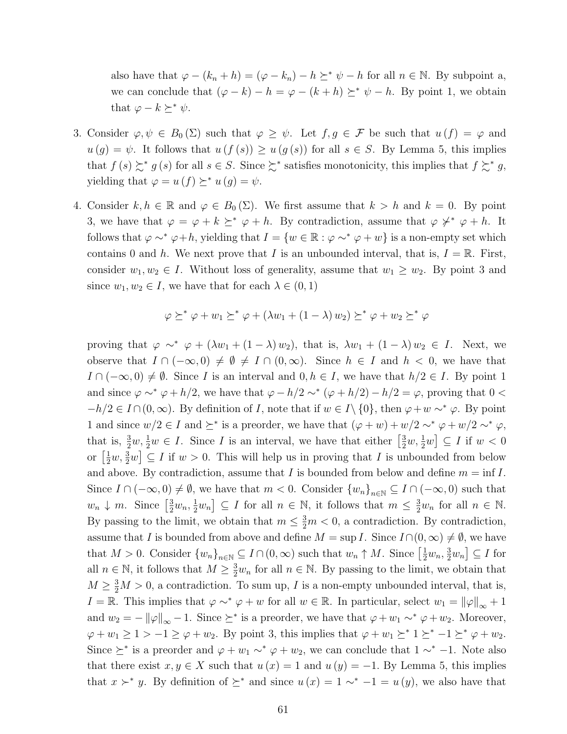also have that $\varphi - (k_n + h) = (\varphi - k_n) - h \succeq^* \psi - h$ for all $n \in \mathbb{N}$. By subpoint a, we can conclude that $(\varphi - k) - h = \varphi - (k + h) \succeq^* \psi - h$. By point 1, we obtain that $\varphi - k \succeq^* \psi$.

3. Consider $\varphi, \psi \in B_0(\Sigma)$ such that $\varphi \geq \psi$. Let $f, g \in \mathcal{F}$ be such that $u(f) = \varphi$ and $u(g) = \psi$. It follows that $u(f(s)) \geq u(g(s))$ for all $s \in S$. By Lemma 5, this implies that $f(s) \succsim^* g(s)$ for all $s \in S$. Since $\succsim^*$ satisfies monotonicity, this implies that $f \succsim^* g$, yielding that $\varphi = u(f) \succeq^* u(g) = \psi$.

4. Consider $k, h \in \mathbb{R}$ and $\varphi \in B_0(\Sigma)$. We first assume that $k > h$ and $k = 0$. By point 3, we have that $\varphi = \varphi + k \succeq^* \varphi + h$. By contradiction, assume that $\varphi \not\succ^* \varphi + h$. It follows that $\varphi \sim^* \varphi + h$, yielding that $I = \{w \in \mathbb{R} : \varphi \sim^* \varphi + w\}$ is a non-empty set which contains 0 and $h$. We next prove that $I$ is an unbounded interval, that is, $I = \mathbb{R}$. First, consider $w_1, w_2 \in I$. Without loss of generality, assume that $w_1 \geq w_2$. By point 3 and since $w_1, w_2 \in I$, we have that for each $\lambda \in (0, 1)$

$$\varphi \succeq^* \varphi + w_1 \succeq^* \varphi + (\lambda w_1 + (1 - \lambda) w_2) \succeq^* \varphi + w_2 \succeq^* \varphi$$

proving that $\varphi \sim^* \varphi + (\lambda w_1 + (1 - \lambda) w_2)$, that is, $\lambda w_1 + (1 - \lambda) w_2 \in I$. Next, we observe that $I \cap (-\infty, 0) \neq \emptyset \neq I \cap (0, \infty)$. Since $h \in I$ and $h < 0$, we have that $I \cap (-\infty, 0) \neq \emptyset$. Since $I$ is an interval and $0, h \in I$, we have that $h/2 \in I$. By point 1 and since $\varphi \sim^* \varphi + h/2$, we have that $\varphi - h/2 \sim^* (\varphi + h/2) - h/2 = \varphi$, proving that $0 < -h/2 \in I \cap (0, \infty)$. By definition of $I$, note that if $w \in I \setminus \{0\}$, then $\varphi + w \sim^* \varphi$. By point 1 and since $w/2 \in I$ and $\succeq^*$ is a preorder, we have that $(\varphi + w) + w/2 \sim^* \varphi + w/2 \sim^* \varphi$, that is, $\frac{3}{2}w, \frac{1}{2}w \in I$. Since $I$ is an interval, we have that either $\left[\frac{3}{2}w, \frac{1}{2}w\right] \subseteq I$ if $w < 0$ or $\left[\frac{1}{2}w, \frac{3}{2}w\right] \subseteq I$ if $w > 0$. This will help us in proving that $I$ is unbounded from below and above. By contradiction, assume that $I$ is bounded from below and define $m = \inf I$. Since $I \cap (-\infty, 0) \neq \emptyset$, we have that $m < 0$. Consider $\{w_n\}_{n \in \mathbb{N}} \subseteq I \cap (-\infty, 0)$ such that $w_n \downarrow m$. Since $\left[\frac{3}{2}w_n, \frac{1}{2}w_n\right] \subseteq I$ for all $n \in \mathbb{N}$, it follows that $m \leq \frac{3}{2}w_n$ for all $n \in \mathbb{N}$. By passing to the limit, we obtain that $m \leq \frac{3}{2}m < 0$, a contradiction. By contradiction, assume that $I$ is bounded from above and define $M = \sup I$. Since $I \cap (0, \infty) \neq \emptyset$, we have that $M > 0$. Consider $\{w_n\}_{n \in \mathbb{N}} \subseteq I \cap (0, \infty)$ such that $w_n \uparrow M$. Since $\left[\frac{1}{2}w_n, \frac{3}{2}w_n\right] \subseteq I$ for all $n \in \mathbb{N}$, it follows that $M \geq \frac{3}{2}w_n$ for all $n \in \mathbb{N}$. By passing to the limit, we obtain that $M \geq \frac{3}{2}M > 0$, a contradiction. To sum up, $I$ is a non-empty unbounded interval, that is, $I = \mathbb{R}$. This implies that $\varphi \sim^* \varphi + w$ for all $w \in \mathbb{R}$. In particular, select $w_1 = \|\varphi\|_\infty + 1$ and $w_2 = -\|\varphi\|_\infty - 1$. Since $\succeq^*$ is a preorder, we have that $\varphi + w_1 \sim^* \varphi + w_2$. Moreover, $\varphi + w_1 \geq 1 > -1 \geq \varphi + w_2$. By point 3, this implies that $\varphi + w_1 \succeq^* 1 \succeq^* -1 \succeq^* \varphi + w_2$. Since $\succeq^*$ is a preorder and $\varphi + w_1 \sim^* \varphi + w_2$, we can conclude that $1 \sim^* -1$. Note also that there exist $x, y \in X$ such that $u(x) = 1$ and $u(y) = -1$. By Lemma 5, this implies that $x \succ^* y$. By definition of $\succeq^*$ and since $u(x) = 1 \sim^* -1 = u(y)$, we also have that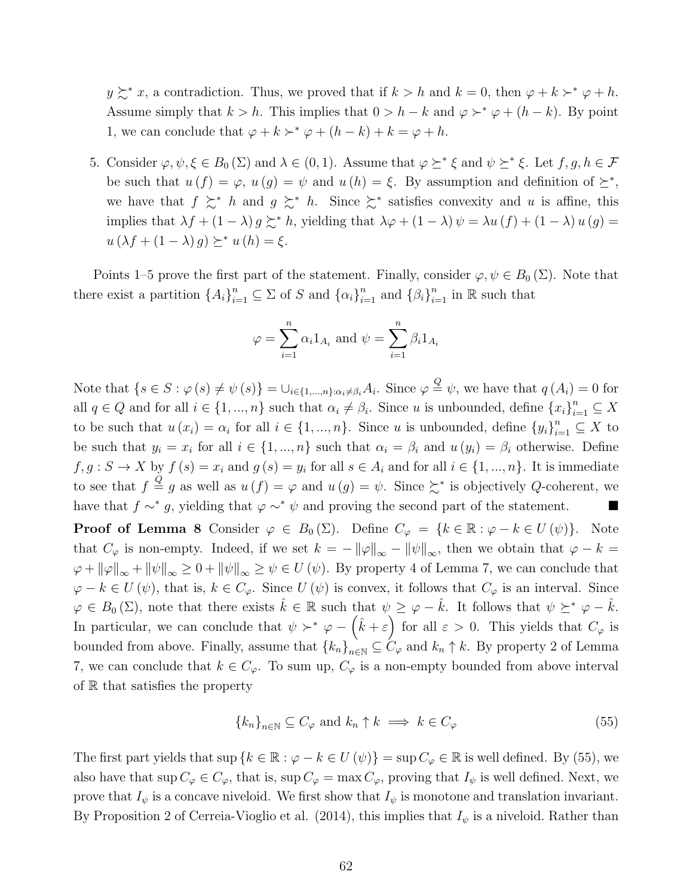$y \succsim^* x$, a contradiction. Thus, we proved that if $k > h$ and $k = 0$, then $\varphi + k \succ^* \varphi + h$. Assume simply that $k > h$. This implies that $0 > h - k$ and $\varphi \succ^* \varphi + (h - k)$. By point 1, we can conclude that $\varphi + k \succ^* \varphi + (h - k) + k = \varphi + h$.

5. Consider $\varphi, \psi, \xi \in B_0(\Sigma)$ and $\lambda \in (0, 1)$. Assume that $\varphi \succeq^* \xi$ and $\psi \succeq^* \xi$. Let $f, g, h \in \mathcal{F}$ be such that $u(f) = \varphi$, $u(g) = \psi$ and $u(h) = \xi$. By assumption and definition of $\succeq^*$, we have that $f \succsim^* h$ and $g \succsim^* h$. Since $\succsim^*$ satisfies convexity and $u$ is affine, this implies that $\lambda f + (1 - \lambda) g \succsim^* h$, yielding that $\lambda\varphi + (1 - \lambda)\psi = \lambda u(f) + (1 - \lambda) u(g) = u(\lambda f + (1 - \lambda) g) \succeq^* u(h) = \xi$.

Points 1–5 prove the first part of the statement. Finally, consider $\varphi, \psi \in B_0(\Sigma)$. Note that there exist a partition $\{A_i\}_{i=1}^n \subseteq \Sigma$ of $S$ and $\{\alpha_i\}_{i=1}^n$ and $\{\beta_i\}_{i=1}^n$ in $\mathbb{R}$ such that

$$\varphi = \sum_{i=1}^{n} \alpha_i 1_{A_i} \text{ and } \psi = \sum_{i=1}^{n} \beta_i 1_{A_i}$$

Note that $\{s \in S : \varphi(s) \neq \psi(s)\} = \cup_{i \in \{1,...,n\}: \alpha_i \neq \beta_i} A_i$. Since $\varphi \overset{Q}{=} \psi$, we have that $q(A_i) = 0$ for all $q \in Q$ and for all $i \in \{1, ..., n\}$ such that $\alpha_i \neq \beta_i$. Since $u$ is unbounded, define $\{x_i\}_{i=1}^n \subseteq X$ to be such that $u(x_i) = \alpha_i$ for all $i \in \{1, ..., n\}$. Since $u$ is unbounded, define $\{y_i\}_{i=1}^n \subseteq X$ to be such that $y_i = x_i$ for all $i \in \{1, ..., n\}$ such that $\alpha_i = \beta_i$ and $u(y_i) = \beta_i$ otherwise. Define $f, g : S \to X$ by $f(s) = x_i$ and $g(s) = y_i$ for all $s \in A_i$ and for all $i \in \{1, ..., n\}$. It is immediate to see that $f \overset{Q}{=} g$ as well as $u(f) = \varphi$ and $u(g) = \psi$. Since $\succsim^*$ is objectively $Q$-coherent, we have that $f \sim^* g$, yielding that $\varphi \sim^* \psi$ and proving the second part of the statement. ■

**Proof of Lemma 8** Consider $\varphi \in B_0(\Sigma)$. Define $C_\varphi = \{k \in \mathbb{R} : \varphi - k \in U(\psi)\}$. Note that $C_\varphi$ is non-empty. Indeed, if we set $k = -\|\varphi\|_\infty - \|\psi\|_\infty$, then we obtain that $\varphi - k = \varphi + \|\varphi\|_\infty + \|\psi\|_\infty \geq 0 + \|\psi\|_\infty \geq \psi \in U(\psi)$. By property 4 of Lemma 7, we can conclude that $\varphi - k \in U(\psi)$, that is, $k \in C_\varphi$. Since $U(\psi)$ is convex, it follows that $C_\varphi$ is an interval. Since $\varphi \in B_0(\Sigma)$, note that there exists $\hat{k} \in \mathbb{R}$ such that $\psi \geq \varphi - \hat{k}$. It follows that $\psi \succeq^* \varphi - \hat{k}$. In particular, we can conclude that $\psi \succ^* \varphi - \left(\hat{k} + \varepsilon\right)$ for all $\varepsilon > 0$. This yields that $C_\varphi$ is bounded from above. Finally, assume that $\{k_n\}_{n \in \mathbb{N}} \subseteq C_\varphi$ and $k_n \uparrow k$. By property 2 of Lemma 7, we can conclude that $k \in C_\varphi$. To sum up, $C_\varphi$ is a non-empty bounded from above interval of $\mathbb{R}$ that satisfies the property

$$\{k_n\}_{n \in \mathbb{N}} \subseteq C_\varphi \text{ and } k_n \uparrow k \implies k \in C_\varphi \tag{55}$$

The first part yields that $\sup\{k \in \mathbb{R} : \varphi - k \in U(\psi)\} = \sup C_\varphi \in \mathbb{R}$ is well defined. By (55), we also have that $\sup C_\varphi \in C_\varphi$, that is, $\sup C_\varphi = \max C_\varphi$, proving that $I_\psi$ is well defined. Next, we prove that $I_\psi$ is a concave niveloid. We first show that $I_\psi$ is monotone and translation invariant. By Proposition 2 of Cerreia-Vioglio et al. (2014), this implies that $I_\psi$ is a niveloid. Rather than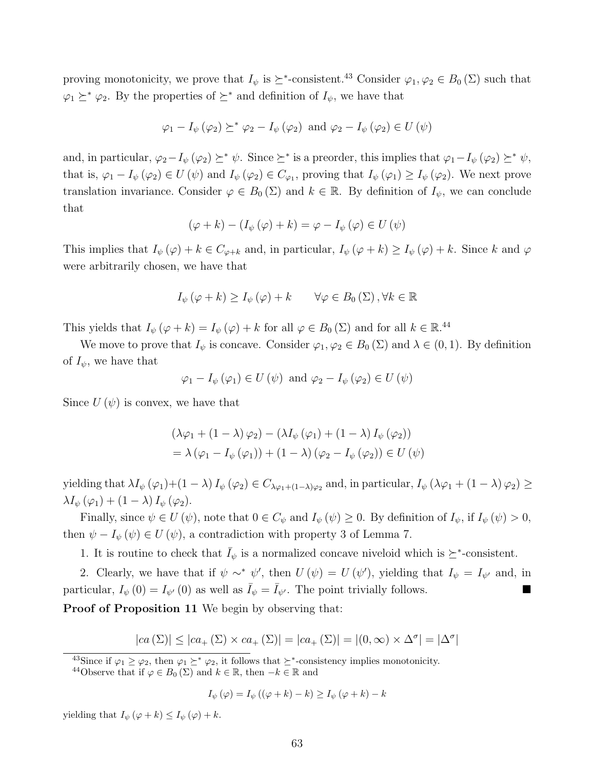proving monotonicity, we prove that $I_\psi$ is $\succeq^*$-consistent.[43] Consider $\varphi_1, \varphi_2 \in B_0(\Sigma)$ such that $\varphi_1 \succeq^* \varphi_2$. By the properties of $\succeq^*$ and definition of $I_\psi$, we have that

$$\varphi_1 - I_\psi(\varphi_2) \succeq^* \varphi_2 - I_\psi(\varphi_2) \text{ and } \varphi_2 - I_\psi(\varphi_2) \in U(\psi)$$

and, in particular, $\varphi_2 - I_\psi(\varphi_2) \succeq^* \psi$. Since $\succeq^*$ is a preorder, this implies that $\varphi_1 - I_\psi(\varphi_2) \succeq^* \psi$, that is, $\varphi_1 - I_\psi(\varphi_2) \in U(\psi)$ and $I_\psi(\varphi_2) \in C_{\varphi_1}$, proving that $I_\psi(\varphi_1) \geq I_\psi(\varphi_2)$. We next prove translation invariance. Consider $\varphi \in B_0(\Sigma)$ and $k \in \mathbb{R}$. By definition of $I_\psi$, we can conclude that

$$(\varphi + k) - (I_\psi(\varphi) + k) = \varphi - I_\psi(\varphi) \in U(\psi)$$

This implies that $I_\psi(\varphi) + k \in C_{\varphi+k}$ and, in particular, $I_\psi(\varphi + k) \geq I_\psi(\varphi) + k$. Since $k$ and $\varphi$ were arbitrarily chosen, we have that

$$I_\psi(\varphi + k) \geq I_\psi(\varphi) + k \qquad \forall \varphi \in B_0(\Sigma), \forall k \in \mathbb{R}$$

This yields that $I_\psi(\varphi + k) = I_\psi(\varphi) + k$ for all $\varphi \in B_0(\Sigma)$ and for all $k \in \mathbb{R}$.[44]

We move to prove that $I_\psi$ is concave. Consider $\varphi_1, \varphi_2 \in B_0(\Sigma)$ and $\lambda \in (0,1)$. By definition of $I_\psi$, we have that

$$\varphi_1 - I_\psi(\varphi_1) \in U(\psi) \text{ and } \varphi_2 - I_\psi(\varphi_2) \in U(\psi)$$

Since $U(\psi)$ is convex, we have that

$$\begin{aligned}
&(\lambda\varphi_1 + (1-\lambda)\varphi_2) - (\lambda I_\psi(\varphi_1) + (1-\lambda) I_\psi(\varphi_2)) \\
&= \lambda(\varphi_1 - I_\psi(\varphi_1)) + (1-\lambda)(\varphi_2 - I_\psi(\varphi_2)) \in U(\psi)
\end{aligned}$$

yielding that $\lambda I_\psi(\varphi_1) + (1-\lambda) I_\psi(\varphi_2) \in C_{\lambda\varphi_1 + (1-\lambda)\varphi_2}$ and, in particular, $I_\psi(\lambda\varphi_1 + (1-\lambda)\varphi_2) \geq \lambda I_\psi(\varphi_1) + (1-\lambda) I_\psi(\varphi_2)$.

Finally, since $\psi \in U(\psi)$, note that $0 \in C_\psi$ and $I_\psi(\psi) \geq 0$. By definition of $I_\psi$, if $I_\psi(\psi) > 0$, then $\psi - I_\psi(\psi) \in U(\psi)$, a contradiction with property 3 of Lemma 7.

1. It is routine to check that $\bar{I}_\psi$ is a normalized concave niveloid which is $\succeq^*$-consistent.

2. Clearly, we have that if $\psi \sim^* \psi'$, then $U(\psi) = U(\psi')$, yielding that $I_\psi = I_{\psi'}$ and, in particular, $I_\psi(0) = I_{\psi'}(0)$ as well as $\bar{I}_\psi = \bar{I}_{\psi'}$. The point trivially follows. ■

**Proof of Proposition 11** We begin by observing that:

$$|ca(\Sigma)| \leq |ca_+(\Sigma) \times ca_+(\Sigma)| = |ca_+(\Sigma)| = |(0,\infty) \times \Delta^\sigma| = |\Delta^\sigma|$$

[43] Since if $\varphi_1 \geq \varphi_2$, then $\varphi_1 \succeq^* \varphi_2$, it follows that $\succeq^*$-consistency implies monotonicity.

[44] Observe that if $\varphi \in B_0(\Sigma)$ and $k \in \mathbb{R}$, then $-k \in \mathbb{R}$ and

$$I_\psi(\varphi) = I_\psi((\varphi + k) - k) \geq I_\psi(\varphi + k) - k$$

yielding that $I_\psi(\varphi + k) \leq I_\psi(\varphi) + k$.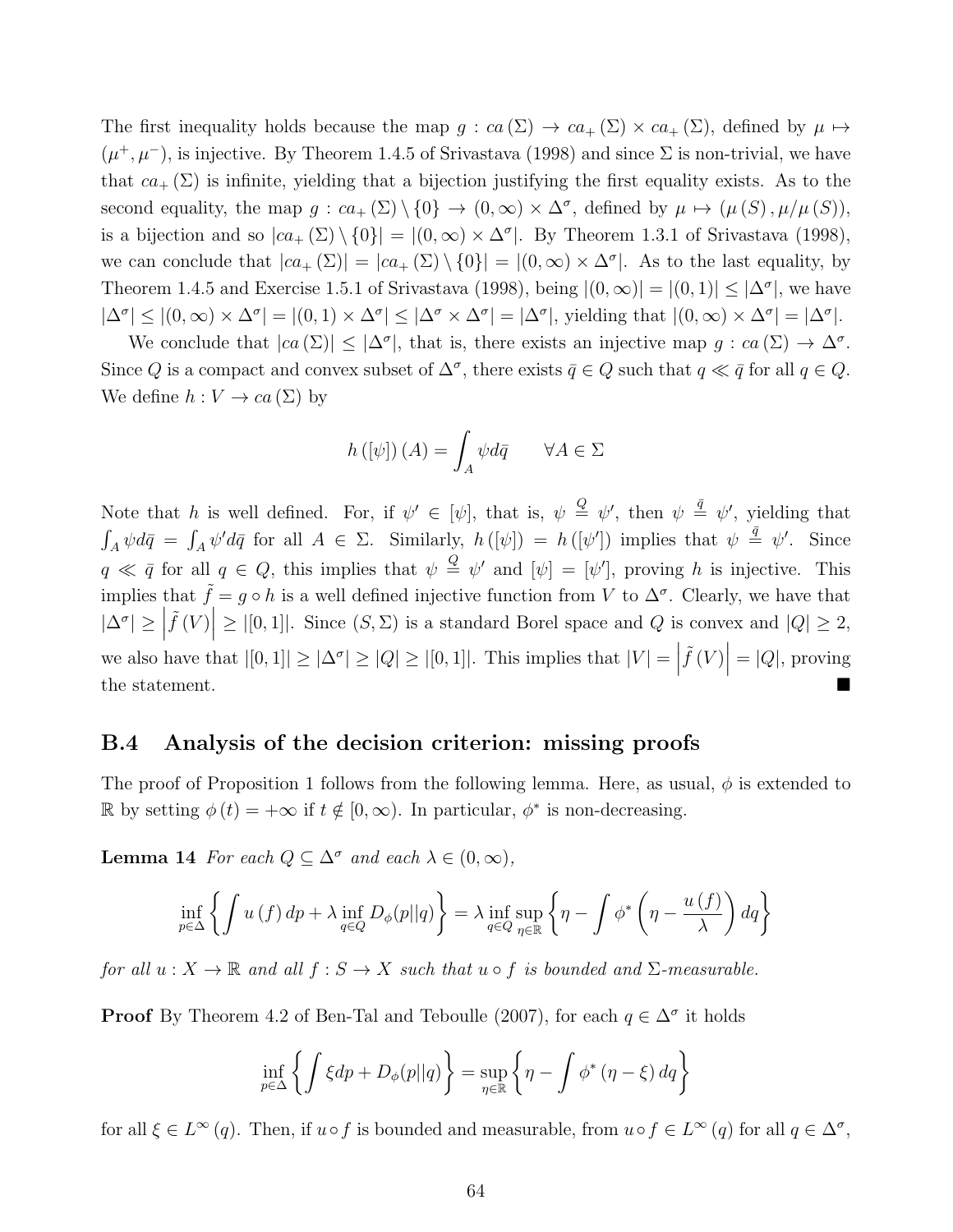The first inequality holds because the map $g : ca(\Sigma) \to ca_+(\Sigma) \times ca_+(\Sigma)$, defined by $\mu \mapsto (\mu^+, \mu^-)$, is injective. By Theorem 1.4.5 of Srivastava (1998) and since $\Sigma$ is non-trivial, we have that $ca_+(\Sigma)$ is infinite, yielding that a bijection justifying the first equality exists. As to the second equality, the map $g : ca_+(\Sigma) \setminus \{0\} \to (0, \infty) \times \Delta^\sigma$, defined by $\mu \mapsto (\mu(S), \mu/\mu(S))$, is a bijection and so $|ca_+(\Sigma) \setminus \{0\}| = |(0, \infty) \times \Delta^\sigma|$. By Theorem 1.3.1 of Srivastava (1998), we can conclude that $|ca_+(\Sigma)| = |ca_+(\Sigma) \setminus \{0\}| = |(0, \infty) \times \Delta^\sigma|$. As to the last equality, by Theorem 1.4.5 and Exercise 1.5.1 of Srivastava (1998), being $|(0, \infty)| = |(0, 1)| \leq |\Delta^\sigma|$, we have $|\Delta^\sigma| \leq |(0, \infty) \times \Delta^\sigma| = |(0, 1) \times \Delta^\sigma| \leq |\Delta^\sigma \times \Delta^\sigma| = |\Delta^\sigma|$, yielding that $|(0, \infty) \times \Delta^\sigma| = |\Delta^\sigma|$.

We conclude that $|ca(\Sigma)| \leq |\Delta^\sigma|$, that is, there exists an injective map $g : ca(\Sigma) \to \Delta^\sigma$. Since $Q$ is a compact and convex subset of $\Delta^\sigma$, there exists $\bar{q} \in Q$ such that $q \ll \bar{q}$ for all $q \in Q$. We define $h : V \to ca(\Sigma)$ by

$$h([\psi])(A) = \int_A \psi d\bar{q} \qquad \forall A \in \Sigma$$

Note that $h$ is well defined. For, if $\psi' \in [\psi]$, that is, $\psi \overset{Q}{=} \psi'$, then $\psi \overset{\bar{q}}{=} \psi'$, yielding that $\int_A \psi d\bar{q} = \int_A \psi' d\bar{q}$ for all $A \in \Sigma$. Similarly, $h([\psi]) = h([\psi'])$ implies that $\psi \overset{\bar{q}}{=} \psi'$. Since $q \ll \bar{q}$ for all $q \in Q$, this implies that $\psi \overset{Q}{=} \psi'$ and $[\psi] = [\psi']$, proving $h$ is injective. This implies that $\tilde{f} = g \circ h$ is a well defined injective function from $V$ to $\Delta^\sigma$. Clearly, we have that $|\Delta^\sigma| \geq \left|\tilde{f}(V)\right| \geq |[0, 1]|$. Since $(S, \Sigma)$ is a standard Borel space and $Q$ is convex and $|Q| \geq 2$, we also have that $|[0, 1]| \geq |\Delta^\sigma| \geq |Q| \geq |[0, 1]|$. This implies that $|V| = \left|\tilde{f}(V)\right| = |Q|$, proving the statement. ■

## B.4 Analysis of the decision criterion: missing proofs

The proof of Proposition 1 follows from the following lemma. Here, as usual, $\phi$ is extended to $\mathbb{R}$ by setting $\phi(t) = +\infty$ if $t \notin [0, \infty)$. In particular, $\phi^*$ is non-decreasing.

**Lemma 14** *For each $Q \subseteq \Delta^\sigma$ and each $\lambda \in (0, \infty)$,*

$$\inf_{p \in \Delta} \left\{ \int u(f) \, dp + \lambda \inf_{q \in Q} D_\phi(p||q) \right\} = \lambda \inf_{q \in Q} \sup_{\eta \in \mathbb{R}} \left\{ \eta - \int \phi^* \left( \eta - \frac{u(f)}{\lambda} \right) dq \right\}$$

*for all $u : X \to \mathbb{R}$ and all $f : S \to X$ such that $u \circ f$ is bounded and $\Sigma$-measurable.*

**Proof** By Theorem 4.2 of Ben-Tal and Teboulle (2007), for each $q \in \Delta^\sigma$ it holds

$$\inf_{p \in \Delta} \left\{ \int \xi dp + D_\phi(p||q) \right\} = \sup_{\eta \in \mathbb{R}} \left\{ \eta - \int \phi^*(\eta - \xi) \, dq \right\}$$

for all $\xi \in L^\infty(q)$. Then, if $u \circ f$ is bounded and measurable, from $u \circ f \in L^\infty(q)$ for all $q \in \Delta^\sigma$,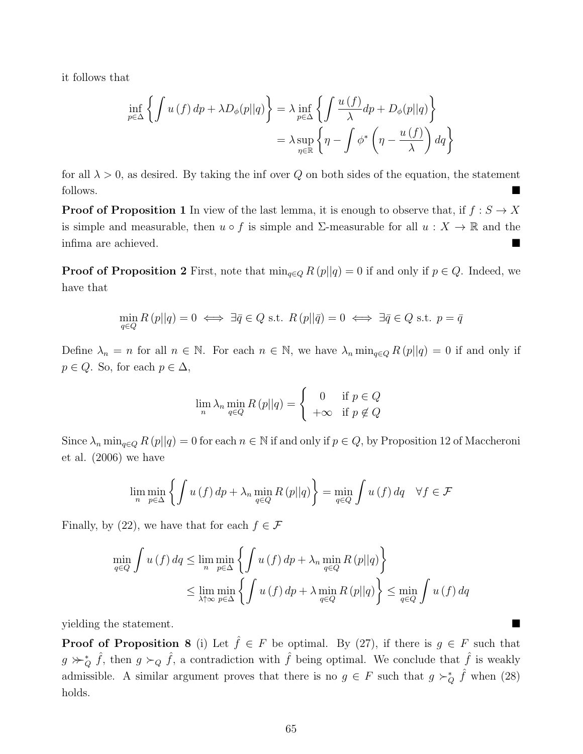it follows that

$$
\begin{aligned}
\inf_{p\in\Delta}\left\{\int u(f)\,dp+\lambda D_\phi(p||q)\right\} &= \lambda \inf_{p\in\Delta}\left\{\int \frac{u(f)}{\lambda}dp+D_\phi(p||q)\right\}\\
&= \lambda \sup_{\eta\in\mathbb{R}}\left\{\eta-\int \phi^*\left(\eta-\frac{u(f)}{\lambda}\right)dq\right\}
\end{aligned}
$$

for all $\lambda>0$, as desired. By taking the inf over $Q$ on both sides of the equation, the statement follows. ■

**Proof of Proposition 1** In view of the last lemma, it is enough to observe that, if $f:S\to X$ is simple and measurable, then $u\circ f$ is simple and $\Sigma$-measurable for all $u:X\to\mathbb{R}$ and the infima are achieved. ■

**Proof of Proposition 2** First, note that $\min_{q\in Q} R(p||q)=0$ if and only if $p\in Q$. Indeed, we have that

$$
\min_{q\in Q} R(p||q)=0 \iff \exists \bar{q}\in Q \text{ s.t. } R(p||\bar{q})=0 \iff \exists \bar{q}\in Q \text{ s.t. } p=\bar{q}
$$

Define $\lambda_n=n$ for all $n\in\mathbb{N}$. For each $n\in\mathbb{N}$, we have $\lambda_n\min_{q\in Q}R(p||q)=0$ if and only if $p\in Q$. So, for each $p\in\Delta$,

$$
\lim_n \lambda_n \min_{q\in Q} R(p||q)=\begin{cases} 0 & \text{if } p\in Q\\ +\infty & \text{if } p\notin Q\end{cases}
$$

Since $\lambda_n\min_{q\in Q}R(p||q)=0$ for each $n\in\mathbb{N}$ if and only if $p\in Q$, by Proposition 12 of Maccheroni et al. (2006) we have

$$
\lim_n \min_{p\in\Delta}\left\{\int u(f)\,dp+\lambda_n\min_{q\in Q}R(p||q)\right\}=\min_{q\in Q}\int u(f)\,dq \quad \forall f\in\mathcal{F}
$$

Finally, by (22), we have that for each $f\in\mathcal{F}$

$$
\begin{aligned}
\min_{q\in Q}\int u(f)\,dq &\le \lim_n \min_{p\in\Delta}\left\{\int u(f)\,dp+\lambda_n\min_{q\in Q}R(p||q)\right\}\\
&\le \lim_{\lambda\uparrow\infty}\min_{p\in\Delta}\left\{\int u(f)\,dp+\lambda\min_{q\in Q}R(p||q)\right\}\le \min_{q\in Q}\int u(f)\,dq
\end{aligned}
$$

yielding the statement. ■

**Proof of Proposition 8** (i) Let $\hat{f}\in F$ be optimal. By (27), if there is $g\in F$ such that $g \succcurlyeq\!\!\!\succ_Q^* \hat{f}$, then $g\succ_Q \hat{f}$, a contradiction with $\hat{f}$ being optimal. We conclude that $\hat{f}$ is weakly admissible. A similar argument proves that there is no $g\in F$ such that $g\succ_Q^*\hat{f}$ when (28) holds.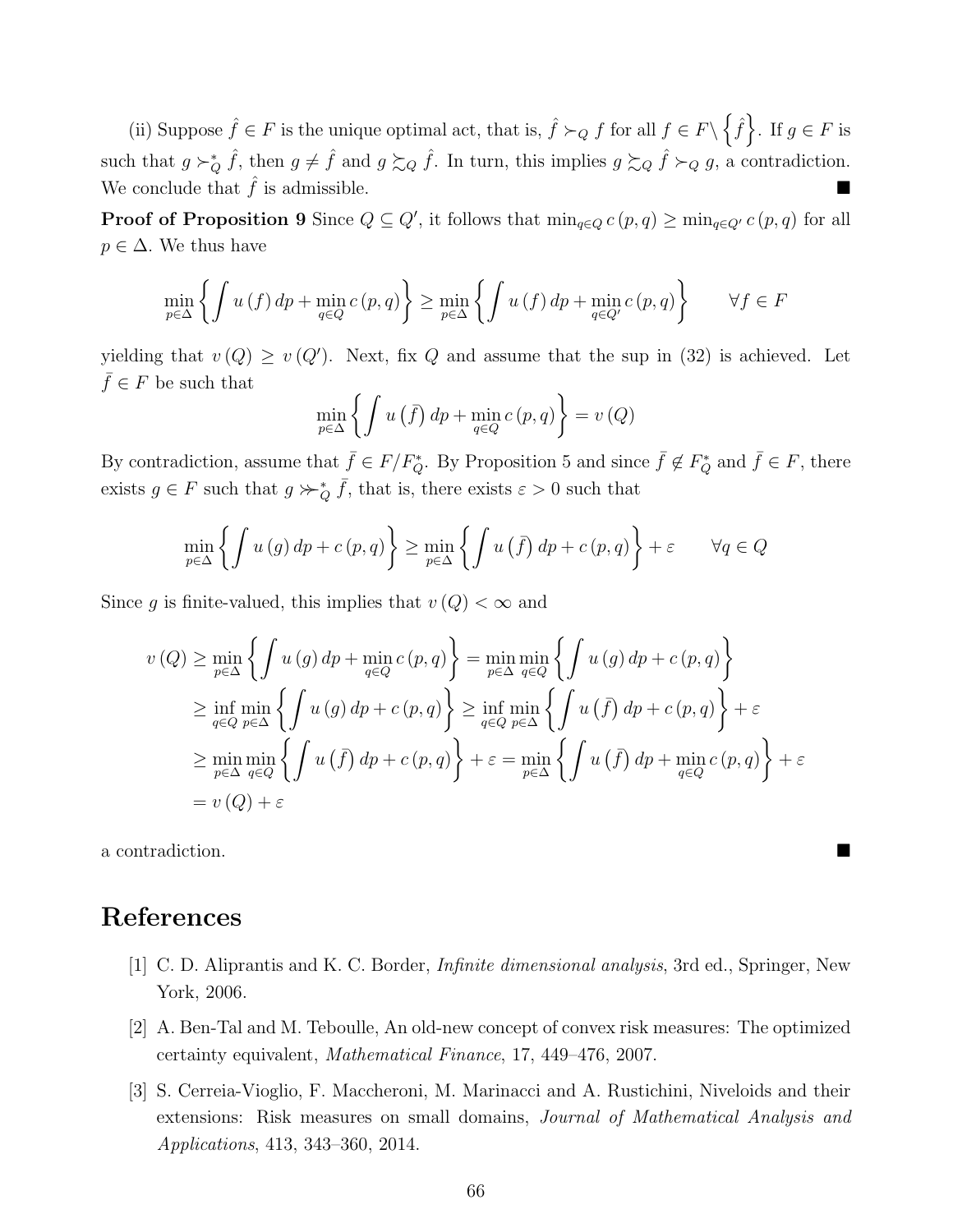(ii) Suppose $\hat{f} \in F$ is the unique optimal act, that is, $\hat{f} \succ_Q f$ for all $f \in F \setminus \left\{\hat{f}\right\}$. If $g \in F$ is such that $g \succ_Q^* \hat{f}$, then $g \neq \hat{f}$ and $g \succsim_Q \hat{f}$. In turn, this implies $g \succsim_Q \hat{f} \succ_Q g$, a contradiction. We conclude that $\hat{f}$ is admissible. ■

**Proof of Proposition 9** Since $Q \subseteq Q'$, it follows that $\min_{q \in Q} c(p,q) \geq \min_{q \in Q'} c(p,q)$ for all $p \in \Delta$. We thus have

$$\min_{p \in \Delta} \left\{ \int u(f)\, dp + \min_{q \in Q} c(p,q) \right\} \geq \min_{p \in \Delta} \left\{ \int u(f)\, dp + \min_{q \in Q'} c(p,q) \right\} \qquad \forall f \in F$$

yielding that $v(Q) \geq v(Q')$. Next, fix $Q$ and assume that the sup in (32) is achieved. Let $\bar{f} \in F$ be such that

$$\min_{p \in \Delta} \left\{ \int u\left(\bar{f}\right) dp + \min_{q \in Q} c(p,q) \right\} = v(Q)$$

By contradiction, assume that $\bar{f} \in F / F_Q^*$. By Proposition 5 and since $\bar{f} \notin F_Q^*$ and $\bar{f} \in F$, there exists $g \in F$ such that $g \ggcurly_Q^* \bar{f}$, that is, there exists $\varepsilon > 0$ such that

$$\min_{p \in \Delta} \left\{ \int u(g)\, dp + c(p,q) \right\} \geq \min_{p \in \Delta} \left\{ \int u\left(\bar{f}\right) dp + c(p,q) \right\} + \varepsilon \qquad \forall q \in Q$$

Since $g$ is finite-valued, this implies that $v(Q) < \infty$ and

$$\begin{aligned}
v(Q) &\geq \min_{p \in \Delta} \left\{ \int u(g)\, dp + \min_{q \in Q} c(p,q) \right\} = \min_{p \in \Delta} \min_{q \in Q} \left\{ \int u(g)\, dp + c(p,q) \right\} \\
&\geq \inf_{q \in Q} \min_{p \in \Delta} \left\{ \int u(g)\, dp + c(p,q) \right\} \geq \inf_{q \in Q} \min_{p \in \Delta} \left\{ \int u\left(\bar{f}\right) dp + c(p,q) \right\} + \varepsilon \\
&\geq \min_{p \in \Delta} \min_{q \in Q} \left\{ \int u\left(\bar{f}\right) dp + c(p,q) \right\} + \varepsilon = \min_{p \in \Delta} \left\{ \int u\left(\bar{f}\right) dp + \min_{q \in Q} c(p,q) \right\} + \varepsilon \\
&= v(Q) + \varepsilon
\end{aligned}$$

a contradiction. ■

# References

[1] C. D. Aliprantis and K. C. Border, *Infinite dimensional analysis*, 3rd ed., Springer, New York, 2006.

[2] A. Ben-Tal and M. Teboulle, An old-new concept of convex risk measures: The optimized certainty equivalent, *Mathematical Finance*, 17, 449–476, 2007.

[3] S. Cerreia-Vioglio, F. Maccheroni, M. Marinacci and A. Rustichini, Niveloids and their extensions: Risk measures on small domains, *Journal of Mathematical Analysis and Applications*, 413, 343–360, 2014.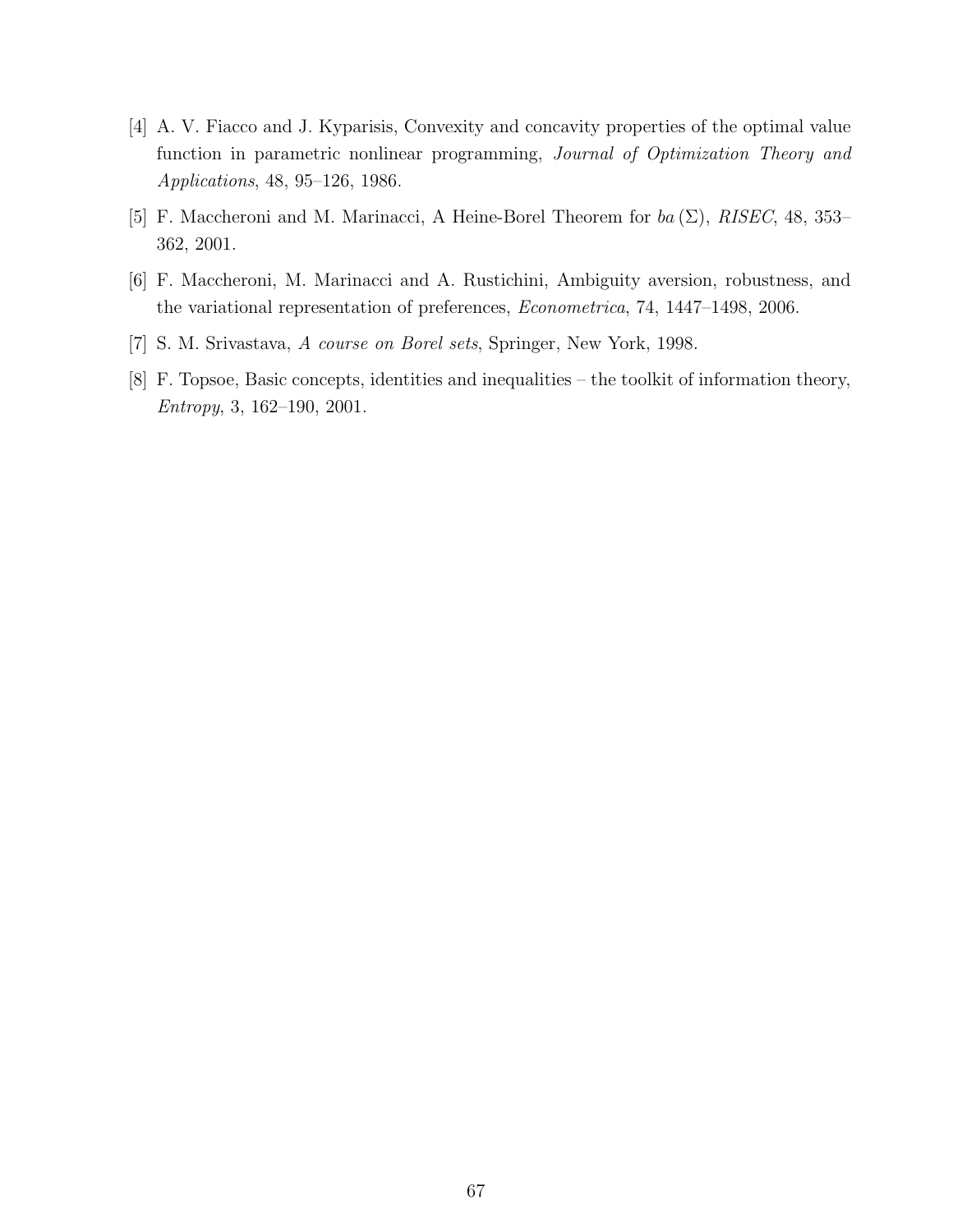[4] A. V. Fiacco and J. Kyparisis, Convexity and concavity properties of the optimal value function in parametric nonlinear programming, *Journal of Optimization Theory and Applications*, 48, 95–126, 1986.

[5] F. Maccheroni and M. Marinacci, A Heine-Borel Theorem for $ba(\Sigma)$, *RISEC*, 48, 353–362, 2001.

[6] F. Maccheroni, M. Marinacci and A. Rustichini, Ambiguity aversion, robustness, and the variational representation of preferences, *Econometrica*, 74, 1447–1498, 2006.

[7] S. M. Srivastava, *A course on Borel sets*, Springer, New York, 1998.

[8] F. Topsoe, Basic concepts, identities and inequalities – the toolkit of information theory, *Entropy*, 3, 162–190, 2001.